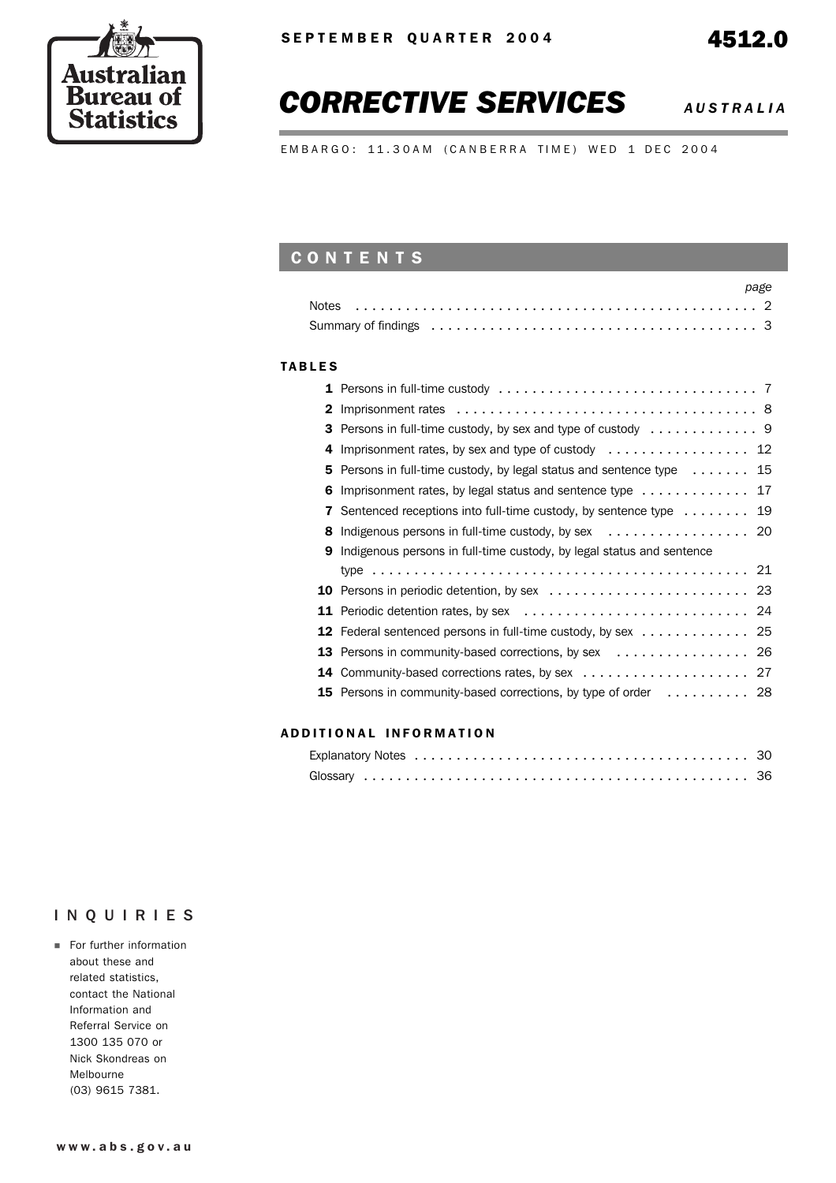Australian Bureau of Statistics

SEPTEMBER QUARTER 2004

4512.0

# CORRECTIVE SERVICES

*AUSTRALIA*

EMBARGO: 11.30AM (CANBERRA TIME) WED 1 DEC 2004

## CONTENTS

| | page |
|---|---|
| Notes | 2 |
| Summary of findings | 3 |

### TABLES

| | | page |
|---|---|---|
| **1** | Persons in full-time custody | 7 |
| **2** | Imprisonment rates | 8 |
| **3** | Persons in full-time custody, by sex and type of custody | 9 |
| **4** | Imprisonment rates, by sex and type of custody | 12 |
| **5** | Persons in full-time custody, by legal status and sentence type | 15 |
| **6** | Imprisonment rates, by legal status and sentence type | 17 |
| **7** | Sentenced receptions into full-time custody, by sentence type | 19 |
| **8** | Indigenous persons in full-time custody, by sex | 20 |
| **9** | Indigenous persons in full-time custody, by legal status and sentence type | 21 |
| **10** | Persons in periodic detention, by sex | 23 |
| **11** | Periodic detention rates, by sex | 24 |
| **12** | Federal sentenced persons in full-time custody, by sex | 25 |
| **13** | Persons in community-based corrections, by sex | 26 |
| **14** | Community-based corrections rates, by sex | 27 |
| **15** | Persons in community-based corrections, by type of order | 28 |

### ADDITIONAL INFORMATION

| | page |
|---|---|
| Explanatory Notes | 30 |
| Glossary | 36 |

## INQUIRIES

- For further information about these and related statistics, contact the National Information and Referral Service on 1300 135 070 or Nick Skondreas on Melbourne (03) 9615 7381.

www.abs.gov.au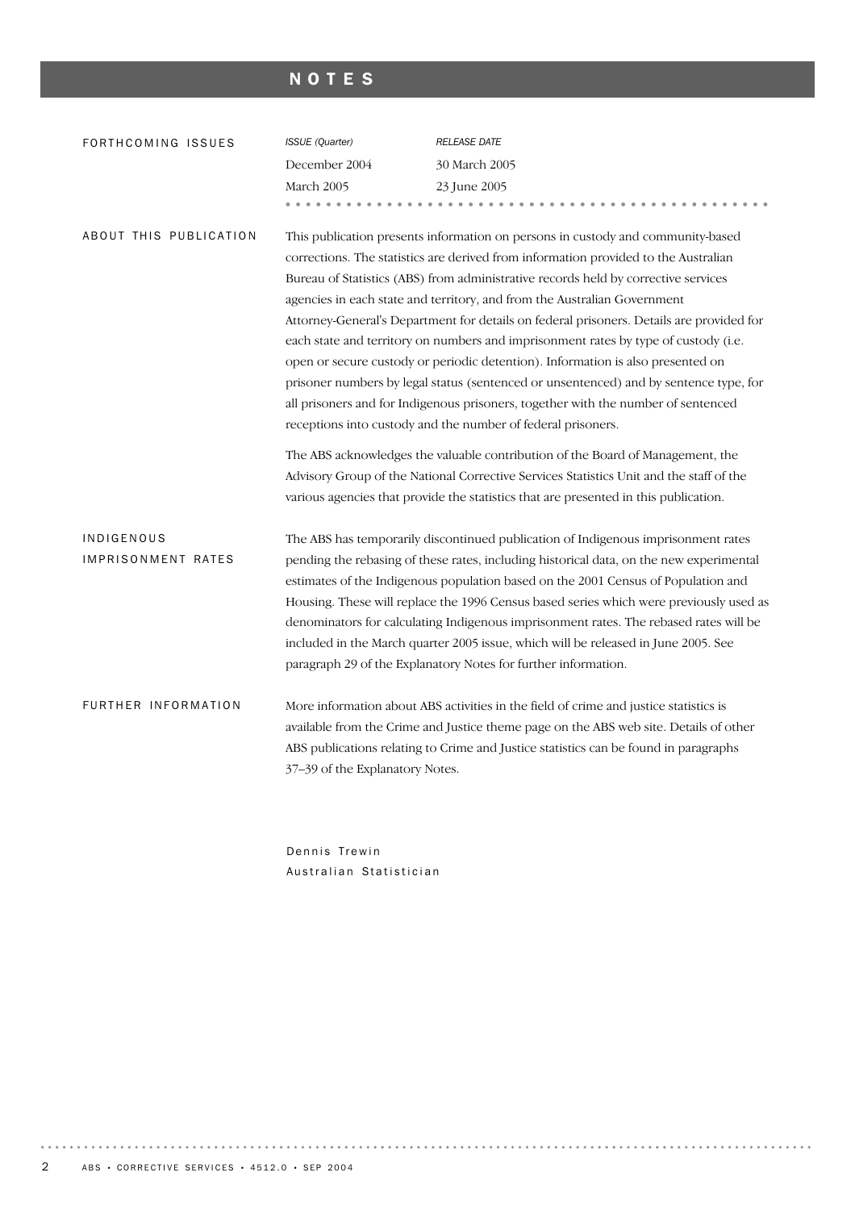# NOTES

## FORTHCOMING ISSUES

| *ISSUE (Quarter)* | *RELEASE DATE* |
| --- | --- |
| December 2004 | 30 March 2005 |
| March 2005 | 23 June 2005 |

## ABOUT THIS PUBLICATION

This publication presents information on persons in custody and community-based corrections. The statistics are derived from information provided to the Australian Bureau of Statistics (ABS) from administrative records held by corrective services agencies in each state and territory, and from the Australian Government Attorney-General's Department for details on federal prisoners. Details are provided for each state and territory on numbers and imprisonment rates by type of custody (i.e. open or secure custody or periodic detention). Information is also presented on prisoner numbers by legal status (sentenced or unsentenced) and by sentence type, for all prisoners and for Indigenous prisoners, together with the number of sentenced receptions into custody and the number of federal prisoners.

The ABS acknowledges the valuable contribution of the Board of Management, the Advisory Group of the National Corrective Services Statistics Unit and the staff of the various agencies that provide the statistics that are presented in this publication.

## INDIGENOUS IMPRISONMENT RATES

The ABS has temporarily discontinued publication of Indigenous imprisonment rates pending the rebasing of these rates, including historical data, on the new experimental estimates of the Indigenous population based on the 2001 Census of Population and Housing. These will replace the 1996 Census based series which were previously used as denominators for calculating Indigenous imprisonment rates. The rebased rates will be included in the March quarter 2005 issue, which will be released in June 2005. See paragraph 29 of the Explanatory Notes for further information.

## FURTHER INFORMATION

More information about ABS activities in the field of crime and justice statistics is available from the Crime and Justice theme page on the ABS web site. Details of other ABS publications relating to Crime and Justice statistics can be found in paragraphs 37–39 of the Explanatory Notes.

Dennis Trewin
Australian Statistician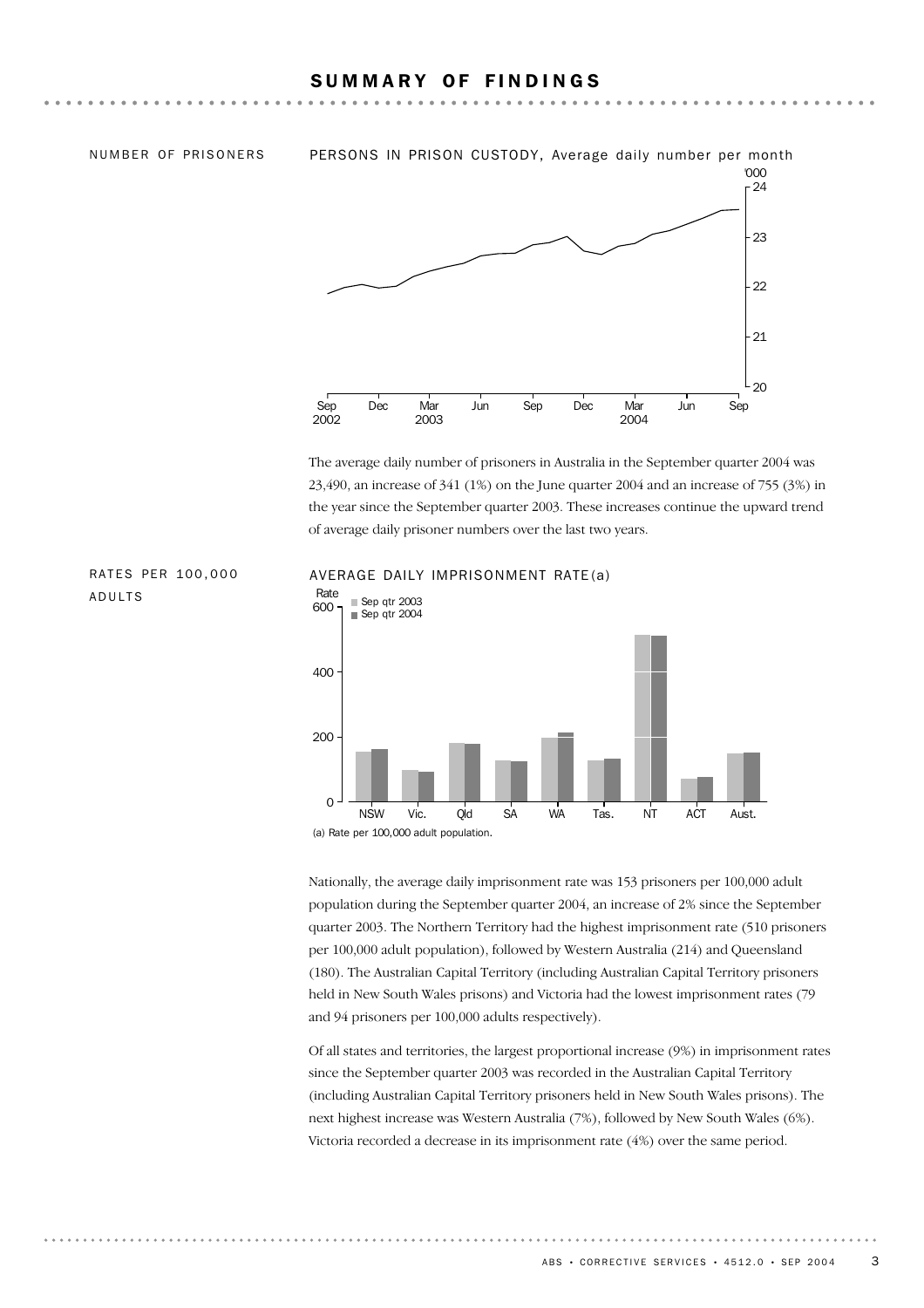# SUMMARY OF FINDINGS

## NUMBER OF PRISONERS

PERSONS IN PRISON CUSTODY, Average daily number per month

The average daily number of prisoners in Australia in the September quarter 2004 was 23,490, an increase of 341 (1%) on the June quarter 2004 and an increase of 755 (3%) in the year since the September quarter 2003. These increases continue the upward trend of average daily prisoner numbers over the last two years.

## RATES PER 100,000 ADULTS

AVERAGE DAILY IMPRISONMENT RATE(a)

(a) Rate per 100,000 adult population.

Nationally, the average daily imprisonment rate was 153 prisoners per 100,000 adult population during the September quarter 2004, an increase of 2% since the September quarter 2003. The Northern Territory had the highest imprisonment rate (510 prisoners per 100,000 adult population), followed by Western Australia (214) and Queensland (180). The Australian Capital Territory (including Australian Capital Territory prisoners held in New South Wales prisons) and Victoria had the lowest imprisonment rates (79 and 94 prisoners per 100,000 adults respectively).

Of all states and territories, the largest proportional increase (9%) in imprisonment rates since the September quarter 2003 was recorded in the Australian Capital Territory (including Australian Capital Territory prisoners held in New South Wales prisons). The next highest increase was Western Australia (7%), followed by New South Wales (6%). Victoria recorded a decrease in its imprisonment rate (4%) over the same period.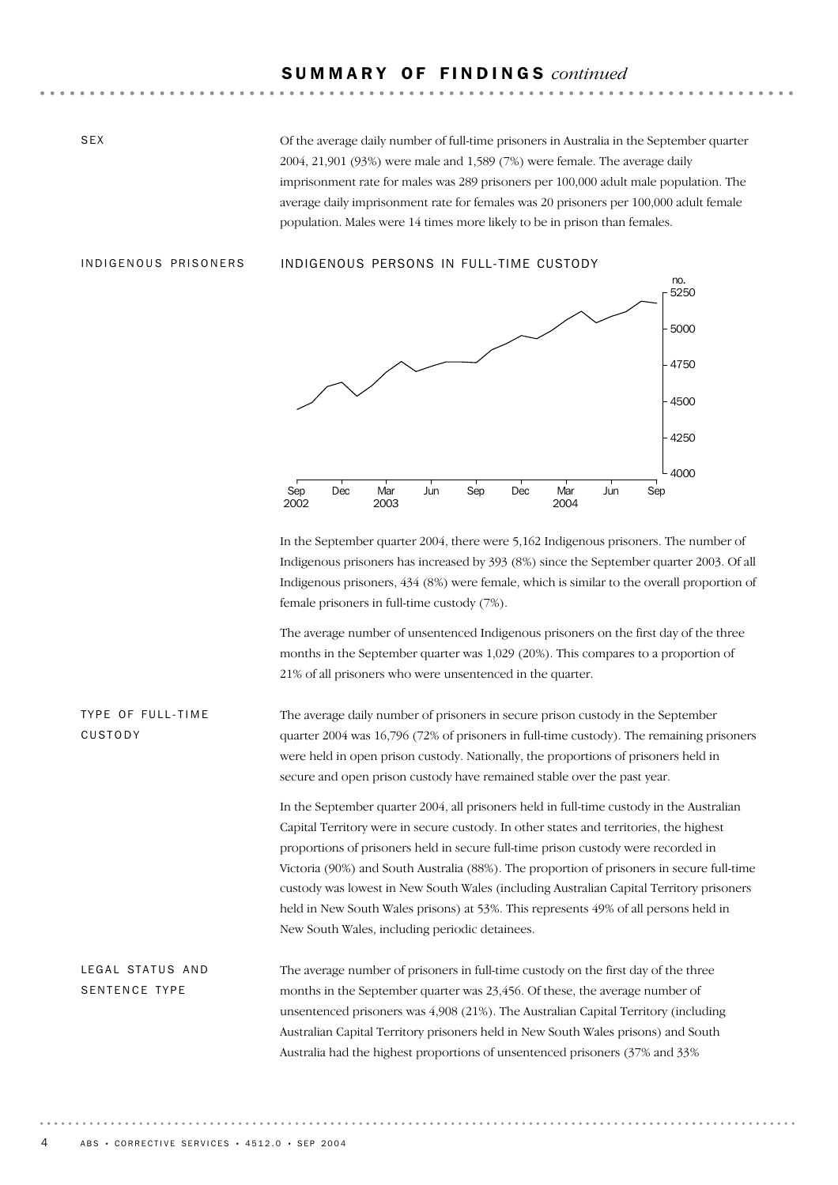## SUMMARY OF FINDINGS *continued*

### SEX

Of the average daily number of full-time prisoners in Australia in the September quarter 2004, 21,901 (93%) were male and 1,589 (7%) were female. The average daily imprisonment rate for males was 289 prisoners per 100,000 adult male population. The average daily imprisonment rate for females was 20 prisoners per 100,000 adult female population. Males were 14 times more likely to be in prison than females.

### INDIGENOUS PRISONERS

INDIGENOUS PERSONS IN FULL-TIME CUSTODY

In the September quarter 2004, there were 5,162 Indigenous prisoners. The number of Indigenous prisoners has increased by 393 (8%) since the September quarter 2003. Of all Indigenous prisoners, 434 (8%) were female, which is similar to the overall proportion of female prisoners in full-time custody (7%).

The average number of unsentenced Indigenous prisoners on the first day of the three months in the September quarter was 1,029 (20%). This compares to a proportion of 21% of all prisoners who were unsentenced in the quarter.

### TYPE OF FULL-TIME CUSTODY

The average daily number of prisoners in secure prison custody in the September quarter 2004 was 16,796 (72% of prisoners in full-time custody). The remaining prisoners were held in open prison custody. Nationally, the proportions of prisoners held in secure and open prison custody have remained stable over the past year.

In the September quarter 2004, all prisoners held in full-time custody in the Australian Capital Territory were in secure custody. In other states and territories, the highest proportions of prisoners held in secure full-time prison custody were recorded in Victoria (90%) and South Australia (88%). The proportion of prisoners in secure full-time custody was lowest in New South Wales (including Australian Capital Territory prisoners held in New South Wales prisons) at 53%. This represents 49% of all persons held in New South Wales, including periodic detainees.

### LEGAL STATUS AND SENTENCE TYPE

The average number of prisoners in full-time custody on the first day of the three months in the September quarter was 23,456. Of these, the average number of unsentenced prisoners was 4,908 (21%). The Australian Capital Territory (including Australian Capital Territory prisoners held in New South Wales prisons) and South Australia had the highest proportions of unsentenced prisoners (37% and 33%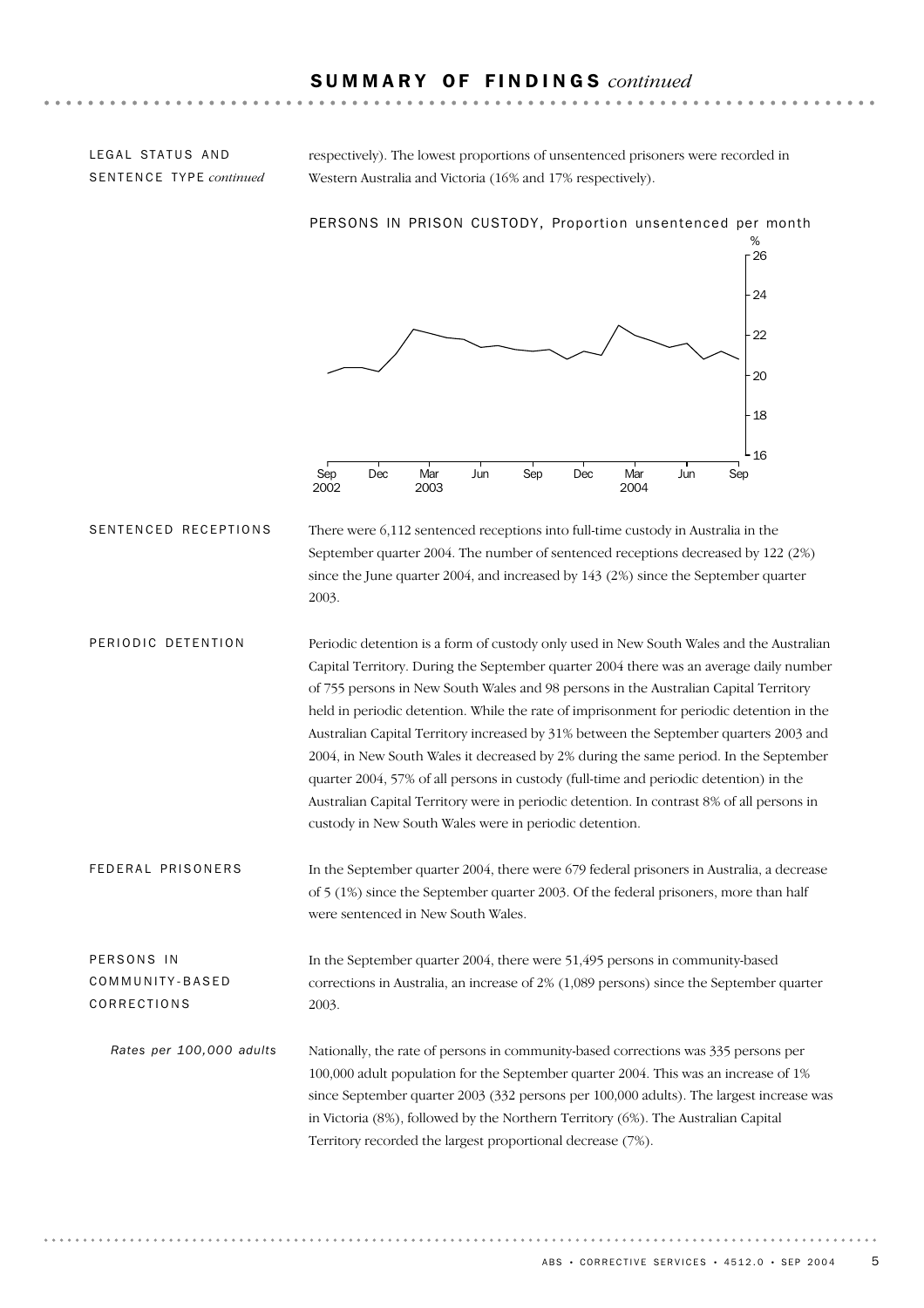## SUMMARY OF FINDINGS *continued*

LEGAL STATUS AND SENTENCE TYPE *continued*

respectively). The lowest proportions of unsentenced prisoners were recorded in Western Australia and Victoria (16% and 17% respectively).

PERSONS IN PRISON CUSTODY, Proportion unsentenced per month

### SENTENCED RECEPTIONS

There were 6,112 sentenced receptions into full-time custody in Australia in the September quarter 2004. The number of sentenced receptions decreased by 122 (2%) since the June quarter 2004, and increased by 143 (2%) since the September quarter 2003.

### PERIODIC DETENTION

Periodic detention is a form of custody only used in New South Wales and the Australian Capital Territory. During the September quarter 2004 there was an average daily number of 755 persons in New South Wales and 98 persons in the Australian Capital Territory held in periodic detention. While the rate of imprisonment for periodic detention in the Australian Capital Territory increased by 31% between the September quarters 2003 and 2004, in New South Wales it decreased by 2% during the same period. In the September quarter 2004, 57% of all persons in custody (full-time and periodic detention) in the Australian Capital Territory were in periodic detention. In contrast 8% of all persons in custody in New South Wales were in periodic detention.

### FEDERAL PRISONERS

In the September quarter 2004, there were 679 federal prisoners in Australia, a decrease of 5 (1%) since the September quarter 2003. Of the federal prisoners, more than half were sentenced in New South Wales.

### PERSONS IN COMMUNITY-BASED CORRECTIONS

In the September quarter 2004, there were 51,495 persons in community-based corrections in Australia, an increase of 2% (1,089 persons) since the September quarter 2003.

*Rates per 100,000 adults*

Nationally, the rate of persons in community-based corrections was 335 persons per 100,000 adult population for the September quarter 2004. This was an increase of 1% since September quarter 2003 (332 persons per 100,000 adults). The largest increase was in Victoria (8%), followed by the Northern Territory (6%). The Australian Capital Territory recorded the largest proportional decrease (7%).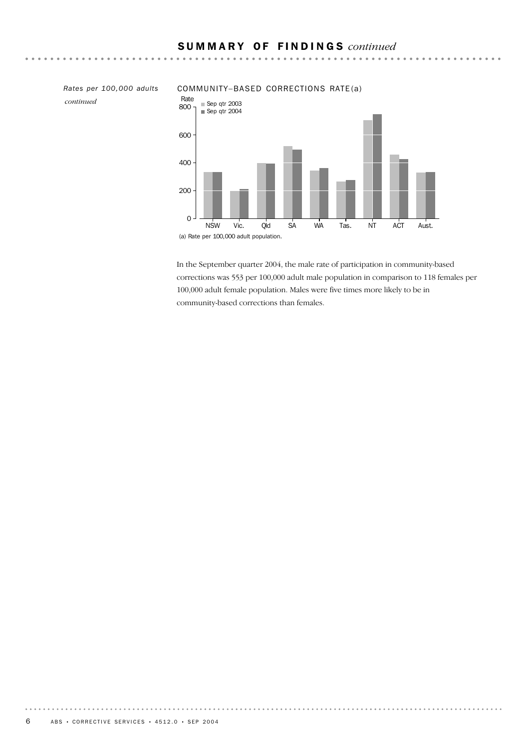## SUMMARY OF FINDINGS *continued*

*Rates per 100,000 adults continued*

COMMUNITY–BASED CORRECTIONS RATE(a)

(a) Rate per 100,000 adult population.

In the September quarter 2004, the male rate of participation in community-based corrections was 553 per 100,000 adult male population in comparison to 118 females per 100,000 adult female population. Males were five times more likely to be in community-based corrections than females.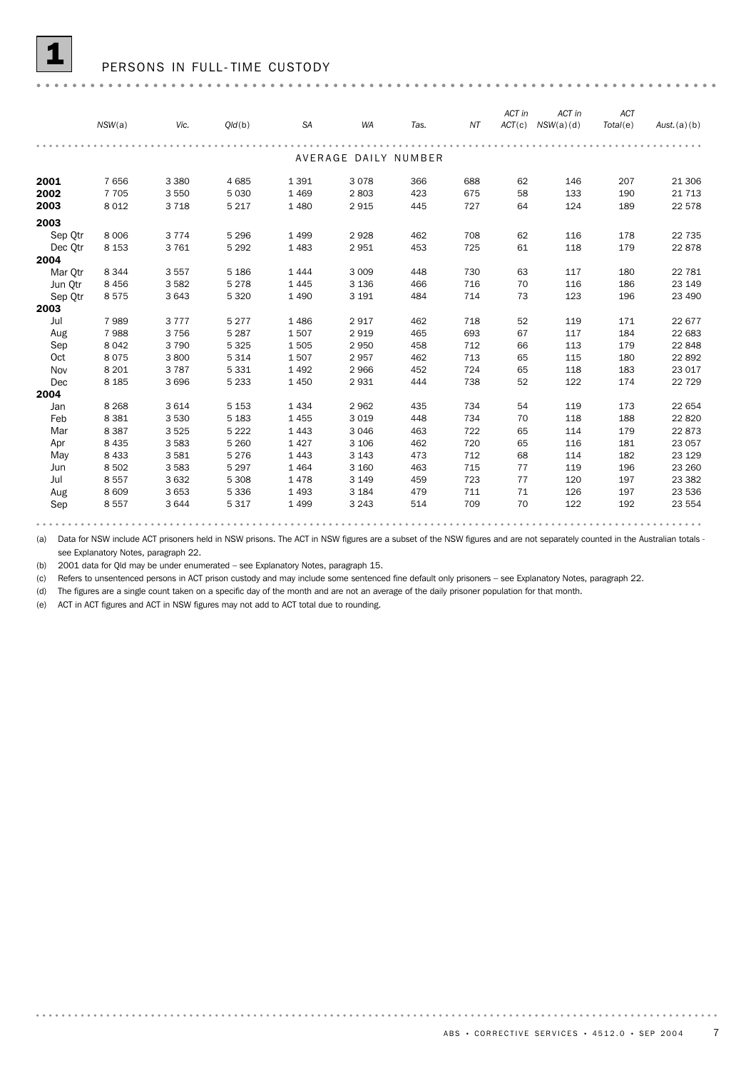# 1 PERSONS IN FULL-TIME CUSTODY

| | NSW(a) | Vic. | Qld(b) | SA | WA | Tas. | NT | ACT in ACT(c) | ACT in NSW(a)(d) | ACT Total(e) | Aust.(a)(b) |
|---|---|---|---|---|---|---|---|---|---|---|---|
| | | | | | AVERAGE DAILY NUMBER | | | | | | |
| **2001** | 7 656 | 3 380 | 4 685 | 1 391 | 3 078 | 366 | 688 | 62 | 146 | 207 | 21 306 |
| **2002** | 7 705 | 3 550 | 5 030 | 1 469 | 2 803 | 423 | 675 | 58 | 133 | 190 | 21 713 |
| **2003** | 8 012 | 3 718 | 5 217 | 1 480 | 2 915 | 445 | 727 | 64 | 124 | 189 | 22 578 |
| **2003** | | | | | | | | | | | |
| Sep Qtr | 8 006 | 3 774 | 5 296 | 1 499 | 2 928 | 462 | 708 | 62 | 116 | 178 | 22 735 |
| Dec Qtr | 8 153 | 3 761 | 5 292 | 1 483 | 2 951 | 453 | 725 | 61 | 118 | 179 | 22 878 |
| **2004** | | | | | | | | | | | |
| Mar Qtr | 8 344 | 3 557 | 5 186 | 1 444 | 3 009 | 448 | 730 | 63 | 117 | 180 | 22 781 |
| Jun Qtr | 8 456 | 3 582 | 5 278 | 1 445 | 3 136 | 466 | 716 | 70 | 116 | 186 | 23 149 |
| Sep Qtr | 8 575 | 3 643 | 5 320 | 1 490 | 3 191 | 484 | 714 | 73 | 123 | 196 | 23 490 |
| **2003** | | | | | | | | | | | |
| Jul | 7 989 | 3 777 | 5 277 | 1 486 | 2 917 | 462 | 718 | 52 | 119 | 171 | 22 677 |
| Aug | 7 988 | 3 756 | 5 287 | 1 507 | 2 919 | 465 | 693 | 67 | 117 | 184 | 22 683 |
| Sep | 8 042 | 3 790 | 5 325 | 1 505 | 2 950 | 458 | 712 | 66 | 113 | 179 | 22 848 |
| Oct | 8 075 | 3 800 | 5 314 | 1 507 | 2 957 | 462 | 713 | 65 | 115 | 180 | 22 892 |
| Nov | 8 201 | 3 787 | 5 331 | 1 492 | 2 966 | 452 | 724 | 65 | 118 | 183 | 23 017 |
| Dec | 8 185 | 3 696 | 5 233 | 1 450 | 2 931 | 444 | 738 | 52 | 122 | 174 | 22 729 |
| **2004** | | | | | | | | | | | |
| Jan | 8 268 | 3 614 | 5 153 | 1 434 | 2 962 | 435 | 734 | 54 | 119 | 173 | 22 654 |
| Feb | 8 381 | 3 530 | 5 183 | 1 455 | 3 019 | 448 | 734 | 70 | 118 | 188 | 22 820 |
| Mar | 8 387 | 3 525 | 5 222 | 1 443 | 3 046 | 463 | 722 | 65 | 114 | 179 | 22 873 |
| Apr | 8 435 | 3 583 | 5 260 | 1 427 | 3 106 | 462 | 720 | 65 | 116 | 181 | 23 057 |
| May | 8 433 | 3 581 | 5 276 | 1 443 | 3 143 | 473 | 712 | 68 | 114 | 182 | 23 129 |
| Jun | 8 502 | 3 583 | 5 297 | 1 464 | 3 160 | 463 | 715 | 77 | 119 | 196 | 23 260 |
| Jul | 8 557 | 3 632 | 5 308 | 1 478 | 3 149 | 459 | 723 | 77 | 120 | 197 | 23 382 |
| Aug | 8 609 | 3 653 | 5 336 | 1 493 | 3 184 | 479 | 711 | 71 | 126 | 197 | 23 536 |
| Sep | 8 557 | 3 644 | 5 317 | 1 499 | 3 243 | 514 | 709 | 70 | 122 | 192 | 23 554 |

(a) Data for NSW include ACT prisoners held in NSW prisons. The ACT in NSW figures are a subset of the NSW figures and are not separately counted in the Australian totals - see Explanatory Notes, paragraph 22.

(b) 2001 data for Qld may be under enumerated – see Explanatory Notes, paragraph 15.

(c) Refers to unsentenced persons in ACT prison custody and may include some sentenced fine default only prisoners – see Explanatory Notes, paragraph 22.

(d) The figures are a single count taken on a specific day of the month and are not an average of the daily prisoner population for that month.

(e) ACT in ACT figures and ACT in NSW figures may not add to ACT total due to rounding.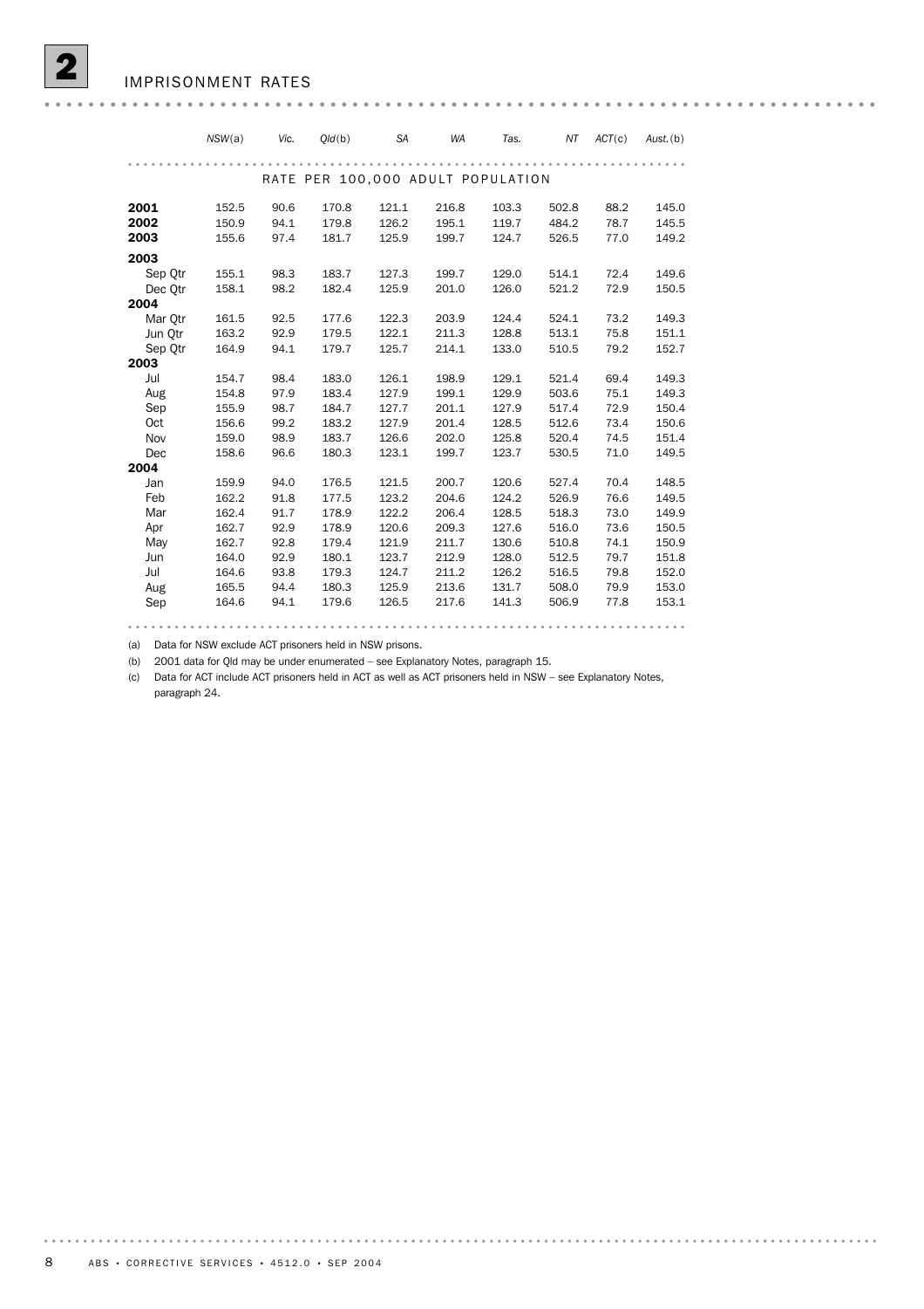## 2 IMPRISONMENT RATES

| | NSW(a) | Vic. | Qld(b) | SA | WA | Tas. | NT | ACT(c) | Aust.(b) |
|---|---|---|---|---|---|---|---|---|---|
| **RATE PER 100,000 ADULT POPULATION** | | | | | | | | | |
| **2001** | 152.5 | 90.6 | 170.8 | 121.1 | 216.8 | 103.3 | 502.8 | 88.2 | 145.0 |
| **2002** | 150.9 | 94.1 | 179.8 | 126.2 | 195.1 | 119.7 | 484.2 | 78.7 | 145.5 |
| **2003** | 155.6 | 97.4 | 181.7 | 125.9 | 199.7 | 124.7 | 526.5 | 77.0 | 149.2 |
| **2003** | | | | | | | | | |
| Sep Qtr | 155.1 | 98.3 | 183.7 | 127.3 | 199.7 | 129.0 | 514.1 | 72.4 | 149.6 |
| Dec Qtr | 158.1 | 98.2 | 182.4 | 125.9 | 201.0 | 126.0 | 521.2 | 72.9 | 150.5 |
| **2004** | | | | | | | | | |
| Mar Qtr | 161.5 | 92.5 | 177.6 | 122.3 | 203.9 | 124.4 | 524.1 | 73.2 | 149.3 |
| Jun Qtr | 163.2 | 92.9 | 179.5 | 122.1 | 211.3 | 128.8 | 513.1 | 75.8 | 151.1 |
| Sep Qtr | 164.9 | 94.1 | 179.7 | 125.7 | 214.1 | 133.0 | 510.5 | 79.2 | 152.7 |
| **2003** | | | | | | | | | |
| Jul | 154.7 | 98.4 | 183.0 | 126.1 | 198.9 | 129.1 | 521.4 | 69.4 | 149.3 |
| Aug | 154.8 | 97.9 | 183.4 | 127.9 | 199.1 | 129.9 | 503.6 | 75.1 | 149.3 |
| Sep | 155.9 | 98.7 | 184.7 | 127.7 | 201.1 | 127.9 | 517.4 | 72.9 | 150.4 |
| Oct | 156.6 | 99.2 | 183.2 | 127.9 | 201.4 | 128.5 | 512.6 | 73.4 | 150.6 |
| Nov | 159.0 | 98.9 | 183.7 | 126.6 | 202.0 | 125.8 | 520.4 | 74.5 | 151.4 |
| Dec | 158.6 | 96.6 | 180.3 | 123.1 | 199.7 | 123.7 | 530.5 | 71.0 | 149.5 |
| **2004** | | | | | | | | | |
| Jan | 159.9 | 94.0 | 176.5 | 121.5 | 200.7 | 120.6 | 527.4 | 70.4 | 148.5 |
| Feb | 162.2 | 91.8 | 177.5 | 123.2 | 204.6 | 124.2 | 526.9 | 76.6 | 149.5 |
| Mar | 162.4 | 91.7 | 178.9 | 122.2 | 206.4 | 128.5 | 518.3 | 73.0 | 149.9 |
| Apr | 162.7 | 92.9 | 178.9 | 120.6 | 209.3 | 127.6 | 516.0 | 73.6 | 150.5 |
| May | 162.7 | 92.8 | 179.4 | 121.9 | 211.7 | 130.6 | 510.8 | 74.1 | 150.9 |
| Jun | 164.0 | 92.9 | 180.1 | 123.7 | 212.9 | 128.0 | 512.5 | 79.7 | 151.8 |
| Jul | 164.6 | 93.8 | 179.3 | 124.7 | 211.2 | 126.2 | 516.5 | 79.8 | 152.0 |
| Aug | 165.5 | 94.4 | 180.3 | 125.9 | 213.6 | 131.7 | 508.0 | 79.9 | 153.0 |
| Sep | 164.6 | 94.1 | 179.6 | 126.5 | 217.6 | 141.3 | 506.9 | 77.8 | 153.1 |

(a) Data for NSW exclude ACT prisoners held in NSW prisons.

(b) 2001 data for Qld may be under enumerated – see Explanatory Notes, paragraph 15.

(c) Data for ACT include ACT prisoners held in ACT as well as ACT prisoners held in NSW – see Explanatory Notes, paragraph 24.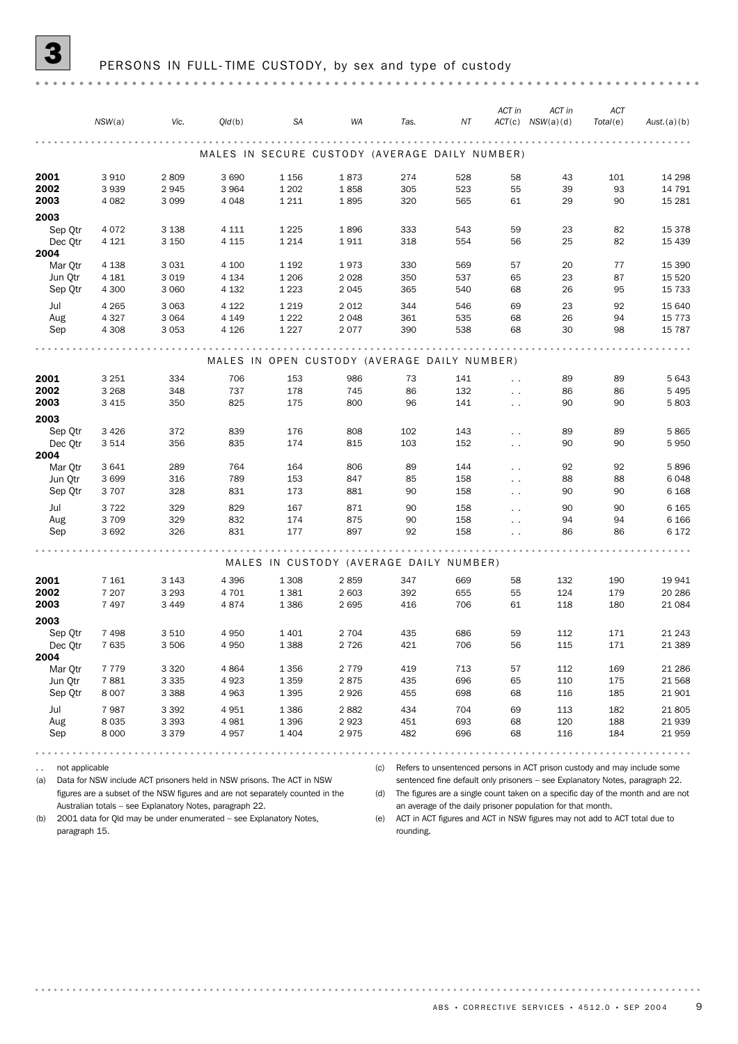# 3 PERSONS IN FULL-TIME CUSTODY, by sex and type of custody

| | NSW(a) | Vic. | Qld(b) | SA | WA | Tas. | NT | ACT in ACT(c) | ACT in NSW(a)(d) | ACT Total(e) | Aust.(a)(b) |
|---|---|---|---|---|---|---|---|---|---|---|---|
| **MALES IN SECURE CUSTODY (AVERAGE DAILY NUMBER)** | | | | | | | | | | | |
| **2001** | 3 910 | 2 809 | 3 690 | 1 156 | 1 873 | 274 | 528 | 58 | 43 | 101 | 14 298 |
| **2002** | 3 939 | 2 945 | 3 964 | 1 202 | 1 858 | 305 | 523 | 55 | 39 | 93 | 14 791 |
| **2003** | 4 082 | 3 099 | 4 048 | 1 211 | 1 895 | 320 | 565 | 61 | 29 | 90 | 15 281 |
| **2003** | | | | | | | | | | | |
| Sep Qtr | 4 072 | 3 138 | 4 111 | 1 225 | 1 896 | 333 | 543 | 59 | 23 | 82 | 15 378 |
| Dec Qtr | 4 121 | 3 150 | 4 115 | 1 214 | 1 911 | 318 | 554 | 56 | 25 | 82 | 15 439 |
| **2004** | | | | | | | | | | | |
| Mar Qtr | 4 138 | 3 031 | 4 100 | 1 192 | 1 973 | 330 | 569 | 57 | 20 | 77 | 15 390 |
| Jun Qtr | 4 181 | 3 019 | 4 134 | 1 206 | 2 028 | 350 | 537 | 65 | 23 | 87 | 15 520 |
| Sep Qtr | 4 300 | 3 060 | 4 132 | 1 223 | 2 045 | 365 | 540 | 68 | 26 | 95 | 15 733 |
| Jul | 4 265 | 3 063 | 4 122 | 1 219 | 2 012 | 344 | 546 | 69 | 23 | 92 | 15 640 |
| Aug | 4 327 | 3 064 | 4 149 | 1 222 | 2 048 | 361 | 535 | 68 | 26 | 94 | 15 773 |
| Sep | 4 308 | 3 053 | 4 126 | 1 227 | 2 077 | 390 | 538 | 68 | 30 | 98 | 15 787 |
| **MALES IN OPEN CUSTODY (AVERAGE DAILY NUMBER)** | | | | | | | | | | | |
| **2001** | 3 251 | 334 | 706 | 153 | 986 | 73 | 141 | .. | 89 | 89 | 5 643 |
| **2002** | 3 268 | 348 | 737 | 178 | 745 | 86 | 132 | .. | 86 | 86 | 5 495 |
| **2003** | 3 415 | 350 | 825 | 175 | 800 | 96 | 141 | .. | 90 | 90 | 5 803 |
| **2003** | | | | | | | | | | | |
| Sep Qtr | 3 426 | 372 | 839 | 176 | 808 | 102 | 143 | .. | 89 | 89 | 5 865 |
| Dec Qtr | 3 514 | 356 | 835 | 174 | 815 | 103 | 152 | .. | 90 | 90 | 5 950 |
| **2004** | | | | | | | | | | | |
| Mar Qtr | 3 641 | 289 | 764 | 164 | 806 | 89 | 144 | .. | 92 | 92 | 5 896 |
| Jun Qtr | 3 699 | 316 | 789 | 153 | 847 | 85 | 158 | .. | 88 | 88 | 6 048 |
| Sep Qtr | 3 707 | 328 | 831 | 173 | 881 | 90 | 158 | .. | 90 | 90 | 6 168 |
| Jul | 3 722 | 329 | 829 | 167 | 871 | 90 | 158 | .. | 90 | 90 | 6 165 |
| Aug | 3 709 | 329 | 832 | 174 | 875 | 90 | 158 | .. | 94 | 94 | 6 166 |
| Sep | 3 692 | 326 | 831 | 177 | 897 | 92 | 158 | .. | 86 | 86 | 6 172 |
| **MALES IN CUSTODY (AVERAGE DAILY NUMBER)** | | | | | | | | | | | |
| **2001** | 7 161 | 3 143 | 4 396 | 1 308 | 2 859 | 347 | 669 | 58 | 132 | 190 | 19 941 |
| **2002** | 7 207 | 3 293 | 4 701 | 1 381 | 2 603 | 392 | 655 | 55 | 124 | 179 | 20 286 |
| **2003** | 7 497 | 3 449 | 4 874 | 1 386 | 2 695 | 416 | 706 | 61 | 118 | 180 | 21 084 |
| **2003** | | | | | | | | | | | |
| Sep Qtr | 7 498 | 3 510 | 4 950 | 1 401 | 2 704 | 435 | 686 | 59 | 112 | 171 | 21 243 |
| Dec Qtr | 7 635 | 3 506 | 4 950 | 1 388 | 2 726 | 421 | 706 | 56 | 115 | 171 | 21 389 |
| **2004** | | | | | | | | | | | |
| Mar Qtr | 7 779 | 3 320 | 4 864 | 1 356 | 2 779 | 419 | 713 | 57 | 112 | 169 | 21 286 |
| Jun Qtr | 7 881 | 3 335 | 4 923 | 1 359 | 2 875 | 435 | 696 | 65 | 110 | 175 | 21 568 |
| Sep Qtr | 8 007 | 3 388 | 4 963 | 1 395 | 2 926 | 455 | 698 | 68 | 116 | 185 | 21 901 |
| Jul | 7 987 | 3 392 | 4 951 | 1 386 | 2 882 | 434 | 704 | 69 | 113 | 182 | 21 805 |
| Aug | 8 035 | 3 393 | 4 981 | 1 396 | 2 923 | 451 | 693 | 68 | 120 | 188 | 21 939 |
| Sep | 8 000 | 3 379 | 4 957 | 1 404 | 2 975 | 482 | 696 | 68 | 116 | 184 | 21 959 |

.. not applicable

(a) Data for NSW include ACT prisoners held in NSW prisons. The ACT in NSW figures are a subset of the NSW figures and are not separately counted in the Australian totals – see Explanatory Notes, paragraph 22.

(b) 2001 data for Qld may be under enumerated – see Explanatory Notes, paragraph 15.

(c) Refers to unsentenced persons in ACT prison custody and may include some sentenced fine default only prisoners – see Explanatory Notes, paragraph 22.

(d) The figures are a single count taken on a specific day of the month and are not an average of the daily prisoner population for that month.

(e) ACT in ACT figures and ACT in NSW figures may not add to ACT total due to rounding.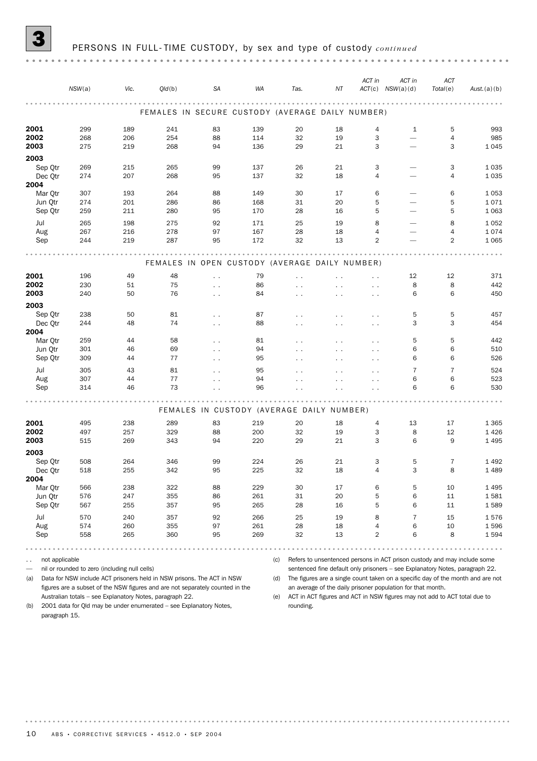## 3 PERSONS IN FULL-TIME CUSTODY, by sex and type of custody *continued*

| | NSW(a) | Vic. | Qld(b) | SA | WA | Tas. | NT | ACT in ACT(c) | ACT in NSW(a)(d) | ACT Total(e) | Aust.(a)(b) |
|---|---|---|---|---|---|---|---|---|---|---|---|
| **FEMALES IN SECURE CUSTODY (AVERAGE DAILY NUMBER)** | | | | | | | | | | | |
| **2001** | 299 | 189 | 241 | 83 | 139 | 20 | 18 | 4 | 1 | 5 | 993 |
| **2002** | 268 | 206 | 254 | 88 | 114 | 32 | 19 | 3 | — | 4 | 985 |
| **2003** | 275 | 219 | 268 | 94 | 136 | 29 | 21 | 3 | — | 3 | 1 045 |
| **2003** | | | | | | | | | | | |
| Sep Qtr | 269 | 215 | 265 | 99 | 137 | 26 | 21 | 3 | — | 3 | 1 035 |
| Dec Qtr | 274 | 207 | 268 | 95 | 137 | 32 | 18 | 4 | — | 4 | 1 035 |
| **2004** | | | | | | | | | | | |
| Mar Qtr | 307 | 193 | 264 | 88 | 149 | 30 | 17 | 6 | — | 6 | 1 053 |
| Jun Qtr | 274 | 201 | 286 | 86 | 168 | 31 | 20 | 5 | — | 5 | 1 071 |
| Sep Qtr | 259 | 211 | 280 | 95 | 170 | 28 | 16 | 5 | — | 5 | 1 063 |
| Jul | 265 | 198 | 275 | 92 | 171 | 25 | 19 | 8 | — | 8 | 1 052 |
| Aug | 267 | 216 | 278 | 97 | 167 | 28 | 18 | 4 | — | 4 | 1 074 |
| Sep | 244 | 219 | 287 | 95 | 172 | 32 | 13 | 2 | — | 2 | 1 065 |
| **FEMALES IN OPEN CUSTODY (AVERAGE DAILY NUMBER)** | | | | | | | | | | | |
| **2001** | 196 | 49 | 48 | . . | 79 | . . | . . | . . | 12 | 12 | 371 |
| **2002** | 230 | 51 | 75 | . . | 86 | . . | . . | . . | 8 | 8 | 442 |
| **2003** | 240 | 50 | 76 | . . | 84 | . . | . . | . . | 6 | 6 | 450 |
| **2003** | | | | | | | | | | | |
| Sep Qtr | 238 | 50 | 81 | . . | 87 | . . | . . | . . | 5 | 5 | 457 |
| Dec Qtr | 244 | 48 | 74 | . . | 88 | . . | . . | . . | 3 | 3 | 454 |
| **2004** | | | | | | | | | | | |
| Mar Qtr | 259 | 44 | 58 | . . | 81 | . . | . . | . . | 5 | 5 | 442 |
| Jun Qtr | 301 | 46 | 69 | . . | 94 | . . | . . | . . | 6 | 6 | 510 |
| Sep Qtr | 309 | 44 | 77 | . . | 95 | . . | . . | . . | 6 | 6 | 526 |
| Jul | 305 | 43 | 81 | . . | 95 | . . | . . | . . | 7 | 7 | 524 |
| Aug | 307 | 44 | 77 | . . | 94 | . . | . . | . . | 6 | 6 | 523 |
| Sep | 314 | 46 | 73 | . . | 96 | . . | . . | . . | 6 | 6 | 530 |
| **FEMALES IN CUSTODY (AVERAGE DAILY NUMBER)** | | | | | | | | | | | |
| **2001** | 495 | 238 | 289 | 83 | 219 | 20 | 18 | 4 | 13 | 17 | 1 365 |
| **2002** | 497 | 257 | 329 | 88 | 200 | 32 | 19 | 3 | 8 | 12 | 1 426 |
| **2003** | 515 | 269 | 343 | 94 | 220 | 29 | 21 | 3 | 6 | 9 | 1 495 |
| **2003** | | | | | | | | | | | |
| Sep Qtr | 508 | 264 | 346 | 99 | 224 | 26 | 21 | 3 | 5 | 7 | 1 492 |
| Dec Qtr | 518 | 255 | 342 | 95 | 225 | 32 | 18 | 4 | 3 | 8 | 1 489 |
| **2004** | | | | | | | | | | | |
| Mar Qtr | 566 | 238 | 322 | 88 | 229 | 30 | 17 | 6 | 5 | 10 | 1 495 |
| Jun Qtr | 576 | 247 | 355 | 86 | 261 | 31 | 20 | 5 | 6 | 11 | 1 581 |
| Sep Qtr | 567 | 255 | 357 | 95 | 265 | 28 | 16 | 5 | 6 | 11 | 1 589 |
| Jul | 570 | 240 | 357 | 92 | 266 | 25 | 19 | 8 | 7 | 15 | 1 576 |
| Aug | 574 | 260 | 355 | 97 | 261 | 28 | 18 | 4 | 6 | 10 | 1 596 |
| Sep | 558 | 265 | 360 | 95 | 269 | 32 | 13 | 2 | 6 | 8 | 1 594 |

. . not applicable

— nil or rounded to zero (including null cells)

(a) Data for NSW include ACT prisoners held in NSW prisons. The ACT in NSW figures are a subset of the NSW figures and are not separately counted in the Australian totals – see Explanatory Notes, paragraph 22.

(b) 2001 data for Qld may be under enumerated – see Explanatory Notes, paragraph 15.

(c) Refers to unsentenced persons in ACT prison custody and may include some sentenced fine default only prisoners – see Explanatory Notes, paragraph 22.

(d) The figures are a single count taken on a specific day of the month and are not an average of the daily prisoner population for that month.

(e) ACT in ACT figures and ACT in NSW figures may not add to ACT total due to rounding.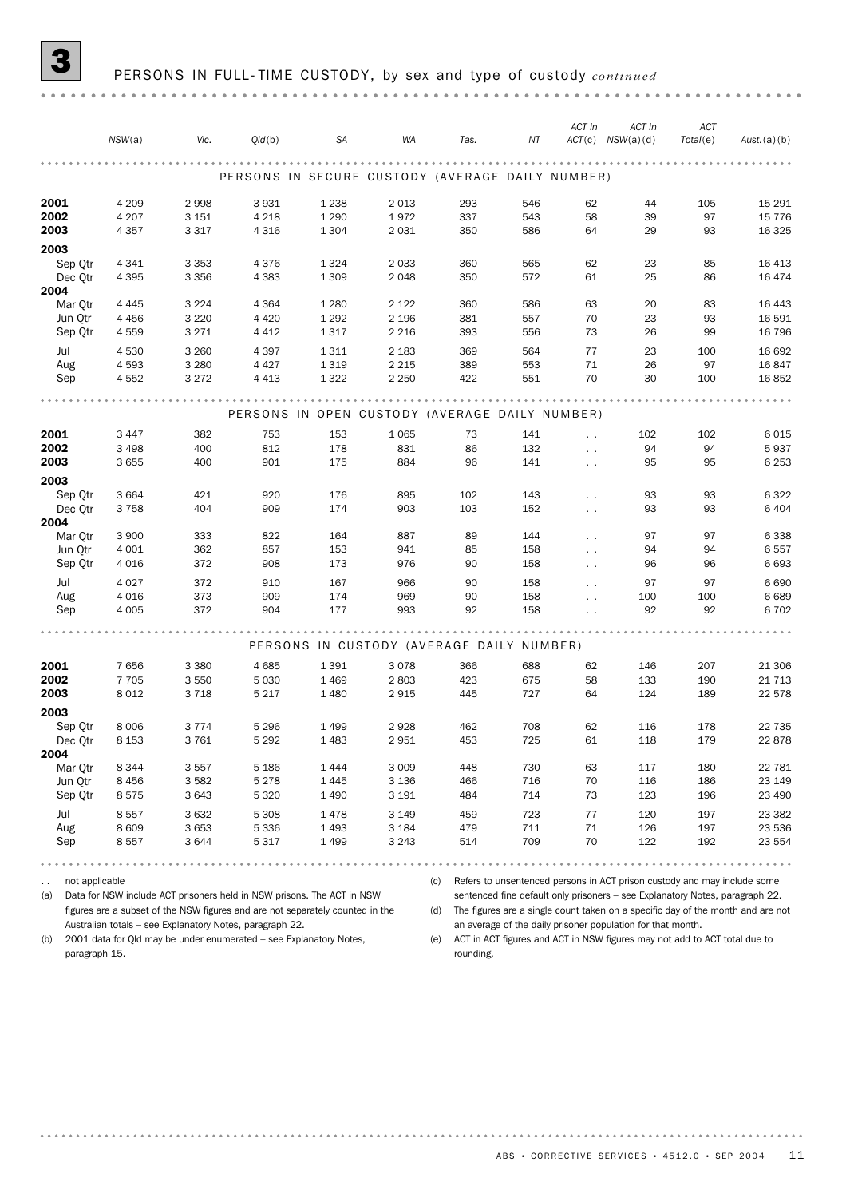# 3 PERSONS IN FULL-TIME CUSTODY, by sex and type of custody *continued*

| | NSW(a) | Vic. | Qld(b) | SA | WA | Tas. | NT | ACT in ACT(c) | ACT in NSW(a)(d) | ACT Total(e) | Aust.(a)(b) |
|---|---|---|---|---|---|---|---|---|---|---|---|
| **PERSONS IN SECURE CUSTODY (AVERAGE DAILY NUMBER)** | | | | | | | | | | | |
| **2001** | 4 209 | 2 998 | 3 931 | 1 238 | 2 013 | 293 | 546 | 62 | 44 | 105 | 15 291 |
| **2002** | 4 207 | 3 151 | 4 218 | 1 290 | 1 972 | 337 | 543 | 58 | 39 | 97 | 15 776 |
| **2003** | 4 357 | 3 317 | 4 316 | 1 304 | 2 031 | 350 | 586 | 64 | 29 | 93 | 16 325 |
| **2003** | | | | | | | | | | | |
| Sep Qtr | 4 341 | 3 353 | 4 376 | 1 324 | 2 033 | 360 | 565 | 62 | 23 | 85 | 16 413 |
| Dec Qtr | 4 395 | 3 356 | 4 383 | 1 309 | 2 048 | 350 | 572 | 61 | 25 | 86 | 16 474 |
| **2004** | | | | | | | | | | | |
| Mar Qtr | 4 445 | 3 224 | 4 364 | 1 280 | 2 122 | 360 | 586 | 63 | 20 | 83 | 16 443 |
| Jun Qtr | 4 456 | 3 220 | 4 420 | 1 292 | 2 196 | 381 | 557 | 70 | 23 | 93 | 16 591 |
| Sep Qtr | 4 559 | 3 271 | 4 412 | 1 317 | 2 216 | 393 | 556 | 73 | 26 | 99 | 16 796 |
| Jul | 4 530 | 3 260 | 4 397 | 1 311 | 2 183 | 369 | 564 | 77 | 23 | 100 | 16 692 |
| Aug | 4 593 | 3 280 | 4 427 | 1 319 | 2 215 | 389 | 553 | 71 | 26 | 97 | 16 847 |
| Sep | 4 552 | 3 272 | 4 413 | 1 322 | 2 250 | 422 | 551 | 70 | 30 | 100 | 16 852 |
| **PERSONS IN OPEN CUSTODY (AVERAGE DAILY NUMBER)** | | | | | | | | | | | |
| **2001** | 3 447 | 382 | 753 | 153 | 1 065 | 73 | 141 | . . | 102 | 102 | 6 015 |
| **2002** | 3 498 | 400 | 812 | 178 | 831 | 86 | 132 | . . | 94 | 94 | 5 937 |
| **2003** | 3 655 | 400 | 901 | 175 | 884 | 96 | 141 | . . | 95 | 95 | 6 253 |
| **2003** | | | | | | | | | | | |
| Sep Qtr | 3 664 | 421 | 920 | 176 | 895 | 102 | 143 | . . | 93 | 93 | 6 322 |
| Dec Qtr | 3 758 | 404 | 909 | 174 | 903 | 103 | 152 | . . | 93 | 93 | 6 404 |
| **2004** | | | | | | | | | | | |
| Mar Qtr | 3 900 | 333 | 822 | 164 | 887 | 89 | 144 | . . | 97 | 97 | 6 338 |
| Jun Qtr | 4 001 | 362 | 857 | 153 | 941 | 85 | 158 | . . | 94 | 94 | 6 557 |
| Sep Qtr | 4 016 | 372 | 908 | 173 | 976 | 90 | 158 | . . | 96 | 96 | 6 693 |
| Jul | 4 027 | 372 | 910 | 167 | 966 | 90 | 158 | . . | 97 | 97 | 6 690 |
| Aug | 4 016 | 373 | 909 | 174 | 969 | 90 | 158 | . . | 100 | 100 | 6 689 |
| Sep | 4 005 | 372 | 904 | 177 | 993 | 92 | 158 | . . | 92 | 92 | 6 702 |
| **PERSONS IN CUSTODY (AVERAGE DAILY NUMBER)** | | | | | | | | | | | |
| **2001** | 7 656 | 3 380 | 4 685 | 1 391 | 3 078 | 366 | 688 | 62 | 146 | 207 | 21 306 |
| **2002** | 7 705 | 3 550 | 5 030 | 1 469 | 2 803 | 423 | 675 | 58 | 133 | 190 | 21 713 |
| **2003** | 8 012 | 3 718 | 5 217 | 1 480 | 2 915 | 445 | 727 | 64 | 124 | 189 | 22 578 |
| **2003** | | | | | | | | | | | |
| Sep Qtr | 8 006 | 3 774 | 5 296 | 1 499 | 2 928 | 462 | 708 | 62 | 116 | 178 | 22 735 |
| Dec Qtr | 8 153 | 3 761 | 5 292 | 1 483 | 2 951 | 453 | 725 | 61 | 118 | 179 | 22 878 |
| **2004** | | | | | | | | | | | |
| Mar Qtr | 8 344 | 3 557 | 5 186 | 1 444 | 3 009 | 448 | 730 | 63 | 117 | 180 | 22 781 |
| Jun Qtr | 8 456 | 3 582 | 5 278 | 1 445 | 3 136 | 466 | 716 | 70 | 116 | 186 | 23 149 |
| Sep Qtr | 8 575 | 3 643 | 5 320 | 1 490 | 3 191 | 484 | 714 | 73 | 123 | 196 | 23 490 |
| Jul | 8 557 | 3 632 | 5 308 | 1 478 | 3 149 | 459 | 723 | 77 | 120 | 197 | 23 382 |
| Aug | 8 609 | 3 653 | 5 336 | 1 493 | 3 184 | 479 | 711 | 71 | 126 | 197 | 23 536 |
| Sep | 8 557 | 3 644 | 5 317 | 1 499 | 3 243 | 514 | 709 | 70 | 122 | 192 | 23 554 |

. . not applicable

(a) Data for NSW include ACT prisoners held in NSW prisons. The ACT in NSW figures are a subset of the NSW figures and are not separately counted in the Australian totals – see Explanatory Notes, paragraph 22.

(b) 2001 data for Qld may be under enumerated – see Explanatory Notes, paragraph 15.

(c) Refers to unsentenced persons in ACT prison custody and may include some sentenced fine default only prisoners – see Explanatory Notes, paragraph 22.

(d) The figures are a single count taken on a specific day of the month and are not an average of the daily prisoner population for that month.

(e) ACT in ACT figures and ACT in NSW figures may not add to ACT total due to rounding.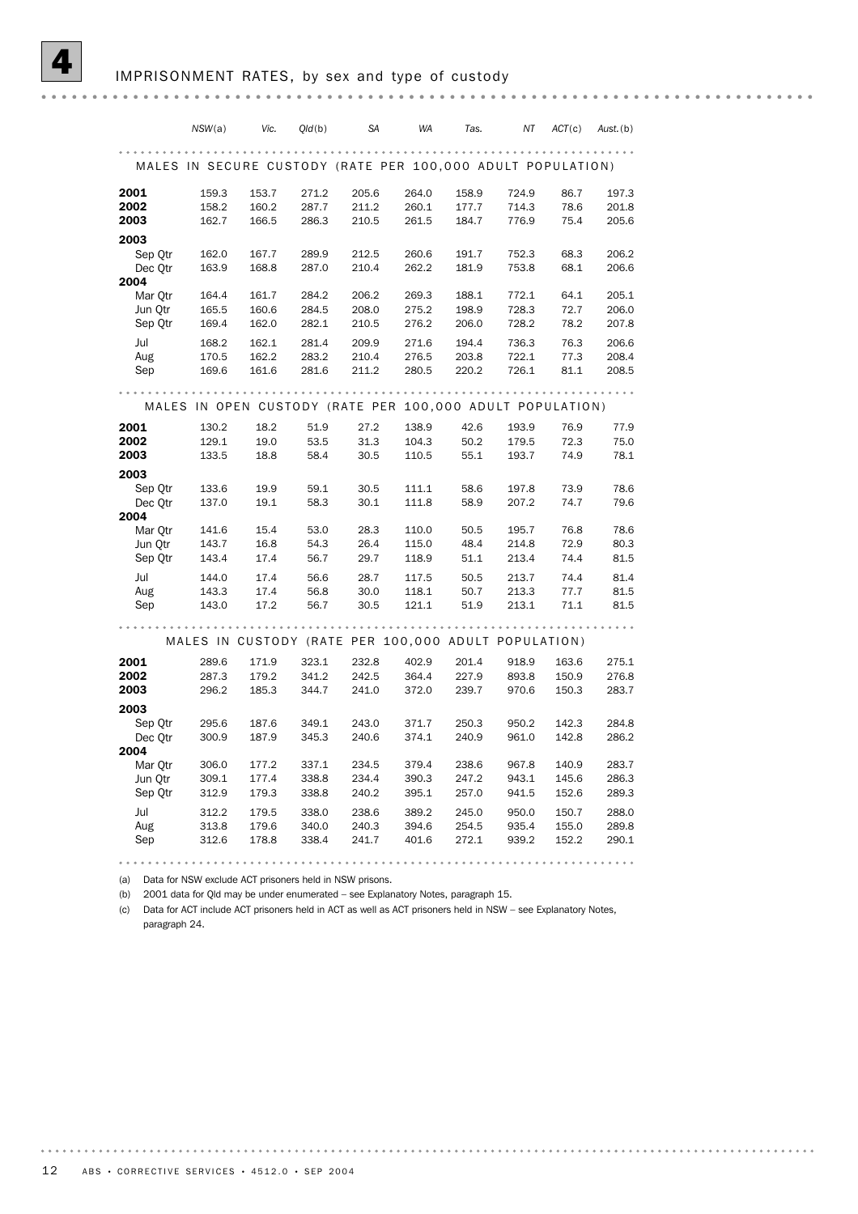# 4 IMPRISONMENT RATES, by sex and type of custody

| | NSW(a) | Vic. | Qld(b) | SA | WA | Tas. | NT | ACT(c) | Aust.(b) |
|---|---|---|---|---|---|---|---|---|---|
| **MALES IN SECURE CUSTODY (RATE PER 100,000 ADULT POPULATION)** | | | | | | | | | |
| **2001** | 159.3 | 153.7 | 271.2 | 205.6 | 264.0 | 158.9 | 724.9 | 86.7 | 197.3 |
| **2002** | 158.2 | 160.2 | 287.7 | 211.2 | 260.1 | 177.7 | 714.3 | 78.6 | 201.8 |
| **2003** | 162.7 | 166.5 | 286.3 | 210.5 | 261.5 | 184.7 | 776.9 | 75.4 | 205.6 |
| **2003** | | | | | | | | | |
| Sep Qtr | 162.0 | 167.7 | 289.9 | 212.5 | 260.6 | 191.7 | 752.3 | 68.3 | 206.2 |
| Dec Qtr | 163.9 | 168.8 | 287.0 | 210.4 | 262.2 | 181.9 | 753.8 | 68.1 | 206.6 |
| **2004** | | | | | | | | | |
| Mar Qtr | 164.4 | 161.7 | 284.2 | 206.2 | 269.3 | 188.1 | 772.1 | 64.1 | 205.1 |
| Jun Qtr | 165.5 | 160.6 | 284.5 | 208.0 | 275.2 | 198.9 | 728.3 | 72.7 | 206.0 |
| Sep Qtr | 169.4 | 162.0 | 282.1 | 210.5 | 276.2 | 206.0 | 728.2 | 78.2 | 207.8 |
| Jul | 168.2 | 162.1 | 281.4 | 209.9 | 271.6 | 194.4 | 736.3 | 76.3 | 206.6 |
| Aug | 170.5 | 162.2 | 283.2 | 210.4 | 276.5 | 203.8 | 722.1 | 77.3 | 208.4 |
| Sep | 169.6 | 161.6 | 281.6 | 211.2 | 280.5 | 220.2 | 726.1 | 81.1 | 208.5 |
| **MALES IN OPEN CUSTODY (RATE PER 100,000 ADULT POPULATION)** | | | | | | | | | |
| **2001** | 130.2 | 18.2 | 51.9 | 27.2 | 138.9 | 42.6 | 193.9 | 76.9 | 77.9 |
| **2002** | 129.1 | 19.0 | 53.5 | 31.3 | 104.3 | 50.2 | 179.5 | 72.3 | 75.0 |
| **2003** | 133.5 | 18.8 | 58.4 | 30.5 | 110.5 | 55.1 | 193.7 | 74.9 | 78.1 |
| **2003** | | | | | | | | | |
| Sep Qtr | 133.6 | 19.9 | 59.1 | 30.5 | 111.1 | 58.6 | 197.8 | 73.9 | 78.6 |
| Dec Qtr | 137.0 | 19.1 | 58.3 | 30.1 | 111.8 | 58.9 | 207.2 | 74.7 | 79.6 |
| **2004** | | | | | | | | | |
| Mar Qtr | 141.6 | 15.4 | 53.0 | 28.3 | 110.0 | 50.5 | 195.7 | 76.8 | 78.6 |
| Jun Qtr | 143.7 | 16.8 | 54.3 | 26.4 | 115.0 | 48.4 | 214.8 | 72.9 | 80.3 |
| Sep Qtr | 143.4 | 17.4 | 56.7 | 29.7 | 118.9 | 51.1 | 213.4 | 74.4 | 81.5 |
| Jul | 144.0 | 17.4 | 56.6 | 28.7 | 117.5 | 50.5 | 213.7 | 74.4 | 81.4 |
| Aug | 143.3 | 17.4 | 56.8 | 30.0 | 118.1 | 50.7 | 213.3 | 77.7 | 81.5 |
| Sep | 143.0 | 17.2 | 56.7 | 30.5 | 121.1 | 51.9 | 213.1 | 71.1 | 81.5 |
| **MALES IN CUSTODY (RATE PER 100,000 ADULT POPULATION)** | | | | | | | | | |
| **2001** | 289.6 | 171.9 | 323.1 | 232.8 | 402.9 | 201.4 | 918.9 | 163.6 | 275.1 |
| **2002** | 287.3 | 179.2 | 341.2 | 242.5 | 364.4 | 227.9 | 893.8 | 150.9 | 276.8 |
| **2003** | 296.2 | 185.3 | 344.7 | 241.0 | 372.0 | 239.7 | 970.6 | 150.3 | 283.7 |
| **2003** | | | | | | | | | |
| Sep Qtr | 295.6 | 187.6 | 349.1 | 243.0 | 371.7 | 250.3 | 950.2 | 142.3 | 284.8 |
| Dec Qtr | 300.9 | 187.9 | 345.3 | 240.6 | 374.1 | 240.9 | 961.0 | 142.8 | 286.2 |
| **2004** | | | | | | | | | |
| Mar Qtr | 306.0 | 177.2 | 337.1 | 234.5 | 379.4 | 238.6 | 967.8 | 140.9 | 283.7 |
| Jun Qtr | 309.1 | 177.4 | 338.8 | 234.4 | 390.3 | 247.2 | 943.1 | 145.6 | 286.3 |
| Sep Qtr | 312.9 | 179.3 | 338.8 | 240.2 | 395.1 | 257.0 | 941.5 | 152.6 | 289.3 |
| Jul | 312.2 | 179.5 | 338.0 | 238.6 | 389.2 | 245.0 | 950.0 | 150.7 | 288.0 |
| Aug | 313.8 | 179.6 | 340.0 | 240.3 | 394.6 | 254.5 | 935.4 | 155.0 | 289.8 |
| Sep | 312.6 | 178.8 | 338.4 | 241.7 | 401.6 | 272.1 | 939.2 | 152.2 | 290.1 |

(a) Data for NSW exclude ACT prisoners held in NSW prisons.

(b) 2001 data for Qld may be under enumerated – see Explanatory Notes, paragraph 15.

(c) Data for ACT include ACT prisoners held in ACT as well as ACT prisoners held in NSW – see Explanatory Notes, paragraph 24.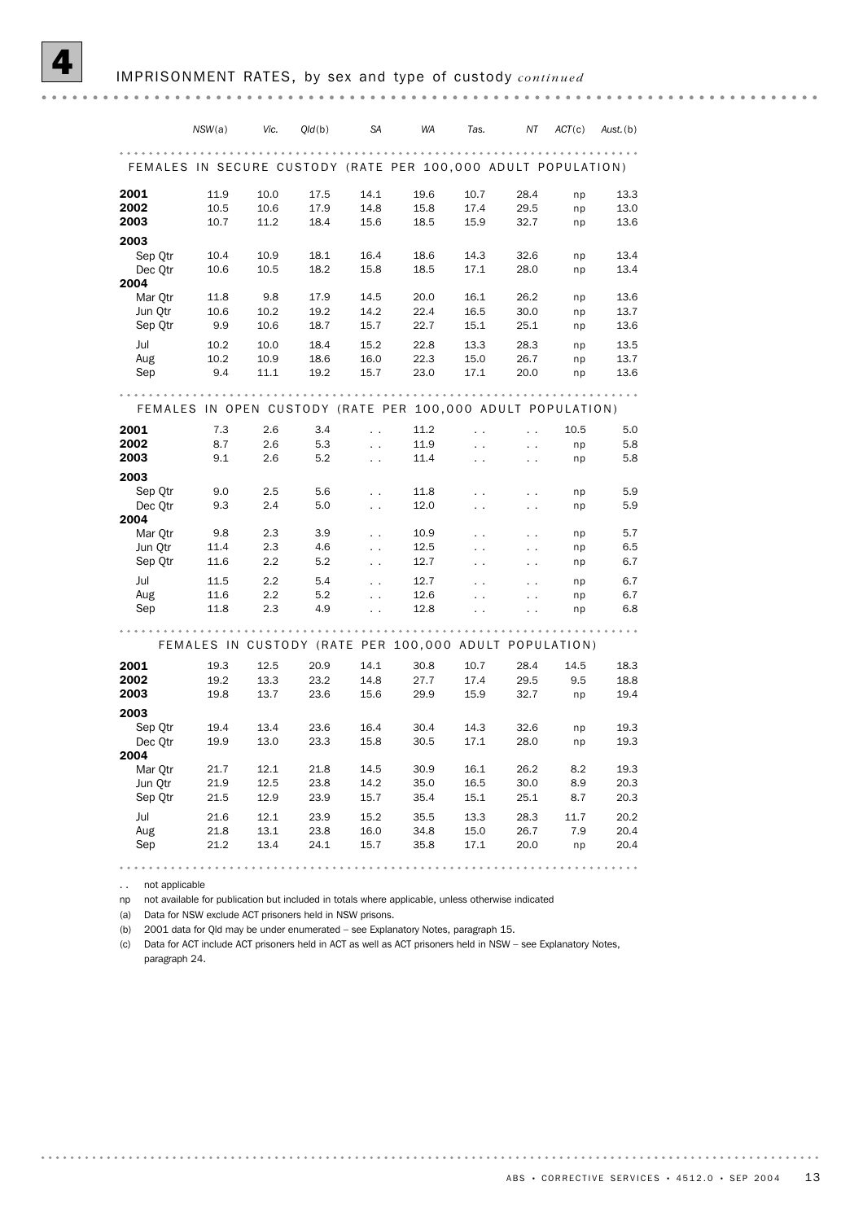# 4 IMPRISONMENT RATES, by sex and type of custody *continued*

| | NSW(a) | Vic. | Qld(b) | SA | WA | Tas. | NT | ACT(c) | Aust.(b) |
|---|---|---|---|---|---|---|---|---|---|
| **FEMALES IN SECURE CUSTODY (RATE PER 100,000 ADULT POPULATION)** | | | | | | | | | |
| **2001** | 11.9 | 10.0 | 17.5 | 14.1 | 19.6 | 10.7 | 28.4 | np | 13.3 |
| **2002** | 10.5 | 10.6 | 17.9 | 14.8 | 15.8 | 17.4 | 29.5 | np | 13.0 |
| **2003** | 10.7 | 11.2 | 18.4 | 15.6 | 18.5 | 15.9 | 32.7 | np | 13.6 |
| **2003** | | | | | | | | | |
| Sep Qtr | 10.4 | 10.9 | 18.1 | 16.4 | 18.6 | 14.3 | 32.6 | np | 13.4 |
| Dec Qtr | 10.6 | 10.5 | 18.2 | 15.8 | 18.5 | 17.1 | 28.0 | np | 13.4 |
| **2004** | | | | | | | | | |
| Mar Qtr | 11.8 | 9.8 | 17.9 | 14.5 | 20.0 | 16.1 | 26.2 | np | 13.6 |
| Jun Qtr | 10.6 | 10.2 | 19.2 | 14.2 | 22.4 | 16.5 | 30.0 | np | 13.7 |
| Sep Qtr | 9.9 | 10.6 | 18.7 | 15.7 | 22.7 | 15.1 | 25.1 | np | 13.6 |
| Jul | 10.2 | 10.0 | 18.4 | 15.2 | 22.8 | 13.3 | 28.3 | np | 13.5 |
| Aug | 10.2 | 10.9 | 18.6 | 16.0 | 22.3 | 15.0 | 26.7 | np | 13.7 |
| Sep | 9.4 | 11.1 | 19.2 | 15.7 | 23.0 | 17.1 | 20.0 | np | 13.6 |
| **FEMALES IN OPEN CUSTODY (RATE PER 100,000 ADULT POPULATION)** | | | | | | | | | |
| **2001** | 7.3 | 2.6 | 3.4 | . . | 11.2 | . . | . . | 10.5 | 5.0 |
| **2002** | 8.7 | 2.6 | 5.3 | . . | 11.9 | . . | . . | np | 5.8 |
| **2003** | 9.1 | 2.6 | 5.2 | . . | 11.4 | . . | . . | np | 5.8 |
| **2003** | | | | | | | | | |
| Sep Qtr | 9.0 | 2.5 | 5.6 | . . | 11.8 | . . | . . | np | 5.9 |
| Dec Qtr | 9.3 | 2.4 | 5.0 | . . | 12.0 | . . | . . | np | 5.9 |
| **2004** | | | | | | | | | |
| Mar Qtr | 9.8 | 2.3 | 3.9 | . . | 10.9 | . . | . . | np | 5.7 |
| Jun Qtr | 11.4 | 2.3 | 4.6 | . . | 12.5 | . . | . . | np | 6.5 |
| Sep Qtr | 11.6 | 2.2 | 5.2 | . . | 12.7 | . . | . . | np | 6.7 |
| Jul | 11.5 | 2.2 | 5.4 | . . | 12.7 | . . | . . | np | 6.7 |
| Aug | 11.6 | 2.2 | 5.2 | . . | 12.6 | . . | . . | np | 6.7 |
| Sep | 11.8 | 2.3 | 4.9 | . . | 12.8 | . . | . . | np | 6.8 |
| **FEMALES IN CUSTODY (RATE PER 100,000 ADULT POPULATION)** | | | | | | | | | |
| **2001** | 19.3 | 12.5 | 20.9 | 14.1 | 30.8 | 10.7 | 28.4 | 14.5 | 18.3 |
| **2002** | 19.2 | 13.3 | 23.2 | 14.8 | 27.7 | 17.4 | 29.5 | 9.5 | 18.8 |
| **2003** | 19.8 | 13.7 | 23.6 | 15.6 | 29.9 | 15.9 | 32.7 | np | 19.4 |
| **2003** | | | | | | | | | |
| Sep Qtr | 19.4 | 13.4 | 23.6 | 16.4 | 30.4 | 14.3 | 32.6 | np | 19.3 |
| Dec Qtr | 19.9 | 13.0 | 23.3 | 15.8 | 30.5 | 17.1 | 28.0 | np | 19.3 |
| **2004** | | | | | | | | | |
| Mar Qtr | 21.7 | 12.1 | 21.8 | 14.5 | 30.9 | 16.1 | 26.2 | 8.2 | 19.3 |
| Jun Qtr | 21.9 | 12.5 | 23.8 | 14.2 | 35.0 | 16.5 | 30.0 | 8.9 | 20.3 |
| Sep Qtr | 21.5 | 12.9 | 23.9 | 15.7 | 35.4 | 15.1 | 25.1 | 8.7 | 20.3 |
| Jul | 21.6 | 12.1 | 23.9 | 15.2 | 35.5 | 13.3 | 28.3 | 11.7 | 20.2 |
| Aug | 21.8 | 13.1 | 23.8 | 16.0 | 34.8 | 15.0 | 26.7 | 7.9 | 20.4 |
| Sep | 21.2 | 13.4 | 24.1 | 15.7 | 35.8 | 17.1 | 20.0 | np | 20.4 |

. . not applicable

np not available for publication but included in totals where applicable, unless otherwise indicated

(a) Data for NSW exclude ACT prisoners held in NSW prisons.

(b) 2001 data for Qld may be under enumerated – see Explanatory Notes, paragraph 15.

(c) Data for ACT include ACT prisoners held in ACT as well as ACT prisoners held in NSW – see Explanatory Notes, paragraph 24.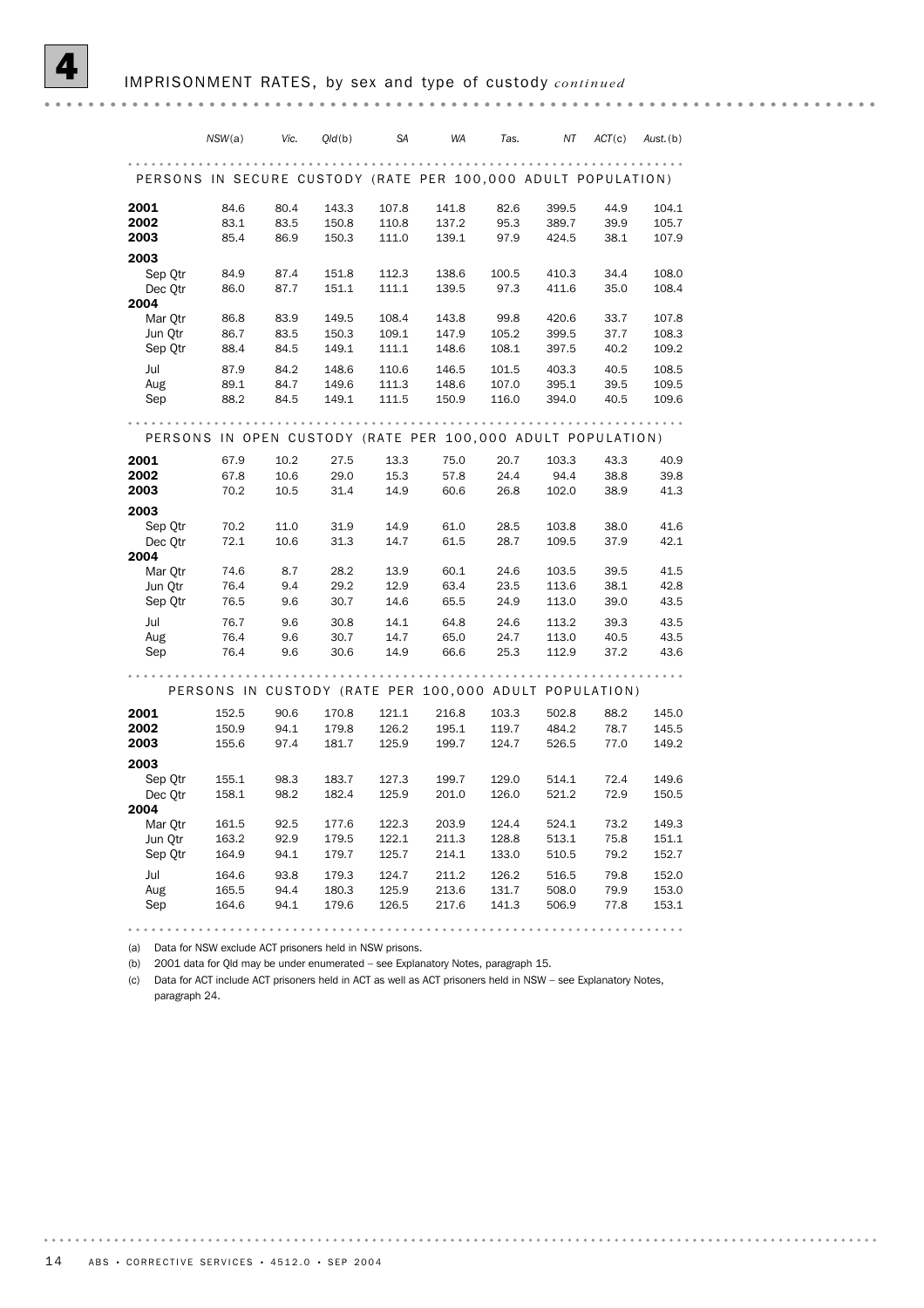# 4 IMPRISONMENT RATES, by sex and type of custody *continued*

| | NSW(a) | Vic. | Qld(b) | SA | WA | Tas. | NT | ACT(c) | Aust.(b) |
|---|---|---|---|---|---|---|---|---|---|
| **PERSONS IN SECURE CUSTODY (RATE PER 100,000 ADULT POPULATION)** | | | | | | | | | |
| **2001** | 84.6 | 80.4 | 143.3 | 107.8 | 141.8 | 82.6 | 399.5 | 44.9 | 104.1 |
| **2002** | 83.1 | 83.5 | 150.8 | 110.8 | 137.2 | 95.3 | 389.7 | 39.9 | 105.7 |
| **2003** | 85.4 | 86.9 | 150.3 | 111.0 | 139.1 | 97.9 | 424.5 | 38.1 | 107.9 |
| **2003** | | | | | | | | | |
| Sep Qtr | 84.9 | 87.4 | 151.8 | 112.3 | 138.6 | 100.5 | 410.3 | 34.4 | 108.0 |
| Dec Qtr | 86.0 | 87.7 | 151.1 | 111.1 | 139.5 | 97.3 | 411.6 | 35.0 | 108.4 |
| **2004** | | | | | | | | | |
| Mar Qtr | 86.8 | 83.9 | 149.5 | 108.4 | 143.8 | 99.8 | 420.6 | 33.7 | 107.8 |
| Jun Qtr | 86.7 | 83.5 | 150.3 | 109.1 | 147.9 | 105.2 | 399.5 | 37.7 | 108.3 |
| Sep Qtr | 88.4 | 84.5 | 149.1 | 111.1 | 148.6 | 108.1 | 397.5 | 40.2 | 109.2 |
| Jul | 87.9 | 84.2 | 148.6 | 110.6 | 146.5 | 101.5 | 403.3 | 40.5 | 108.5 |
| Aug | 89.1 | 84.7 | 149.6 | 111.3 | 148.6 | 107.0 | 395.1 | 39.5 | 109.5 |
| Sep | 88.2 | 84.5 | 149.1 | 111.5 | 150.9 | 116.0 | 394.0 | 40.5 | 109.6 |
| **PERSONS IN OPEN CUSTODY (RATE PER 100,000 ADULT POPULATION)** | | | | | | | | | |
| **2001** | 67.9 | 10.2 | 27.5 | 13.3 | 75.0 | 20.7 | 103.3 | 43.3 | 40.9 |
| **2002** | 67.8 | 10.6 | 29.0 | 15.3 | 57.8 | 24.4 | 94.4 | 38.8 | 39.8 |
| **2003** | 70.2 | 10.5 | 31.4 | 14.9 | 60.6 | 26.8 | 102.0 | 38.9 | 41.3 |
| **2003** | | | | | | | | | |
| Sep Qtr | 70.2 | 11.0 | 31.9 | 14.9 | 61.0 | 28.5 | 103.8 | 38.0 | 41.6 |
| Dec Qtr | 72.1 | 10.6 | 31.3 | 14.7 | 61.5 | 28.7 | 109.5 | 37.9 | 42.1 |
| **2004** | | | | | | | | | |
| Mar Qtr | 74.6 | 8.7 | 28.2 | 13.9 | 60.1 | 24.6 | 103.5 | 39.5 | 41.5 |
| Jun Qtr | 76.4 | 9.4 | 29.2 | 12.9 | 63.4 | 23.5 | 113.6 | 38.1 | 42.8 |
| Sep Qtr | 76.5 | 9.6 | 30.7 | 14.6 | 65.5 | 24.9 | 113.0 | 39.0 | 43.5 |
| Jul | 76.7 | 9.6 | 30.8 | 14.1 | 64.8 | 24.6 | 113.2 | 39.3 | 43.5 |
| Aug | 76.4 | 9.6 | 30.7 | 14.7 | 65.0 | 24.7 | 113.0 | 40.5 | 43.5 |
| Sep | 76.4 | 9.6 | 30.6 | 14.9 | 66.6 | 25.3 | 112.9 | 37.2 | 43.6 |
| **PERSONS IN CUSTODY (RATE PER 100,000 ADULT POPULATION)** | | | | | | | | | |
| **2001** | 152.5 | 90.6 | 170.8 | 121.1 | 216.8 | 103.3 | 502.8 | 88.2 | 145.0 |
| **2002** | 150.9 | 94.1 | 179.8 | 126.2 | 195.1 | 119.7 | 484.2 | 78.7 | 145.5 |
| **2003** | 155.6 | 97.4 | 181.7 | 125.9 | 199.7 | 124.7 | 526.5 | 77.0 | 149.2 |
| **2003** | | | | | | | | | |
| Sep Qtr | 155.1 | 98.3 | 183.7 | 127.3 | 199.7 | 129.0 | 514.1 | 72.4 | 149.6 |
| Dec Qtr | 158.1 | 98.2 | 182.4 | 125.9 | 201.0 | 126.0 | 521.2 | 72.9 | 150.5 |
| **2004** | | | | | | | | | |
| Mar Qtr | 161.5 | 92.5 | 177.6 | 122.3 | 203.9 | 124.4 | 524.1 | 73.2 | 149.3 |
| Jun Qtr | 163.2 | 92.9 | 179.5 | 122.1 | 211.3 | 128.8 | 513.1 | 75.8 | 151.1 |
| Sep Qtr | 164.9 | 94.1 | 179.7 | 125.7 | 214.1 | 133.0 | 510.5 | 79.2 | 152.7 |
| Jul | 164.6 | 93.8 | 179.3 | 124.7 | 211.2 | 126.2 | 516.5 | 79.8 | 152.0 |
| Aug | 165.5 | 94.4 | 180.3 | 125.9 | 213.6 | 131.7 | 508.0 | 79.9 | 153.0 |
| Sep | 164.6 | 94.1 | 179.6 | 126.5 | 217.6 | 141.3 | 506.9 | 77.8 | 153.1 |

(a) Data for NSW exclude ACT prisoners held in NSW prisons.

(b) 2001 data for Qld may be under enumerated – see Explanatory Notes, paragraph 15.

(c) Data for ACT include ACT prisoners held in ACT as well as ACT prisoners held in NSW – see Explanatory Notes, paragraph 24.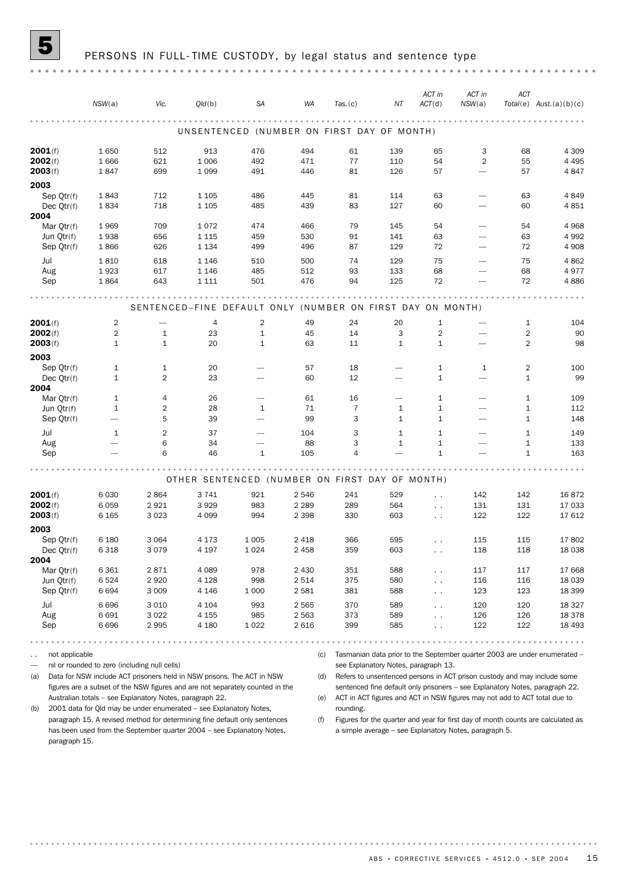## 5 PERSONS IN FULL-TIME CUSTODY, by legal status and sentence type

| | NSW(a) | Vic. | Qld(b) | SA | WA | Tas.(c) | NT | ACT in ACT(d) | ACT in NSW(a) | ACT Total(e) | Aust.(a)(b)(c) |
|---|---|---|---|---|---|---|---|---|---|---|---|
| **UNSENTENCED (NUMBER ON FIRST DAY OF MONTH)** | | | | | | | | | | | |
| **2001**(f) | 1 650 | 512 | 913 | 476 | 494 | 61 | 139 | 65 | 3 | 68 | 4 309 |
| **2002**(f) | 1 666 | 621 | 1 006 | 492 | 471 | 77 | 110 | 54 | 2 | 55 | 4 495 |
| **2003**(f) | 1 847 | 699 | 1 099 | 491 | 446 | 81 | 126 | 57 | — | 57 | 4 847 |
| **2003** | | | | | | | | | | | |
| Sep Qtr(f) | 1 843 | 712 | 1 105 | 486 | 445 | 81 | 114 | 63 | — | 63 | 4 849 |
| Dec Qtr(f) | 1 834 | 718 | 1 105 | 485 | 439 | 83 | 127 | 60 | — | 60 | 4 851 |
| **2004** | | | | | | | | | | | |
| Mar Qtr(f) | 1 969 | 709 | 1 072 | 474 | 466 | 79 | 145 | 54 | — | 54 | 4 968 |
| Jun Qtr(f) | 1 938 | 656 | 1 115 | 459 | 530 | 91 | 141 | 63 | — | 63 | 4 992 |
| Sep Qtr(f) | 1 866 | 626 | 1 134 | 499 | 496 | 87 | 129 | 72 | — | 72 | 4 908 |
| Jul | 1 810 | 618 | 1 146 | 510 | 500 | 74 | 129 | 75 | — | 75 | 4 862 |
| Aug | 1 923 | 617 | 1 146 | 485 | 512 | 93 | 133 | 68 | — | 68 | 4 977 |
| Sep | 1 864 | 643 | 1 111 | 501 | 476 | 94 | 125 | 72 | — | 72 | 4 886 |
| **SENTENCED–FINE DEFAULT ONLY (NUMBER ON FIRST DAY ON MONTH)** | | | | | | | | | | | |
| **2001**(f) | 2 | — | 4 | 2 | 49 | 24 | 20 | 1 | — | 1 | 104 |
| **2002**(f) | 2 | 1 | 23 | 1 | 45 | 14 | 3 | 2 | — | 2 | 90 |
| **2003**(f) | 1 | 1 | 20 | 1 | 63 | 11 | 1 | 1 | — | 2 | 98 |
| **2003** | | | | | | | | | | | |
| Sep Qtr(f) | 1 | 1 | 20 | — | 57 | 18 | — | 1 | 1 | 2 | 100 |
| Dec Qtr(f) | 1 | 2 | 23 | — | 60 | 12 | — | 1 | — | 1 | 99 |
| **2004** | | | | | | | | | | | |
| Mar Qtr(f) | 1 | 4 | 26 | — | 61 | 16 | — | 1 | — | 1 | 109 |
| Jun Qtr(f) | 1 | 2 | 28 | 1 | 71 | 7 | 1 | 1 | — | 1 | 112 |
| Sep Qtr(f) | — | 5 | 39 | — | 99 | 3 | 1 | 1 | — | 1 | 148 |
| Jul | 1 | 2 | 37 | — | 104 | 3 | 1 | 1 | — | 1 | 149 |
| Aug | — | 6 | 34 | — | 88 | 3 | 1 | 1 | — | 1 | 133 |
| Sep | — | 6 | 46 | 1 | 105 | 4 | — | 1 | — | 1 | 163 |
| **OTHER SENTENCED (NUMBER ON FIRST DAY OF MONTH)** | | | | | | | | | | | |
| **2001**(f) | 6 030 | 2 864 | 3 741 | 921 | 2 546 | 241 | 529 | . . | 142 | 142 | 16 872 |
| **2002**(f) | 6 059 | 2 921 | 3 929 | 983 | 2 289 | 289 | 564 | . . | 131 | 131 | 17 033 |
| **2003**(f) | 6 165 | 3 023 | 4 099 | 994 | 2 398 | 330 | 603 | . . | 122 | 122 | 17 612 |
| **2003** | | | | | | | | | | | |
| Sep Qtr(f) | 6 180 | 3 064 | 4 173 | 1 005 | 2 418 | 366 | 595 | . . | 115 | 115 | 17 802 |
| Dec Qtr(f) | 6 318 | 3 079 | 4 197 | 1 024 | 2 458 | 359 | 603 | . . | 118 | 118 | 18 038 |
| **2004** | | | | | | | | | | | |
| Mar Qtr(f) | 6 361 | 2 871 | 4 089 | 978 | 2 430 | 351 | 588 | . . | 117 | 117 | 17 668 |
| Jun Qtr(f) | 6 524 | 2 920 | 4 128 | 998 | 2 514 | 375 | 580 | . . | 116 | 116 | 18 039 |
| Sep Qtr(f) | 6 694 | 3 009 | 4 146 | 1 000 | 2 581 | 381 | 588 | . . | 123 | 123 | 18 399 |
| Jul | 6 696 | 3 010 | 4 104 | 993 | 2 565 | 370 | 589 | . . | 120 | 120 | 18 327 |
| Aug | 6 691 | 3 022 | 4 155 | 985 | 2 563 | 373 | 589 | . . | 126 | 126 | 18 378 |
| Sep | 6 696 | 2 995 | 4 180 | 1 022 | 2 616 | 399 | 585 | . . | 122 | 122 | 18 493 |

. . not applicable

— nil or rounded to zero (including null cells)

(a) Data for NSW include ACT prisoners held in NSW prisons. The ACT in NSW figures are a subset of the NSW figures and are not separately counted in the Australian totals – see Explanatory Notes, paragraph 22.

(b) 2001 data for Qld may be under enumerated – see Explanatory Notes, paragraph 15. A revised method for determining fine default only sentences has been used from the September quarter 2004 – see Explanatory Notes, paragraph 15.

(c) Tasmanian data prior to the September quarter 2003 are under enumerated – see Explanatory Notes, paragraph 13.

(d) Refers to unsentenced persons in ACT prison custody and may include some sentenced fine default only prisoners – see Explanatory Notes, paragraph 22.

(e) ACT in ACT figures and ACT in NSW figures may not add to ACT total due to rounding.

(f) Figures for the quarter and year for first day of month counts are calculated as a simple average – see Explanatory Notes, paragraph 5.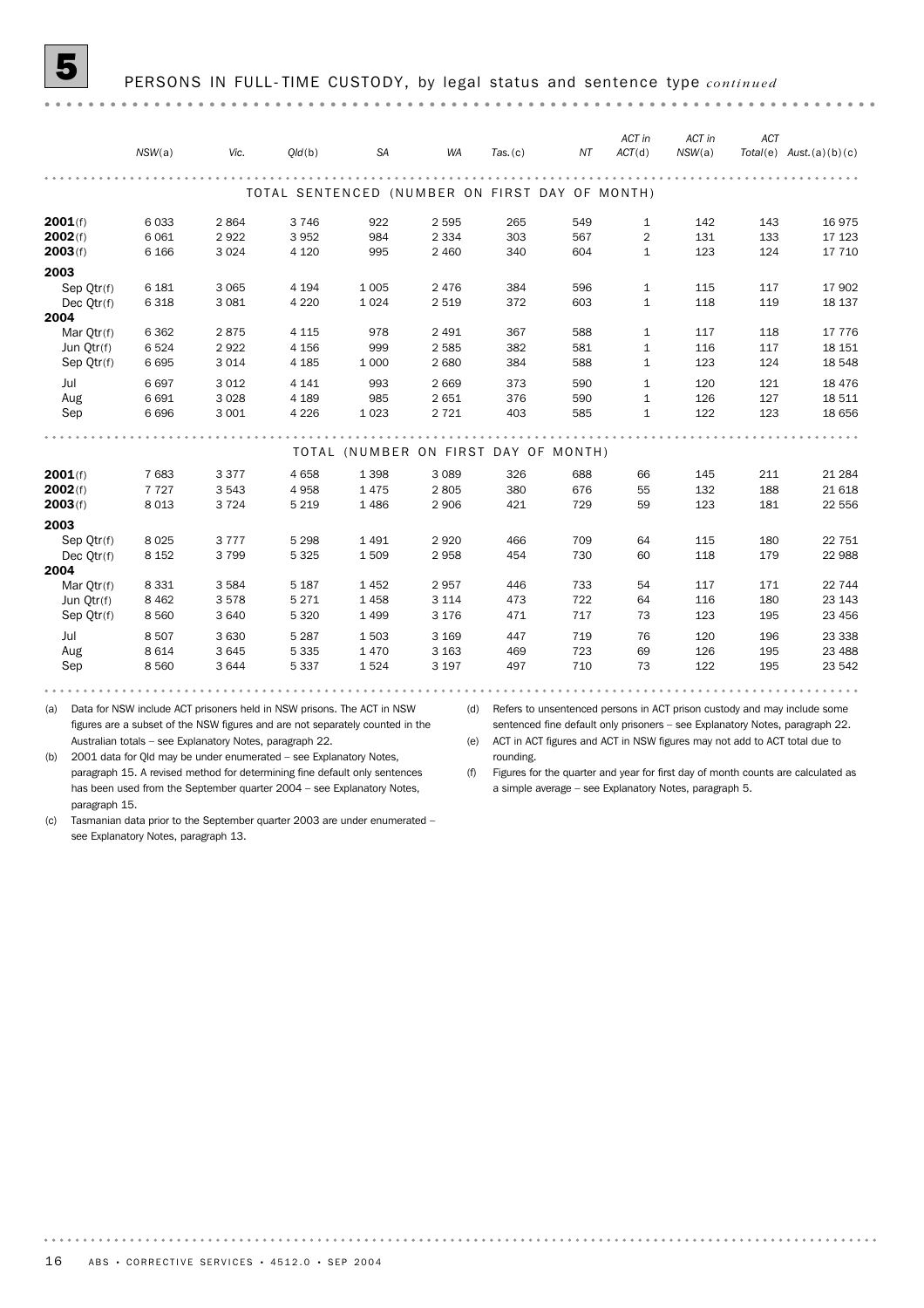## 5 PERSONS IN FULL-TIME CUSTODY, by legal status and sentence type *continued*

| | NSW(a) | Vic. | Qld(b) | SA | WA | Tas.(c) | NT | ACT in ACT(d) | ACT in NSW(a) | ACT Total(e) | Aust.(a)(b)(c) |
|---|---|---|---|---|---|---|---|---|---|---|---|
| TOTAL SENTENCED (NUMBER ON FIRST DAY OF MONTH) | | | | | | | | | | | |
| **2001**(f) | 6 033 | 2 864 | 3 746 | 922 | 2 595 | 265 | 549 | 1 | 142 | 143 | 16 975 |
| **2002**(f) | 6 061 | 2 922 | 3 952 | 984 | 2 334 | 303 | 567 | 2 | 131 | 133 | 17 123 |
| **2003**(f) | 6 166 | 3 024 | 4 120 | 995 | 2 460 | 340 | 604 | 1 | 123 | 124 | 17 710 |
| **2003** | | | | | | | | | | | |
| Sep Qtr(f) | 6 181 | 3 065 | 4 194 | 1 005 | 2 476 | 384 | 596 | 1 | 115 | 117 | 17 902 |
| Dec Qtr(f) | 6 318 | 3 081 | 4 220 | 1 024 | 2 519 | 372 | 603 | 1 | 118 | 119 | 18 137 |
| **2004** | | | | | | | | | | | |
| Mar Qtr(f) | 6 362 | 2 875 | 4 115 | 978 | 2 491 | 367 | 588 | 1 | 117 | 118 | 17 776 |
| Jun Qtr(f) | 6 524 | 2 922 | 4 156 | 999 | 2 585 | 382 | 581 | 1 | 116 | 117 | 18 151 |
| Sep Qtr(f) | 6 695 | 3 014 | 4 185 | 1 000 | 2 680 | 384 | 588 | 1 | 123 | 124 | 18 548 |
| Jul | 6 697 | 3 012 | 4 141 | 993 | 2 669 | 373 | 590 | 1 | 120 | 121 | 18 476 |
| Aug | 6 691 | 3 028 | 4 189 | 985 | 2 651 | 376 | 590 | 1 | 126 | 127 | 18 511 |
| Sep | 6 696 | 3 001 | 4 226 | 1 023 | 2 721 | 403 | 585 | 1 | 122 | 123 | 18 656 |
| TOTAL (NUMBER ON FIRST DAY OF MONTH) | | | | | | | | | | | |
| **2001**(f) | 7 683 | 3 377 | 4 658 | 1 398 | 3 089 | 326 | 688 | 66 | 145 | 211 | 21 284 |
| **2002**(f) | 7 727 | 3 543 | 4 958 | 1 475 | 2 805 | 380 | 676 | 55 | 132 | 188 | 21 618 |
| **2003**(f) | 8 013 | 3 724 | 5 219 | 1 486 | 2 906 | 421 | 729 | 59 | 123 | 181 | 22 556 |
| **2003** | | | | | | | | | | | |
| Sep Qtr(f) | 8 025 | 3 777 | 5 298 | 1 491 | 2 920 | 466 | 709 | 64 | 115 | 180 | 22 751 |
| Dec Qtr(f) | 8 152 | 3 799 | 5 325 | 1 509 | 2 958 | 454 | 730 | 60 | 118 | 179 | 22 988 |
| **2004** | | | | | | | | | | | |
| Mar Qtr(f) | 8 331 | 3 584 | 5 187 | 1 452 | 2 957 | 446 | 733 | 54 | 117 | 171 | 22 744 |
| Jun Qtr(f) | 8 462 | 3 578 | 5 271 | 1 458 | 3 114 | 473 | 722 | 64 | 116 | 180 | 23 143 |
| Sep Qtr(f) | 8 560 | 3 640 | 5 320 | 1 499 | 3 176 | 471 | 717 | 73 | 123 | 195 | 23 456 |
| Jul | 8 507 | 3 630 | 5 287 | 1 503 | 3 169 | 447 | 719 | 76 | 120 | 196 | 23 338 |
| Aug | 8 614 | 3 645 | 5 335 | 1 470 | 3 163 | 469 | 723 | 69 | 126 | 195 | 23 488 |
| Sep | 8 560 | 3 644 | 5 337 | 1 524 | 3 197 | 497 | 710 | 73 | 122 | 195 | 23 542 |

(a) Data for NSW include ACT prisoners held in NSW prisons. The ACT in NSW figures are a subset of the NSW figures and are not separately counted in the Australian totals – see Explanatory Notes, paragraph 22.

(b) 2001 data for Qld may be under enumerated – see Explanatory Notes, paragraph 15. A revised method for determining fine default only sentences has been used from the September quarter 2004 – see Explanatory Notes, paragraph 15.

(c) Tasmanian data prior to the September quarter 2003 are under enumerated – see Explanatory Notes, paragraph 13.

(d) Refers to unsentenced persons in ACT prison custody and may include some sentenced fine default only prisoners – see Explanatory Notes, paragraph 22.

(e) ACT in ACT figures and ACT in NSW figures may not add to ACT total due to rounding.

(f) Figures for the quarter and year for first day of month counts are calculated as a simple average – see Explanatory Notes, paragraph 5.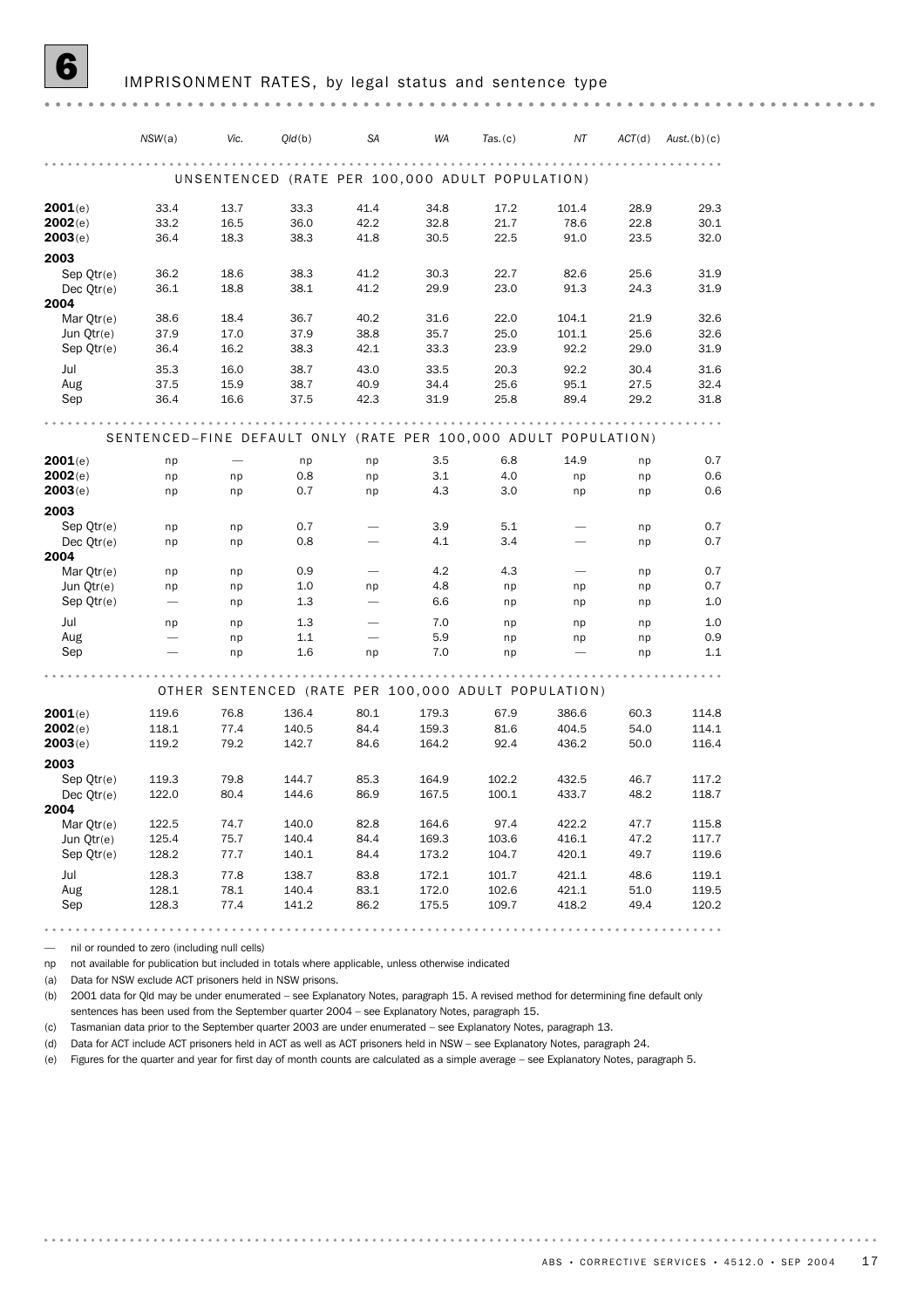## 6 IMPRISONMENT RATES, by legal status and sentence type

| | NSW(a) | Vic. | Qld(b) | SA | WA | Tas.(c) | NT | ACT(d) | Aust.(b)(c) |
|---|---|---|---|---|---|---|---|---|---|
| **UNSENTENCED (RATE PER 100,000 ADULT POPULATION)** | | | | | | | | | |
| **2001**(e) | 33.4 | 13.7 | 33.3 | 41.4 | 34.8 | 17.2 | 101.4 | 28.9 | 29.3 |
| **2002**(e) | 33.2 | 16.5 | 36.0 | 42.2 | 32.8 | 21.7 | 78.6 | 22.8 | 30.1 |
| **2003**(e) | 36.4 | 18.3 | 38.3 | 41.8 | 30.5 | 22.5 | 91.0 | 23.5 | 32.0 |
| **2003** | | | | | | | | | |
| Sep Qtr(e) | 36.2 | 18.6 | 38.3 | 41.2 | 30.3 | 22.7 | 82.6 | 25.6 | 31.9 |
| Dec Qtr(e) | 36.1 | 18.8 | 38.1 | 41.2 | 29.9 | 23.0 | 91.3 | 24.3 | 31.9 |
| **2004** | | | | | | | | | |
| Mar Qtr(e) | 38.6 | 18.4 | 36.7 | 40.2 | 31.6 | 22.0 | 104.1 | 21.9 | 32.6 |
| Jun Qtr(e) | 37.9 | 17.0 | 37.9 | 38.8 | 35.7 | 25.0 | 101.1 | 25.6 | 32.6 |
| Sep Qtr(e) | 36.4 | 16.2 | 38.3 | 42.1 | 33.3 | 23.9 | 92.2 | 29.0 | 31.9 |
| Jul | 35.3 | 16.0 | 38.7 | 43.0 | 33.5 | 20.3 | 92.2 | 30.4 | 31.6 |
| Aug | 37.5 | 15.9 | 38.7 | 40.9 | 34.4 | 25.6 | 95.1 | 27.5 | 32.4 |
| Sep | 36.4 | 16.6 | 37.5 | 42.3 | 31.9 | 25.8 | 89.4 | 29.2 | 31.8 |
| **SENTENCED–FINE DEFAULT ONLY (RATE PER 100,000 ADULT POPULATION)** | | | | | | | | | |
| **2001**(e) | np | — | np | np | 3.5 | 6.8 | 14.9 | np | 0.7 |
| **2002**(e) | np | np | 0.8 | np | 3.1 | 4.0 | np | np | 0.6 |
| **2003**(e) | np | np | 0.7 | np | 4.3 | 3.0 | np | np | 0.6 |
| **2003** | | | | | | | | | |
| Sep Qtr(e) | np | np | 0.7 | — | 3.9 | 5.1 | — | np | 0.7 |
| Dec Qtr(e) | np | np | 0.8 | — | 4.1 | 3.4 | — | np | 0.7 |
| **2004** | | | | | | | | | |
| Mar Qtr(e) | np | np | 0.9 | — | 4.2 | 4.3 | — | np | 0.7 |
| Jun Qtr(e) | np | np | 1.0 | np | 4.8 | np | np | np | 0.7 |
| Sep Qtr(e) | — | np | 1.3 | — | 6.6 | np | np | np | 1.0 |
| Jul | np | np | 1.3 | — | 7.0 | np | np | np | 1.0 |
| Aug | — | np | 1.1 | — | 5.9 | np | np | np | 0.9 |
| Sep | — | np | 1.6 | np | 7.0 | np | — | np | 1.1 |
| **OTHER SENTENCED (RATE PER 100,000 ADULT POPULATION)** | | | | | | | | | |
| **2001**(e) | 119.6 | 76.8 | 136.4 | 80.1 | 179.3 | 67.9 | 386.6 | 60.3 | 114.8 |
| **2002**(e) | 118.1 | 77.4 | 140.5 | 84.4 | 159.3 | 81.6 | 404.5 | 54.0 | 114.1 |
| **2003**(e) | 119.2 | 79.2 | 142.7 | 84.6 | 164.2 | 92.4 | 436.2 | 50.0 | 116.4 |
| **2003** | | | | | | | | | |
| Sep Qtr(e) | 119.3 | 79.8 | 144.7 | 85.3 | 164.9 | 102.2 | 432.5 | 46.7 | 117.2 |
| Dec Qtr(e) | 122.0 | 80.4 | 144.6 | 86.9 | 167.5 | 100.1 | 433.7 | 48.2 | 118.7 |
| **2004** | | | | | | | | | |
| Mar Qtr(e) | 122.5 | 74.7 | 140.0 | 82.8 | 164.6 | 97.4 | 422.2 | 47.7 | 115.8 |
| Jun Qtr(e) | 125.4 | 75.7 | 140.4 | 84.4 | 169.3 | 103.6 | 416.1 | 47.2 | 117.7 |
| Sep Qtr(e) | 128.2 | 77.7 | 140.1 | 84.4 | 173.2 | 104.7 | 420.1 | 49.7 | 119.6 |
| Jul | 128.3 | 77.8 | 138.7 | 83.8 | 172.1 | 101.7 | 421.1 | 48.6 | 119.1 |
| Aug | 128.1 | 78.1 | 140.4 | 83.1 | 172.0 | 102.6 | 421.1 | 51.0 | 119.5 |
| Sep | 128.3 | 77.4 | 141.2 | 86.2 | 175.5 | 109.7 | 418.2 | 49.4 | 120.2 |

— nil or rounded to zero (including null cells)

np not available for publication but included in totals where applicable, unless otherwise indicated

(a) Data for NSW exclude ACT prisoners held in NSW prisons.

(b) 2001 data for Qld may be under enumerated – see Explanatory Notes, paragraph 15. A revised method for determining fine default only sentences has been used from the September quarter 2004 – see Explanatory Notes, paragraph 15.

(c) Tasmanian data prior to the September quarter 2003 are under enumerated – see Explanatory Notes, paragraph 13.

(d) Data for ACT include ACT prisoners held in ACT as well as ACT prisoners held in NSW – see Explanatory Notes, paragraph 24.

(e) Figures for the quarter and year for first day of month counts are calculated as a simple average – see Explanatory Notes, paragraph 5.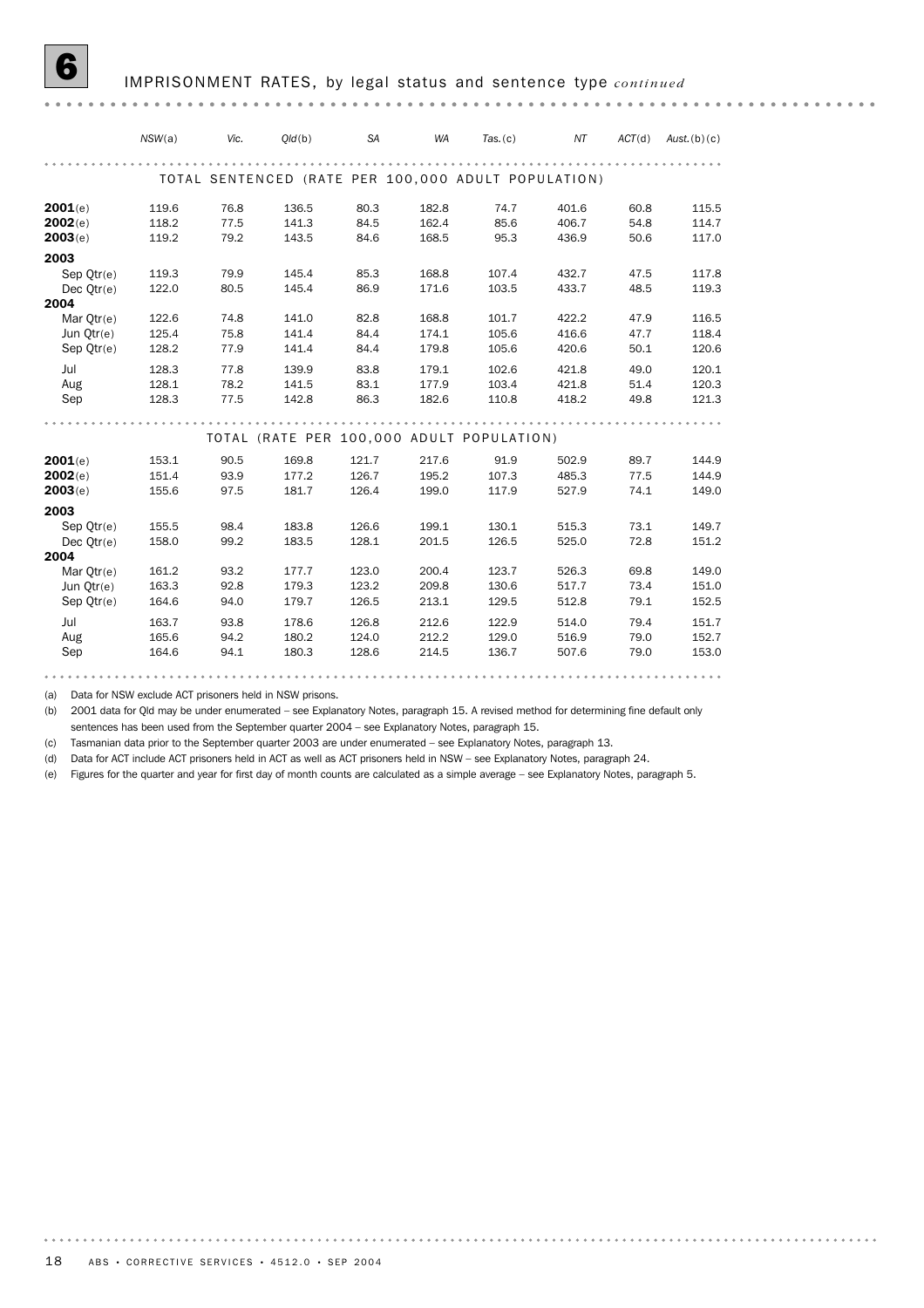## 6 IMPRISONMENT RATES, by legal status and sentence type *continued*

| | NSW(a) | Vic. | Qld(b) | SA | WA | Tas.(c) | NT | ACT(d) | Aust.(b)(c) |
|---|---|---|---|---|---|---|---|---|---|
| **TOTAL SENTENCED (RATE PER 100,000 ADULT POPULATION)** | | | | | | | | | |
| **2001**(e) | 119.6 | 76.8 | 136.5 | 80.3 | 182.8 | 74.7 | 401.6 | 60.8 | 115.5 |
| **2002**(e) | 118.2 | 77.5 | 141.3 | 84.5 | 162.4 | 85.6 | 406.7 | 54.8 | 114.7 |
| **2003**(e) | 119.2 | 79.2 | 143.5 | 84.6 | 168.5 | 95.3 | 436.9 | 50.6 | 117.0 |
| **2003** | | | | | | | | | |
| Sep Qtr(e) | 119.3 | 79.9 | 145.4 | 85.3 | 168.8 | 107.4 | 432.7 | 47.5 | 117.8 |
| Dec Qtr(e) | 122.0 | 80.5 | 145.4 | 86.9 | 171.6 | 103.5 | 433.7 | 48.5 | 119.3 |
| **2004** | | | | | | | | | |
| Mar Qtr(e) | 122.6 | 74.8 | 141.0 | 82.8 | 168.8 | 101.7 | 422.2 | 47.9 | 116.5 |
| Jun Qtr(e) | 125.4 | 75.8 | 141.4 | 84.4 | 174.1 | 105.6 | 416.6 | 47.7 | 118.4 |
| Sep Qtr(e) | 128.2 | 77.9 | 141.4 | 84.4 | 179.8 | 105.6 | 420.6 | 50.1 | 120.6 |
| Jul | 128.3 | 77.8 | 139.9 | 83.8 | 179.1 | 102.6 | 421.8 | 49.0 | 120.1 |
| Aug | 128.1 | 78.2 | 141.5 | 83.1 | 177.9 | 103.4 | 421.8 | 51.4 | 120.3 |
| Sep | 128.3 | 77.5 | 142.8 | 86.3 | 182.6 | 110.8 | 418.2 | 49.8 | 121.3 |
| **TOTAL (RATE PER 100,000 ADULT POPULATION)** | | | | | | | | | |
| **2001**(e) | 153.1 | 90.5 | 169.8 | 121.7 | 217.6 | 91.9 | 502.9 | 89.7 | 144.9 |
| **2002**(e) | 151.4 | 93.9 | 177.2 | 126.7 | 195.2 | 107.3 | 485.3 | 77.5 | 144.9 |
| **2003**(e) | 155.6 | 97.5 | 181.7 | 126.4 | 199.0 | 117.9 | 527.9 | 74.1 | 149.0 |
| **2003** | | | | | | | | | |
| Sep Qtr(e) | 155.5 | 98.4 | 183.8 | 126.6 | 199.1 | 130.1 | 515.3 | 73.1 | 149.7 |
| Dec Qtr(e) | 158.0 | 99.2 | 183.5 | 128.1 | 201.5 | 126.5 | 525.0 | 72.8 | 151.2 |
| **2004** | | | | | | | | | |
| Mar Qtr(e) | 161.2 | 93.2 | 177.7 | 123.0 | 200.4 | 123.7 | 526.3 | 69.8 | 149.0 |
| Jun Qtr(e) | 163.3 | 92.8 | 179.3 | 123.2 | 209.8 | 130.6 | 517.7 | 73.4 | 151.0 |
| Sep Qtr(e) | 164.6 | 94.0 | 179.7 | 126.5 | 213.1 | 129.5 | 512.8 | 79.1 | 152.5 |
| Jul | 163.7 | 93.8 | 178.6 | 126.8 | 212.6 | 122.9 | 514.0 | 79.4 | 151.7 |
| Aug | 165.6 | 94.2 | 180.2 | 124.0 | 212.2 | 129.0 | 516.9 | 79.0 | 152.7 |
| Sep | 164.6 | 94.1 | 180.3 | 128.6 | 214.5 | 136.7 | 507.6 | 79.0 | 153.0 |

(a) Data for NSW exclude ACT prisoners held in NSW prisons.

(b) 2001 data for Qld may be under enumerated – see Explanatory Notes, paragraph 15. A revised method for determining fine default only sentences has been used from the September quarter 2004 – see Explanatory Notes, paragraph 15.

(c) Tasmanian data prior to the September quarter 2003 are under enumerated – see Explanatory Notes, paragraph 13.

(d) Data for ACT include ACT prisoners held in ACT as well as ACT prisoners held in NSW – see Explanatory Notes, paragraph 24.

(e) Figures for the quarter and year for first day of month counts are calculated as a simple average – see Explanatory Notes, paragraph 5.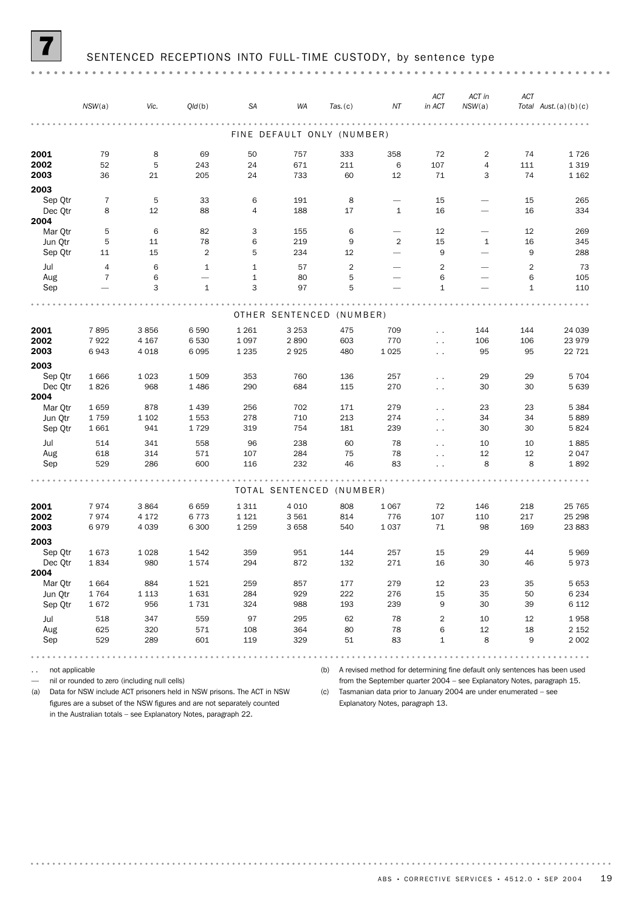# 7 SENTENCED RECEPTIONS INTO FULL-TIME CUSTODY, by sentence type

| | NSW(a) | Vic. | Qld(b) | SA | WA | Tas.(c) | NT | ACT in ACT | ACT in NSW(a) | ACT Total | Aust.(a)(b)(c) |
|---|---|---|---|---|---|---|---|---|---|---|---|
| **FINE DEFAULT ONLY (NUMBER)** | | | | | | | | | | | |
| **2001** | 79 | 8 | 69 | 50 | 757 | 333 | 358 | 72 | 2 | 74 | 1 726 |
| **2002** | 52 | 5 | 243 | 24 | 671 | 211 | 6 | 107 | 4 | 111 | 1 319 |
| **2003** | 36 | 21 | 205 | 24 | 733 | 60 | 12 | 71 | 3 | 74 | 1 162 |
| **2003** | | | | | | | | | | | |
| Sep Qtr | 7 | 5 | 33 | 6 | 191 | 8 | — | 15 | — | 15 | 265 |
| Dec Qtr | 8 | 12 | 88 | 4 | 188 | 17 | 1 | 16 | — | 16 | 334 |
| **2004** | | | | | | | | | | | |
| Mar Qtr | 5 | 6 | 82 | 3 | 155 | 6 | — | 12 | — | 12 | 269 |
| Jun Qtr | 5 | 11 | 78 | 6 | 219 | 9 | 2 | 15 | 1 | 16 | 345 |
| Sep Qtr | 11 | 15 | 2 | 5 | 234 | 12 | — | 9 | — | 9 | 288 |
| Jul | 4 | 6 | 1 | 1 | 57 | 2 | — | 2 | — | 2 | 73 |
| Aug | 7 | 6 | — | 1 | 80 | 5 | — | 6 | — | 6 | 105 |
| Sep | — | 3 | 1 | 3 | 97 | 5 | — | 1 | — | 1 | 110 |
| **OTHER SENTENCED (NUMBER)** | | | | | | | | | | | |
| **2001** | 7 895 | 3 856 | 6 590 | 1 261 | 3 253 | 475 | 709 | . . | 144 | 144 | 24 039 |
| **2002** | 7 922 | 4 167 | 6 530 | 1 097 | 2 890 | 603 | 770 | . . | 106 | 106 | 23 979 |
| **2003** | 6 943 | 4 018 | 6 095 | 1 235 | 2 925 | 480 | 1 025 | . . | 95 | 95 | 22 721 |
| **2003** | | | | | | | | | | | |
| Sep Qtr | 1 666 | 1 023 | 1 509 | 353 | 760 | 136 | 257 | . . | 29 | 29 | 5 704 |
| Dec Qtr | 1 826 | 968 | 1 486 | 290 | 684 | 115 | 270 | . . | 30 | 30 | 5 639 |
| **2004** | | | | | | | | | | | |
| Mar Qtr | 1 659 | 878 | 1 439 | 256 | 702 | 171 | 279 | . . | 23 | 23 | 5 384 |
| Jun Qtr | 1 759 | 1 102 | 1 553 | 278 | 710 | 213 | 274 | . . | 34 | 34 | 5 889 |
| Sep Qtr | 1 661 | 941 | 1 729 | 319 | 754 | 181 | 239 | . . | 30 | 30 | 5 824 |
| Jul | 514 | 341 | 558 | 96 | 238 | 60 | 78 | . . | 10 | 10 | 1 885 |
| Aug | 618 | 314 | 571 | 107 | 284 | 75 | 78 | . . | 12 | 12 | 2 047 |
| Sep | 529 | 286 | 600 | 116 | 232 | 46 | 83 | . . | 8 | 8 | 1 892 |
| **TOTAL SENTENCED (NUMBER)** | | | | | | | | | | | |
| **2001** | 7 974 | 3 864 | 6 659 | 1 311 | 4 010 | 808 | 1 067 | 72 | 146 | 218 | 25 765 |
| **2002** | 7 974 | 4 172 | 6 773 | 1 121 | 3 561 | 814 | 776 | 107 | 110 | 217 | 25 298 |
| **2003** | 6 979 | 4 039 | 6 300 | 1 259 | 3 658 | 540 | 1 037 | 71 | 98 | 169 | 23 883 |
| **2003** | | | | | | | | | | | |
| Sep Qtr | 1 673 | 1 028 | 1 542 | 359 | 951 | 144 | 257 | 15 | 29 | 44 | 5 969 |
| Dec Qtr | 1 834 | 980 | 1 574 | 294 | 872 | 132 | 271 | 16 | 30 | 46 | 5 973 |
| **2004** | | | | | | | | | | | |
| Mar Qtr | 1 664 | 884 | 1 521 | 259 | 857 | 177 | 279 | 12 | 23 | 35 | 5 653 |
| Jun Qtr | 1 764 | 1 113 | 1 631 | 284 | 929 | 222 | 276 | 15 | 35 | 50 | 6 234 |
| Sep Qtr | 1 672 | 956 | 1 731 | 324 | 988 | 193 | 239 | 9 | 30 | 39 | 6 112 |
| Jul | 518 | 347 | 559 | 97 | 295 | 62 | 78 | 2 | 10 | 12 | 1 958 |
| Aug | 625 | 320 | 571 | 108 | 364 | 80 | 78 | 6 | 12 | 18 | 2 152 |
| Sep | 529 | 289 | 601 | 119 | 329 | 51 | 83 | 1 | 8 | 9 | 2 002 |

. . not applicable

— nil or rounded to zero (including null cells)

(a) Data for NSW include ACT prisoners held in NSW prisons. The ACT in NSW figures are a subset of the NSW figures and are not separately counted in the Australian totals – see Explanatory Notes, paragraph 22.

(b) A revised method for determining fine default only sentences has been used from the September quarter 2004 – see Explanatory Notes, paragraph 15.

(c) Tasmanian data prior to January 2004 are under enumerated – see Explanatory Notes, paragraph 13.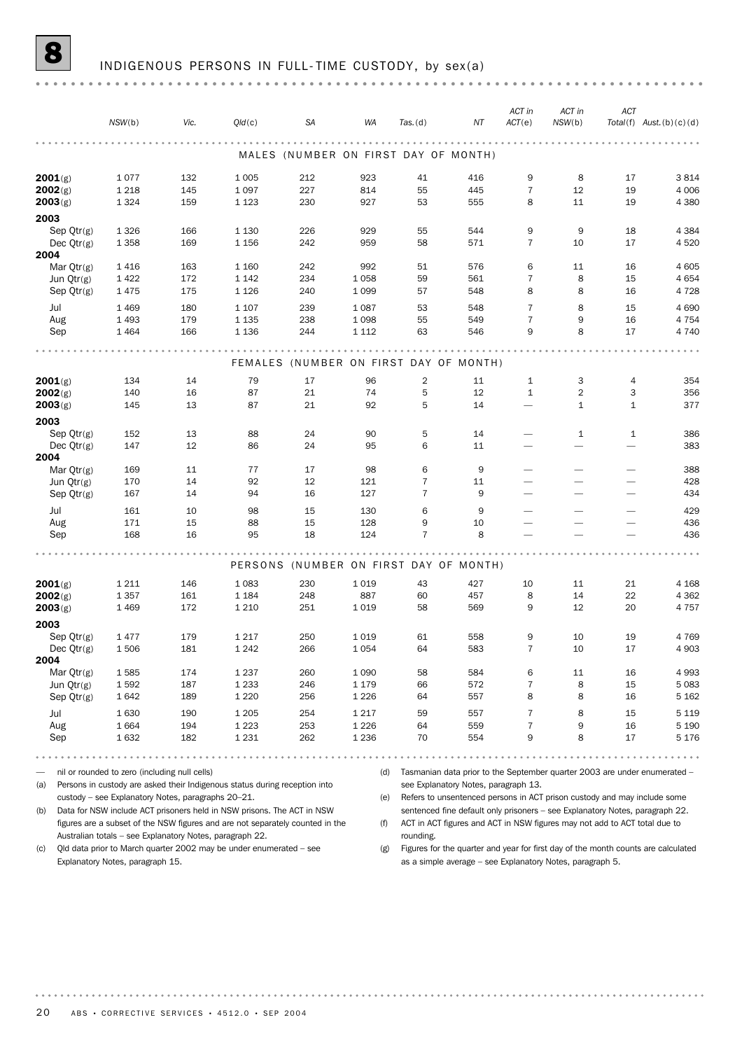# 8 INDIGENOUS PERSONS IN FULL-TIME CUSTODY, by sex(a)

| | NSW(b) | Vic. | Qld(c) | SA | WA | Tas.(d) | NT | ACT in ACT(e) | ACT in NSW(b) | ACT Total(f) | Aust.(b)(c)(d) |
|---|---|---|---|---|---|---|---|---|---|---|---|
| **MALES (NUMBER ON FIRST DAY OF MONTH)** | | | | | | | | | | | |
| **2001**(g) | 1 077 | 132 | 1 005 | 212 | 923 | 41 | 416 | 9 | 8 | 17 | 3 814 |
| **2002**(g) | 1 218 | 145 | 1 097 | 227 | 814 | 55 | 445 | 7 | 12 | 19 | 4 006 |
| **2003**(g) | 1 324 | 159 | 1 123 | 230 | 927 | 53 | 555 | 8 | 11 | 19 | 4 380 |
| **2003** | | | | | | | | | | | |
| Sep Qtr(g) | 1 326 | 166 | 1 130 | 226 | 929 | 55 | 544 | 9 | 9 | 18 | 4 384 |
| Dec Qtr(g) | 1 358 | 169 | 1 156 | 242 | 959 | 58 | 571 | 7 | 10 | 17 | 4 520 |
| **2004** | | | | | | | | | | | |
| Mar Qtr(g) | 1 416 | 163 | 1 160 | 242 | 992 | 51 | 576 | 6 | 11 | 16 | 4 605 |
| Jun Qtr(g) | 1 422 | 172 | 1 142 | 234 | 1 058 | 59 | 561 | 7 | 8 | 15 | 4 654 |
| Sep Qtr(g) | 1 475 | 175 | 1 126 | 240 | 1 099 | 57 | 548 | 8 | 8 | 16 | 4 728 |
| Jul | 1 469 | 180 | 1 107 | 239 | 1 087 | 53 | 548 | 7 | 8 | 15 | 4 690 |
| Aug | 1 493 | 179 | 1 135 | 238 | 1 098 | 55 | 549 | 7 | 9 | 16 | 4 754 |
| Sep | 1 464 | 166 | 1 136 | 244 | 1 112 | 63 | 546 | 9 | 8 | 17 | 4 740 |
| **FEMALES (NUMBER ON FIRST DAY OF MONTH)** | | | | | | | | | | | |
| **2001**(g) | 134 | 14 | 79 | 17 | 96 | 2 | 11 | 1 | 3 | 4 | 354 |
| **2002**(g) | 140 | 16 | 87 | 21 | 74 | 5 | 12 | 1 | 2 | 3 | 356 |
| **2003**(g) | 145 | 13 | 87 | 21 | 92 | 5 | 14 | — | 1 | 1 | 377 |
| **2003** | | | | | | | | | | | |
| Sep Qtr(g) | 152 | 13 | 88 | 24 | 90 | 5 | 14 | — | 1 | 1 | 386 |
| Dec Qtr(g) | 147 | 12 | 86 | 24 | 95 | 6 | 11 | — | — | — | 383 |
| **2004** | | | | | | | | | | | |
| Mar Qtr(g) | 169 | 11 | 77 | 17 | 98 | 6 | 9 | — | — | — | 388 |
| Jun Qtr(g) | 170 | 14 | 92 | 12 | 121 | 7 | 11 | — | — | — | 428 |
| Sep Qtr(g) | 167 | 14 | 94 | 16 | 127 | 7 | 9 | — | — | — | 434 |
| Jul | 161 | 10 | 98 | 15 | 130 | 6 | 9 | — | — | — | 429 |
| Aug | 171 | 15 | 88 | 15 | 128 | 9 | 10 | — | — | — | 436 |
| Sep | 168 | 16 | 95 | 18 | 124 | 7 | 8 | — | — | — | 436 |
| **PERSONS (NUMBER ON FIRST DAY OF MONTH)** | | | | | | | | | | | |
| **2001**(g) | 1 211 | 146 | 1 083 | 230 | 1 019 | 43 | 427 | 10 | 11 | 21 | 4 168 |
| **2002**(g) | 1 357 | 161 | 1 184 | 248 | 887 | 60 | 457 | 8 | 14 | 22 | 4 362 |
| **2003**(g) | 1 469 | 172 | 1 210 | 251 | 1 019 | 58 | 569 | 9 | 12 | 20 | 4 757 |
| **2003** | | | | | | | | | | | |
| Sep Qtr(g) | 1 477 | 179 | 1 217 | 250 | 1 019 | 61 | 558 | 9 | 10 | 19 | 4 769 |
| Dec Qtr(g) | 1 506 | 181 | 1 242 | 266 | 1 054 | 64 | 583 | 7 | 10 | 17 | 4 903 |
| **2004** | | | | | | | | | | | |
| Mar Qtr(g) | 1 585 | 174 | 1 237 | 260 | 1 090 | 58 | 584 | 6 | 11 | 16 | 4 993 |
| Jun Qtr(g) | 1 592 | 187 | 1 233 | 246 | 1 179 | 66 | 572 | 7 | 8 | 15 | 5 083 |
| Sep Qtr(g) | 1 642 | 189 | 1 220 | 256 | 1 226 | 64 | 557 | 8 | 8 | 16 | 5 162 |
| Jul | 1 630 | 190 | 1 205 | 254 | 1 217 | 59 | 557 | 7 | 8 | 15 | 5 119 |
| Aug | 1 664 | 194 | 1 223 | 253 | 1 226 | 64 | 559 | 7 | 9 | 16 | 5 190 |
| Sep | 1 632 | 182 | 1 231 | 262 | 1 236 | 70 | 554 | 9 | 8 | 17 | 5 176 |

— nil or rounded to zero (including null cells)

(a) Persons in custody are asked their Indigenous status during reception into custody – see Explanatory Notes, paragraphs 20–21.

(b) Data for NSW include ACT prisoners held in NSW prisons. The ACT in NSW figures are a subset of the NSW figures and are not separately counted in the Australian totals – see Explanatory Notes, paragraph 22.

(c) Qld data prior to March quarter 2002 may be under enumerated – see Explanatory Notes, paragraph 15.

(d) Tasmanian data prior to the September quarter 2003 are under enumerated – see Explanatory Notes, paragraph 13.

(e) Refers to unsentenced persons in ACT prison custody and may include some sentenced fine default only prisoners – see Explanatory Notes, paragraph 22.

(f) ACT in ACT figures and ACT in NSW figures may not add to ACT total due to rounding.

(g) Figures for the quarter and year for first day of the month counts are calculated as a simple average – see Explanatory Notes, paragraph 5.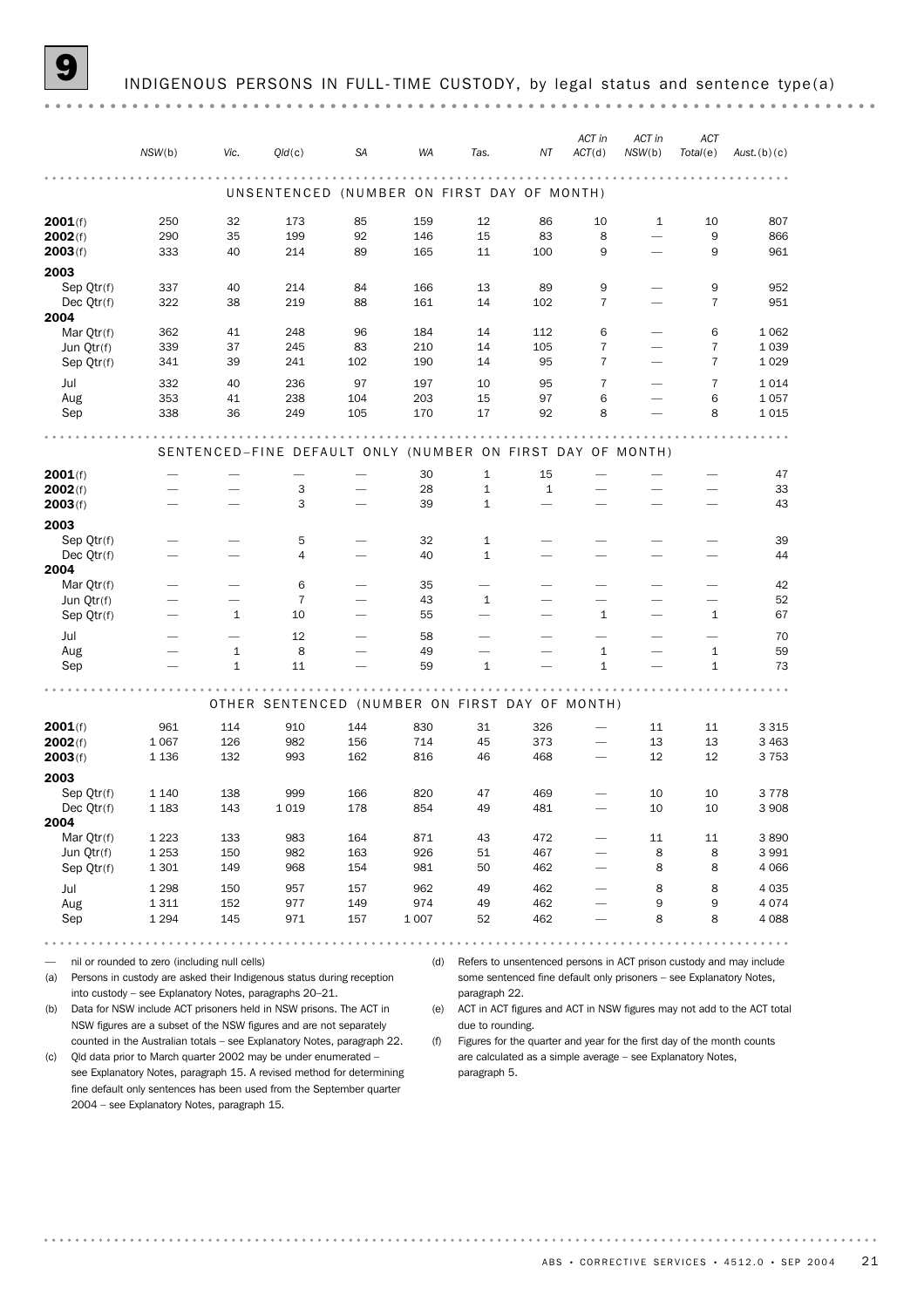# 9 INDIGENOUS PERSONS IN FULL-TIME CUSTODY, by legal status and sentence type(a)

| | NSW(b) | Vic. | Qld(c) | SA | WA | Tas. | NT | ACT in ACT(d) | ACT in NSW(b) | ACT Total(e) | Aust.(b)(c) |
|---|---|---|---|---|---|---|---|---|---|---|---|
| **UNSENTENCED (NUMBER ON FIRST DAY OF MONTH)** | | | | | | | | | | | |
| **2001**(f) | 250 | 32 | 173 | 85 | 159 | 12 | 86 | 10 | 1 | 10 | 807 |
| **2002**(f) | 290 | 35 | 199 | 92 | 146 | 15 | 83 | 8 | — | 9 | 866 |
| **2003**(f) | 333 | 40 | 214 | 89 | 165 | 11 | 100 | 9 | — | 9 | 961 |
| **2003** | | | | | | | | | | | |
| Sep Qtr(f) | 337 | 40 | 214 | 84 | 166 | 13 | 89 | 9 | — | 9 | 952 |
| Dec Qtr(f) | 322 | 38 | 219 | 88 | 161 | 14 | 102 | 7 | — | 7 | 951 |
| **2004** | | | | | | | | | | | |
| Mar Qtr(f) | 362 | 41 | 248 | 96 | 184 | 14 | 112 | 6 | — | 6 | 1 062 |
| Jun Qtr(f) | 339 | 37 | 245 | 83 | 210 | 14 | 105 | 7 | — | 7 | 1 039 |
| Sep Qtr(f) | 341 | 39 | 241 | 102 | 190 | 14 | 95 | 7 | — | 7 | 1 029 |
| Jul | 332 | 40 | 236 | 97 | 197 | 10 | 95 | 7 | — | 7 | 1 014 |
| Aug | 353 | 41 | 238 | 104 | 203 | 15 | 97 | 6 | — | 6 | 1 057 |
| Sep | 338 | 36 | 249 | 105 | 170 | 17 | 92 | 8 | — | 8 | 1 015 |
| **SENTENCED–FINE DEFAULT ONLY (NUMBER ON FIRST DAY OF MONTH)** | | | | | | | | | | | |
| **2001**(f) | — | — | — | — | 30 | 1 | 15 | — | — | — | 47 |
| **2002**(f) | — | — | 3 | — | 28 | 1 | 1 | — | — | — | 33 |
| **2003**(f) | — | — | 3 | — | 39 | 1 | — | — | — | — | 43 |
| **2003** | | | | | | | | | | | |
| Sep Qtr(f) | — | — | 5 | — | 32 | 1 | — | — | — | — | 39 |
| Dec Qtr(f) | — | — | 4 | — | 40 | 1 | — | — | — | — | 44 |
| **2004** | | | | | | | | | | | |
| Mar Qtr(f) | — | — | 6 | — | 35 | — | — | — | — | — | 42 |
| Jun Qtr(f) | — | — | 7 | — | 43 | 1 | — | — | — | — | 52 |
| Sep Qtr(f) | — | 1 | 10 | — | 55 | — | — | 1 | — | 1 | 67 |
| Jul | — | — | 12 | — | 58 | — | — | — | — | — | 70 |
| Aug | — | 1 | 8 | — | 49 | — | — | 1 | — | 1 | 59 |
| Sep | — | 1 | 11 | — | 59 | 1 | — | 1 | — | 1 | 73 |
| **OTHER SENTENCED (NUMBER ON FIRST DAY OF MONTH)** | | | | | | | | | | | |
| **2001**(f) | 961 | 114 | 910 | 144 | 830 | 31 | 326 | — | 11 | 11 | 3 315 |
| **2002**(f) | 1 067 | 126 | 982 | 156 | 714 | 45 | 373 | — | 13 | 13 | 3 463 |
| **2003**(f) | 1 136 | 132 | 993 | 162 | 816 | 46 | 468 | — | 12 | 12 | 3 753 |
| **2003** | | | | | | | | | | | |
| Sep Qtr(f) | 1 140 | 138 | 999 | 166 | 820 | 47 | 469 | — | 10 | 10 | 3 778 |
| Dec Qtr(f) | 1 183 | 143 | 1 019 | 178 | 854 | 49 | 481 | — | 10 | 10 | 3 908 |
| **2004** | | | | | | | | | | | |
| Mar Qtr(f) | 1 223 | 133 | 983 | 164 | 871 | 43 | 472 | — | 11 | 11 | 3 890 |
| Jun Qtr(f) | 1 253 | 150 | 982 | 163 | 926 | 51 | 467 | — | 8 | 8 | 3 991 |
| Sep Qtr(f) | 1 301 | 149 | 968 | 154 | 981 | 50 | 462 | — | 8 | 8 | 4 066 |
| Jul | 1 298 | 150 | 957 | 157 | 962 | 49 | 462 | — | 8 | 8 | 4 035 |
| Aug | 1 311 | 152 | 977 | 149 | 974 | 49 | 462 | — | 9 | 9 | 4 074 |
| Sep | 1 294 | 145 | 971 | 157 | 1 007 | 52 | 462 | — | 8 | 8 | 4 088 |

— nil or rounded to zero (including null cells)

(a) Persons in custody are asked their Indigenous status during reception into custody – see Explanatory Notes, paragraphs 20–21.

(b) Data for NSW include ACT prisoners held in NSW prisons. The ACT in NSW figures are a subset of the NSW figures and are not separately counted in the Australian totals – see Explanatory Notes, paragraph 22.

(c) Qld data prior to March quarter 2002 may be under enumerated – see Explanatory Notes, paragraph 15. A revised method for determining fine default only sentences has been used from the September quarter 2004 – see Explanatory Notes, paragraph 15.

(d) Refers to unsentenced persons in ACT prison custody and may include some sentenced fine default only prisoners – see Explanatory Notes, paragraph 22.

(e) ACT in ACT figures and ACT in NSW figures may not add to the ACT total due to rounding.

(f) Figures for the quarter and year for the first day of the month counts are calculated as a simple average – see Explanatory Notes, paragraph 5.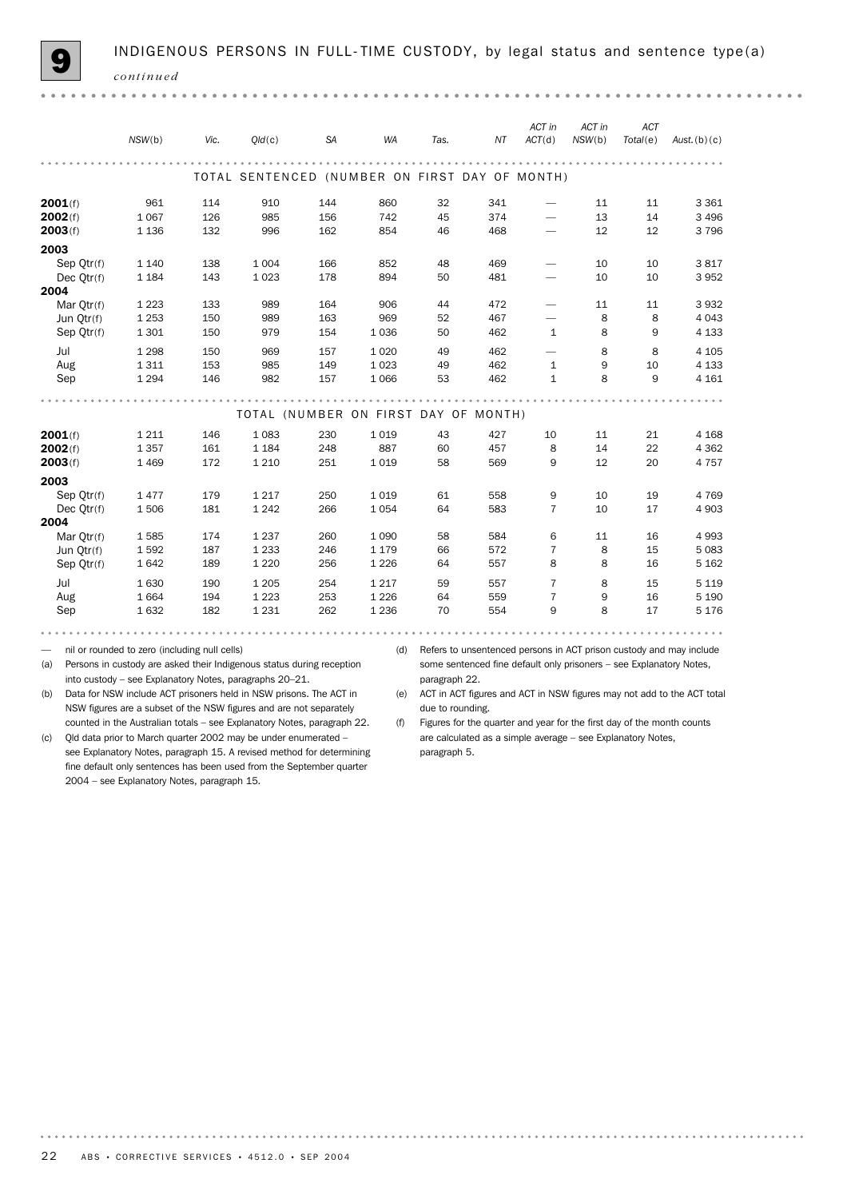# 9 INDIGENOUS PERSONS IN FULL-TIME CUSTODY, by legal status and sentence type(a) *continued*

| | NSW(b) | Vic. | Qld(c) | SA | WA | Tas. | NT | ACT in ACT(d) | ACT in NSW(b) | ACT Total(e) | Aust.(b)(c) |
|---|---|---|---|---|---|---|---|---|---|---|---|
| **TOTAL SENTENCED (NUMBER ON FIRST DAY OF MONTH)** | | | | | | | | | | | |
| **2001**(f) | 961 | 114 | 910 | 144 | 860 | 32 | 341 | — | 11 | 11 | 3 361 |
| **2002**(f) | 1 067 | 126 | 985 | 156 | 742 | 45 | 374 | — | 13 | 14 | 3 496 |
| **2003**(f) | 1 136 | 132 | 996 | 162 | 854 | 46 | 468 | — | 12 | 12 | 3 796 |
| **2003** | | | | | | | | | | | |
| Sep Qtr(f) | 1 140 | 138 | 1 004 | 166 | 852 | 48 | 469 | — | 10 | 10 | 3 817 |
| Dec Qtr(f) | 1 184 | 143 | 1 023 | 178 | 894 | 50 | 481 | — | 10 | 10 | 3 952 |
| **2004** | | | | | | | | | | | |
| Mar Qtr(f) | 1 223 | 133 | 989 | 164 | 906 | 44 | 472 | — | 11 | 11 | 3 932 |
| Jun Qtr(f) | 1 253 | 150 | 989 | 163 | 969 | 52 | 467 | — | 8 | 8 | 4 043 |
| Sep Qtr(f) | 1 301 | 150 | 979 | 154 | 1 036 | 50 | 462 | 1 | 8 | 9 | 4 133 |
| Jul | 1 298 | 150 | 969 | 157 | 1 020 | 49 | 462 | — | 8 | 8 | 4 105 |
| Aug | 1 311 | 153 | 985 | 149 | 1 023 | 49 | 462 | 1 | 9 | 10 | 4 133 |
| Sep | 1 294 | 146 | 982 | 157 | 1 066 | 53 | 462 | 1 | 8 | 9 | 4 161 |
| **TOTAL (NUMBER ON FIRST DAY OF MONTH)** | | | | | | | | | | | |
| **2001**(f) | 1 211 | 146 | 1 083 | 230 | 1 019 | 43 | 427 | 10 | 11 | 21 | 4 168 |
| **2002**(f) | 1 357 | 161 | 1 184 | 248 | 887 | 60 | 457 | 8 | 14 | 22 | 4 362 |
| **2003**(f) | 1 469 | 172 | 1 210 | 251 | 1 019 | 58 | 569 | 9 | 12 | 20 | 4 757 |
| **2003** | | | | | | | | | | | |
| Sep Qtr(f) | 1 477 | 179 | 1 217 | 250 | 1 019 | 61 | 558 | 9 | 10 | 19 | 4 769 |
| Dec Qtr(f) | 1 506 | 181 | 1 242 | 266 | 1 054 | 64 | 583 | 7 | 10 | 17 | 4 903 |
| **2004** | | | | | | | | | | | |
| Mar Qtr(f) | 1 585 | 174 | 1 237 | 260 | 1 090 | 58 | 584 | 6 | 11 | 16 | 4 993 |
| Jun Qtr(f) | 1 592 | 187 | 1 233 | 246 | 1 179 | 66 | 572 | 7 | 8 | 15 | 5 083 |
| Sep Qtr(f) | 1 642 | 189 | 1 220 | 256 | 1 226 | 64 | 557 | 8 | 8 | 16 | 5 162 |
| Jul | 1 630 | 190 | 1 205 | 254 | 1 217 | 59 | 557 | 7 | 8 | 15 | 5 119 |
| Aug | 1 664 | 194 | 1 223 | 253 | 1 226 | 64 | 559 | 7 | 9 | 16 | 5 190 |
| Sep | 1 632 | 182 | 1 231 | 262 | 1 236 | 70 | 554 | 9 | 8 | 17 | 5 176 |

— nil or rounded to zero (including null cells)

(a) Persons in custody are asked their Indigenous status during reception into custody – see Explanatory Notes, paragraphs 20–21.

(b) Data for NSW include ACT prisoners held in NSW prisons. The ACT in NSW figures are a subset of the NSW figures and are not separately counted in the Australian totals – see Explanatory Notes, paragraph 22.

(c) Qld data prior to March quarter 2002 may be under enumerated – see Explanatory Notes, paragraph 15. A revised method for determining fine default only sentences has been used from the September quarter 2004 – see Explanatory Notes, paragraph 15.

(d) Refers to unsentenced persons in ACT prison custody and may include some sentenced fine default only prisoners – see Explanatory Notes, paragraph 22.

(e) ACT in ACT figures and ACT in NSW figures may not add to the ACT total due to rounding.

(f) Figures for the quarter and year for the first day of the month counts are calculated as a simple average – see Explanatory Notes, paragraph 5.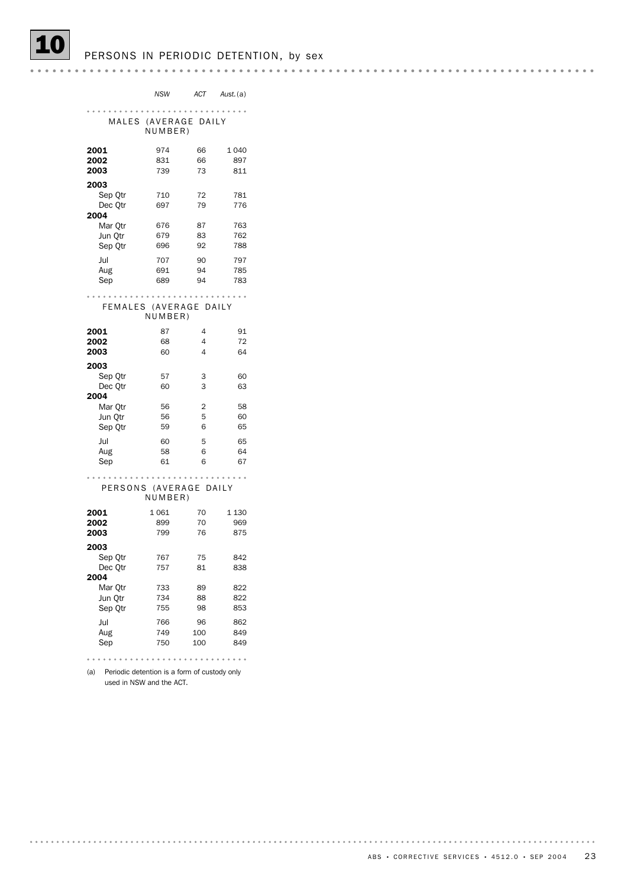# 10 PERSONS IN PERIODIC DETENTION, by sex

| | NSW | ACT | Aust.(a) |
|---|---|---|---|
| **MALES (AVERAGE DAILY NUMBER)** | | | |
| **2001** | 974 | 66 | 1 040 |
| **2002** | 831 | 66 | 897 |
| **2003** | 739 | 73 | 811 |
| **2003** | | | |
| Sep Qtr | 710 | 72 | 781 |
| Dec Qtr | 697 | 79 | 776 |
| **2004** | | | |
| Mar Qtr | 676 | 87 | 763 |
| Jun Qtr | 679 | 83 | 762 |
| Sep Qtr | 696 | 92 | 788 |
| Jul | 707 | 90 | 797 |
| Aug | 691 | 94 | 785 |
| Sep | 689 | 94 | 783 |
| **FEMALES (AVERAGE DAILY NUMBER)** | | | |
| **2001** | 87 | 4 | 91 |
| **2002** | 68 | 4 | 72 |
| **2003** | 60 | 4 | 64 |
| **2003** | | | |
| Sep Qtr | 57 | 3 | 60 |
| Dec Qtr | 60 | 3 | 63 |
| **2004** | | | |
| Mar Qtr | 56 | 2 | 58 |
| Jun Qtr | 56 | 5 | 60 |
| Sep Qtr | 59 | 6 | 65 |
| Jul | 60 | 5 | 65 |
| Aug | 58 | 6 | 64 |
| Sep | 61 | 6 | 67 |
| **PERSONS (AVERAGE DAILY NUMBER)** | | | |
| **2001** | 1 061 | 70 | 1 130 |
| **2002** | 899 | 70 | 969 |
| **2003** | 799 | 76 | 875 |
| **2003** | | | |
| Sep Qtr | 767 | 75 | 842 |
| Dec Qtr | 757 | 81 | 838 |
| **2004** | | | |
| Mar Qtr | 733 | 89 | 822 |
| Jun Qtr | 734 | 88 | 822 |
| Sep Qtr | 755 | 98 | 853 |
| Jul | 766 | 96 | 862 |
| Aug | 749 | 100 | 849 |
| Sep | 750 | 100 | 849 |

(a) Periodic detention is a form of custody only used in NSW and the ACT.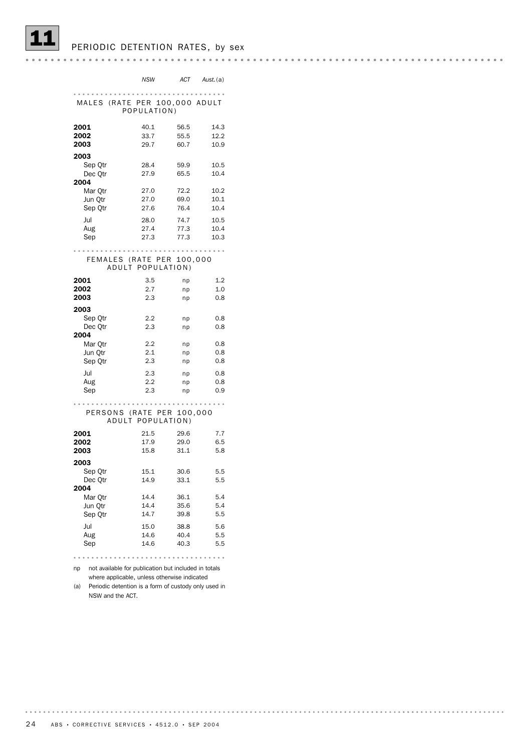# 11 PERIODIC DETENTION RATES, by sex

| | *NSW* | *ACT* | *Aust.*(a) |
|---|---|---|---|
| **MALES (RATE PER 100,000 ADULT POPULATION)** | | | |
| **2001** | 40.1 | 56.5 | 14.3 |
| **2002** | 33.7 | 55.5 | 12.2 |
| **2003** | 29.7 | 60.7 | 10.9 |
| **2003** | | | |
| Sep Qtr | 28.4 | 59.9 | 10.5 |
| Dec Qtr | 27.9 | 65.5 | 10.4 |
| **2004** | | | |
| Mar Qtr | 27.0 | 72.2 | 10.2 |
| Jun Qtr | 27.0 | 69.0 | 10.1 |
| Sep Qtr | 27.6 | 76.4 | 10.4 |
| Jul | 28.0 | 74.7 | 10.5 |
| Aug | 27.4 | 77.3 | 10.4 |
| Sep | 27.3 | 77.3 | 10.3 |
| **FEMALES (RATE PER 100,000 ADULT POPULATION)** | | | |
| **2001** | 3.5 | np | 1.2 |
| **2002** | 2.7 | np | 1.0 |
| **2003** | 2.3 | np | 0.8 |
| **2003** | | | |
| Sep Qtr | 2.2 | np | 0.8 |
| Dec Qtr | 2.3 | np | 0.8 |
| **2004** | | | |
| Mar Qtr | 2.2 | np | 0.8 |
| Jun Qtr | 2.1 | np | 0.8 |
| Sep Qtr | 2.3 | np | 0.8 |
| Jul | 2.3 | np | 0.8 |
| Aug | 2.2 | np | 0.8 |
| Sep | 2.3 | np | 0.9 |
| **PERSONS (RATE PER 100,000 ADULT POPULATION)** | | | |
| **2001** | 21.5 | 29.6 | 7.7 |
| **2002** | 17.9 | 29.0 | 6.5 |
| **2003** | 15.8 | 31.1 | 5.8 |
| **2003** | | | |
| Sep Qtr | 15.1 | 30.6 | 5.5 |
| Dec Qtr | 14.9 | 33.1 | 5.5 |
| **2004** | | | |
| Mar Qtr | 14.4 | 36.1 | 5.4 |
| Jun Qtr | 14.4 | 35.6 | 5.4 |
| Sep Qtr | 14.7 | 39.8 | 5.5 |
| Jul | 15.0 | 38.8 | 5.6 |
| Aug | 14.6 | 40.4 | 5.5 |
| Sep | 14.6 | 40.3 | 5.5 |

np not available for publication but included in totals where applicable, unless otherwise indicated

(a) Periodic detention is a form of custody only used in NSW and the ACT.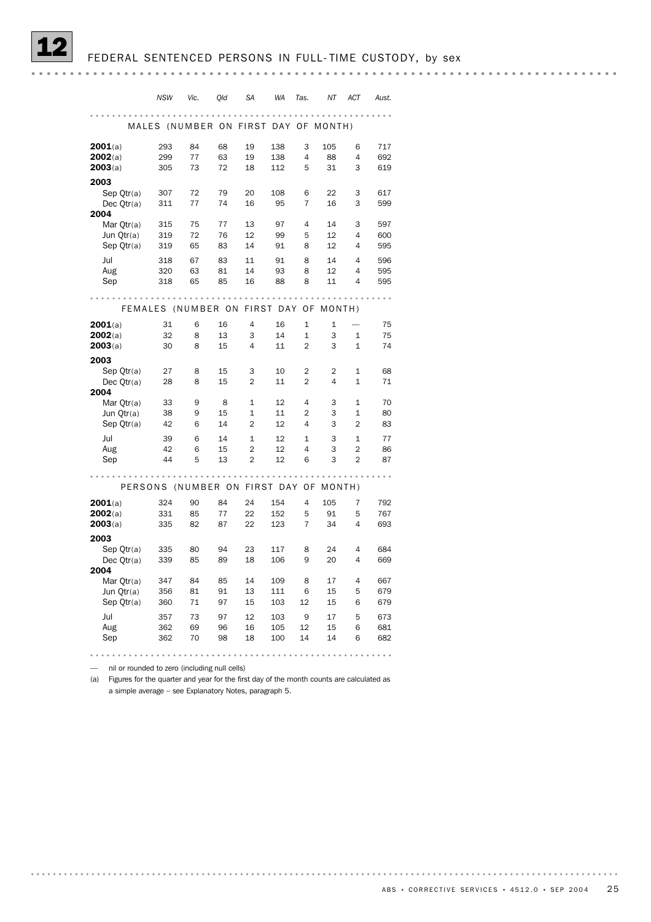# 12 FEDERAL SENTENCED PERSONS IN FULL-TIME CUSTODY, by sex

| | NSW | Vic. | Qld | SA | WA | Tas. | NT | ACT | Aust. |
|---|---|---|---|---|---|---|---|---|---|
| **MALES (NUMBER ON FIRST DAY OF MONTH)** | | | | | | | | | |
| **2001**(a) | 293 | 84 | 68 | 19 | 138 | 3 | 105 | 6 | 717 |
| **2002**(a) | 299 | 77 | 63 | 19 | 138 | 4 | 88 | 4 | 692 |
| **2003**(a) | 305 | 73 | 72 | 18 | 112 | 5 | 31 | 3 | 619 |
| **2003** | | | | | | | | | |
| Sep Qtr(a) | 307 | 72 | 79 | 20 | 108 | 6 | 22 | 3 | 617 |
| Dec Qtr(a) | 311 | 77 | 74 | 16 | 95 | 7 | 16 | 3 | 599 |
| **2004** | | | | | | | | | |
| Mar Qtr(a) | 315 | 75 | 77 | 13 | 97 | 4 | 14 | 3 | 597 |
| Jun Qtr(a) | 319 | 72 | 76 | 12 | 99 | 5 | 12 | 4 | 600 |
| Sep Qtr(a) | 319 | 65 | 83 | 14 | 91 | 8 | 12 | 4 | 595 |
| Jul | 318 | 67 | 83 | 11 | 91 | 8 | 14 | 4 | 596 |
| Aug | 320 | 63 | 81 | 14 | 93 | 8 | 12 | 4 | 595 |
| Sep | 318 | 65 | 85 | 16 | 88 | 8 | 11 | 4 | 595 |
| **FEMALES (NUMBER ON FIRST DAY OF MONTH)** | | | | | | | | | |
| **2001**(a) | 31 | 6 | 16 | 4 | 16 | 1 | 1 | — | 75 |
| **2002**(a) | 32 | 8 | 13 | 3 | 14 | 1 | 3 | 1 | 75 |
| **2003**(a) | 30 | 8 | 15 | 4 | 11 | 2 | 3 | 1 | 74 |
| **2003** | | | | | | | | | |
| Sep Qtr(a) | 27 | 8 | 15 | 3 | 10 | 2 | 2 | 1 | 68 |
| Dec Qtr(a) | 28 | 8 | 15 | 2 | 11 | 2 | 4 | 1 | 71 |
| **2004** | | | | | | | | | |
| Mar Qtr(a) | 33 | 9 | 8 | 1 | 12 | 4 | 3 | 1 | 70 |
| Jun Qtr(a) | 38 | 9 | 15 | 1 | 11 | 2 | 3 | 1 | 80 |
| Sep Qtr(a) | 42 | 6 | 14 | 2 | 12 | 4 | 3 | 2 | 83 |
| Jul | 39 | 6 | 14 | 1 | 12 | 1 | 3 | 1 | 77 |
| Aug | 42 | 6 | 15 | 2 | 12 | 4 | 3 | 2 | 86 |
| Sep | 44 | 5 | 13 | 2 | 12 | 6 | 3 | 2 | 87 |
| **PERSONS (NUMBER ON FIRST DAY OF MONTH)** | | | | | | | | | |
| **2001**(a) | 324 | 90 | 84 | 24 | 154 | 4 | 105 | 7 | 792 |
| **2002**(a) | 331 | 85 | 77 | 22 | 152 | 5 | 91 | 5 | 767 |
| **2003**(a) | 335 | 82 | 87 | 22 | 123 | 7 | 34 | 4 | 693 |
| **2003** | | | | | | | | | |
| Sep Qtr(a) | 335 | 80 | 94 | 23 | 117 | 8 | 24 | 4 | 684 |
| Dec Qtr(a) | 339 | 85 | 89 | 18 | 106 | 9 | 20 | 4 | 669 |
| **2004** | | | | | | | | | |
| Mar Qtr(a) | 347 | 84 | 85 | 14 | 109 | 8 | 17 | 4 | 667 |
| Jun Qtr(a) | 356 | 81 | 91 | 13 | 111 | 6 | 15 | 5 | 679 |
| Sep Qtr(a) | 360 | 71 | 97 | 15 | 103 | 12 | 15 | 6 | 679 |
| Jul | 357 | 73 | 97 | 12 | 103 | 9 | 17 | 5 | 673 |
| Aug | 362 | 69 | 96 | 16 | 105 | 12 | 15 | 6 | 681 |
| Sep | 362 | 70 | 98 | 18 | 100 | 14 | 14 | 6 | 682 |

— nil or rounded to zero (including null cells)

(a) Figures for the quarter and year for the first day of the month counts are calculated as a simple average – see Explanatory Notes, paragraph 5.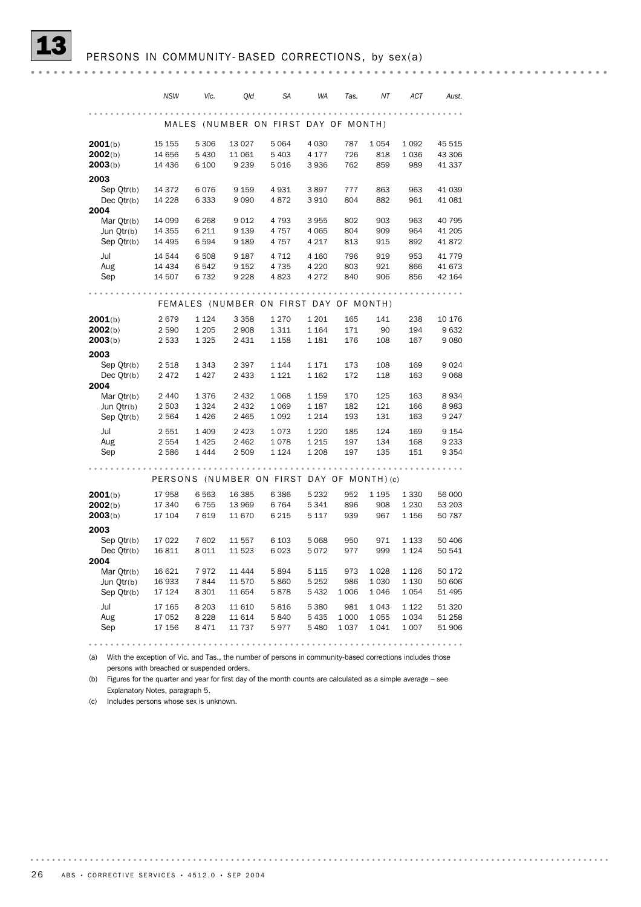## 13 PERSONS IN COMMUNITY-BASED CORRECTIONS, by sex(a)

| | NSW | Vic. | Qld | SA | WA | Tas. | NT | ACT | Aust. |
|---|---|---|---|---|---|---|---|---|---|
| **MALES (NUMBER ON FIRST DAY OF MONTH)** | | | | | | | | | |
| **2001**(b) | 15 155 | 5 306 | 13 027 | 5 064 | 4 030 | 787 | 1 054 | 1 092 | 45 515 |
| **2002**(b) | 14 656 | 5 430 | 11 061 | 5 403 | 4 177 | 726 | 818 | 1 036 | 43 306 |
| **2003**(b) | 14 436 | 6 100 | 9 239 | 5 016 | 3 936 | 762 | 859 | 989 | 41 337 |
| **2003** | | | | | | | | | |
| Sep Qtr(b) | 14 372 | 6 076 | 9 159 | 4 931 | 3 897 | 777 | 863 | 963 | 41 039 |
| Dec Qtr(b) | 14 228 | 6 333 | 9 090 | 4 872 | 3 910 | 804 | 882 | 961 | 41 081 |
| **2004** | | | | | | | | | |
| Mar Qtr(b) | 14 099 | 6 268 | 9 012 | 4 793 | 3 955 | 802 | 903 | 963 | 40 795 |
| Jun Qtr(b) | 14 355 | 6 211 | 9 139 | 4 757 | 4 065 | 804 | 909 | 964 | 41 205 |
| Sep Qtr(b) | 14 495 | 6 594 | 9 189 | 4 757 | 4 217 | 813 | 915 | 892 | 41 872 |
| Jul | 14 544 | 6 508 | 9 187 | 4 712 | 4 160 | 796 | 919 | 953 | 41 779 |
| Aug | 14 434 | 6 542 | 9 152 | 4 735 | 4 220 | 803 | 921 | 866 | 41 673 |
| Sep | 14 507 | 6 732 | 9 228 | 4 823 | 4 272 | 840 | 906 | 856 | 42 164 |
| **FEMALES (NUMBER ON FIRST DAY OF MONTH)** | | | | | | | | | |
| **2001**(b) | 2 679 | 1 124 | 3 358 | 1 270 | 1 201 | 165 | 141 | 238 | 10 176 |
| **2002**(b) | 2 590 | 1 205 | 2 908 | 1 311 | 1 164 | 171 | 90 | 194 | 9 632 |
| **2003**(b) | 2 533 | 1 325 | 2 431 | 1 158 | 1 181 | 176 | 108 | 167 | 9 080 |
| **2003** | | | | | | | | | |
| Sep Qtr(b) | 2 518 | 1 343 | 2 397 | 1 144 | 1 171 | 173 | 108 | 169 | 9 024 |
| Dec Qtr(b) | 2 472 | 1 427 | 2 433 | 1 121 | 1 162 | 172 | 118 | 163 | 9 068 |
| **2004** | | | | | | | | | |
| Mar Qtr(b) | 2 440 | 1 376 | 2 432 | 1 068 | 1 159 | 170 | 125 | 163 | 8 934 |
| Jun Qtr(b) | 2 503 | 1 324 | 2 432 | 1 069 | 1 187 | 182 | 121 | 166 | 8 983 |
| Sep Qtr(b) | 2 564 | 1 426 | 2 465 | 1 092 | 1 214 | 193 | 131 | 163 | 9 247 |
| Jul | 2 551 | 1 409 | 2 423 | 1 073 | 1 220 | 185 | 124 | 169 | 9 154 |
| Aug | 2 554 | 1 425 | 2 462 | 1 078 | 1 215 | 197 | 134 | 168 | 9 233 |
| Sep | 2 586 | 1 444 | 2 509 | 1 124 | 1 208 | 197 | 135 | 151 | 9 354 |
| **PERSONS (NUMBER ON FIRST DAY OF MONTH)(c)** | | | | | | | | | |
| **2001**(b) | 17 958 | 6 563 | 16 385 | 6 386 | 5 232 | 952 | 1 195 | 1 330 | 56 000 |
| **2002**(b) | 17 340 | 6 755 | 13 969 | 6 764 | 5 341 | 896 | 908 | 1 230 | 53 203 |
| **2003**(b) | 17 104 | 7 619 | 11 670 | 6 215 | 5 117 | 939 | 967 | 1 156 | 50 787 |
| **2003** | | | | | | | | | |
| Sep Qtr(b) | 17 022 | 7 602 | 11 557 | 6 103 | 5 068 | 950 | 971 | 1 133 | 50 406 |
| Dec Qtr(b) | 16 811 | 8 011 | 11 523 | 6 023 | 5 072 | 977 | 999 | 1 124 | 50 541 |
| **2004** | | | | | | | | | |
| Mar Qtr(b) | 16 621 | 7 972 | 11 444 | 5 894 | 5 115 | 973 | 1 028 | 1 126 | 50 172 |
| Jun Qtr(b) | 16 933 | 7 844 | 11 570 | 5 860 | 5 252 | 986 | 1 030 | 1 130 | 50 606 |
| Sep Qtr(b) | 17 124 | 8 301 | 11 654 | 5 878 | 5 432 | 1 006 | 1 046 | 1 054 | 51 495 |
| Jul | 17 165 | 8 203 | 11 610 | 5 816 | 5 380 | 981 | 1 043 | 1 122 | 51 320 |
| Aug | 17 052 | 8 228 | 11 614 | 5 840 | 5 435 | 1 000 | 1 055 | 1 034 | 51 258 |
| Sep | 17 156 | 8 471 | 11 737 | 5 977 | 5 480 | 1 037 | 1 041 | 1 007 | 51 906 |

(a) With the exception of Vic. and Tas., the number of persons in community-based corrections includes those persons with breached or suspended orders.

(b) Figures for the quarter and year for first day of the month counts are calculated as a simple average – see Explanatory Notes, paragraph 5.

(c) Includes persons whose sex is unknown.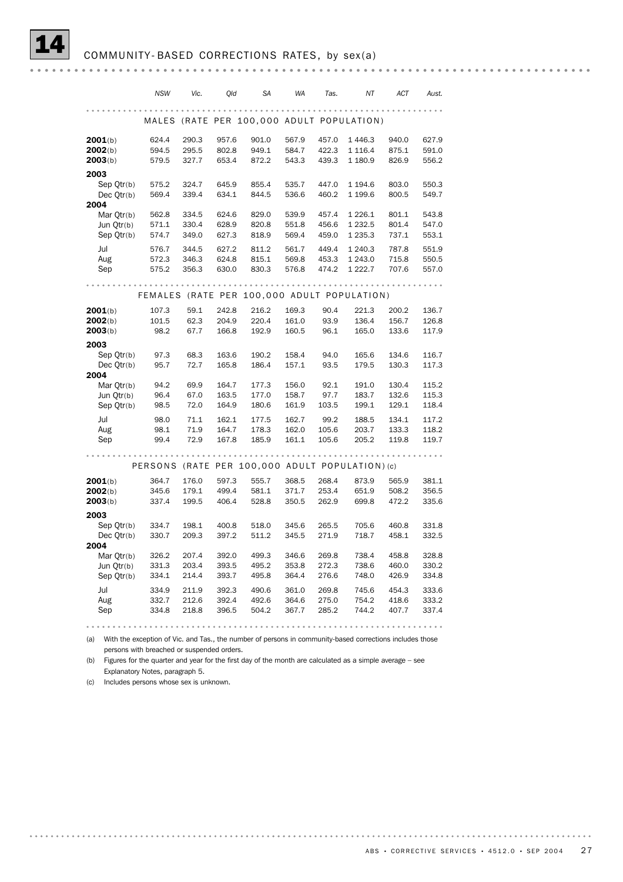# 14 COMMUNITY-BASED CORRECTIONS RATES, by sex(a)

| | NSW | Vic. | Qld | SA | WA | Tas. | NT | ACT | Aust. |
|---|---|---|---|---|---|---|---|---|---|
| **MALES (RATE PER 100,000 ADULT POPULATION)** | | | | | | | | | |
| **2001**(b) | 624.4 | 290.3 | 957.6 | 901.0 | 567.9 | 457.0 | 1 446.3 | 940.0 | 627.9 |
| **2002**(b) | 594.5 | 295.5 | 802.8 | 949.1 | 584.7 | 422.3 | 1 116.4 | 875.1 | 591.0 |
| **2003**(b) | 579.5 | 327.7 | 653.4 | 872.2 | 543.3 | 439.3 | 1 180.9 | 826.9 | 556.2 |
| **2003** | | | | | | | | | |
| Sep Qtr(b) | 575.2 | 324.7 | 645.9 | 855.4 | 535.7 | 447.0 | 1 194.6 | 803.0 | 550.3 |
| Dec Qtr(b) | 569.4 | 339.4 | 634.1 | 844.5 | 536.6 | 460.2 | 1 199.6 | 800.5 | 549.7 |
| **2004** | | | | | | | | | |
| Mar Qtr(b) | 562.8 | 334.5 | 624.6 | 829.0 | 539.9 | 457.4 | 1 226.1 | 801.1 | 543.8 |
| Jun Qtr(b) | 571.1 | 330.4 | 628.9 | 820.8 | 551.8 | 456.6 | 1 232.5 | 801.4 | 547.0 |
| Sep Qtr(b) | 574.7 | 349.0 | 627.3 | 818.9 | 569.4 | 459.0 | 1 235.3 | 737.1 | 553.1 |
| Jul | 576.7 | 344.5 | 627.2 | 811.2 | 561.7 | 449.4 | 1 240.3 | 787.8 | 551.9 |
| Aug | 572.3 | 346.3 | 624.8 | 815.1 | 569.8 | 453.3 | 1 243.0 | 715.8 | 550.5 |
| Sep | 575.2 | 356.3 | 630.0 | 830.3 | 576.8 | 474.2 | 1 222.7 | 707.6 | 557.0 |
| **FEMALES (RATE PER 100,000 ADULT POPULATION)** | | | | | | | | | |
| **2001**(b) | 107.3 | 59.1 | 242.8 | 216.2 | 169.3 | 90.4 | 221.3 | 200.2 | 136.7 |
| **2002**(b) | 101.5 | 62.3 | 204.9 | 220.4 | 161.0 | 93.9 | 136.4 | 156.7 | 126.8 |
| **2003**(b) | 98.2 | 67.7 | 166.8 | 192.9 | 160.5 | 96.1 | 165.0 | 133.6 | 117.9 |
| **2003** | | | | | | | | | |
| Sep Qtr(b) | 97.3 | 68.3 | 163.6 | 190.2 | 158.4 | 94.0 | 165.6 | 134.6 | 116.7 |
| Dec Qtr(b) | 95.7 | 72.7 | 165.8 | 186.4 | 157.1 | 93.5 | 179.5 | 130.3 | 117.3 |
| **2004** | | | | | | | | | |
| Mar Qtr(b) | 94.2 | 69.9 | 164.7 | 177.3 | 156.0 | 92.1 | 191.0 | 130.4 | 115.2 |
| Jun Qtr(b) | 96.4 | 67.0 | 163.5 | 177.0 | 158.7 | 97.7 | 183.7 | 132.6 | 115.3 |
| Sep Qtr(b) | 98.5 | 72.0 | 164.9 | 180.6 | 161.9 | 103.5 | 199.1 | 129.1 | 118.4 |
| Jul | 98.0 | 71.1 | 162.1 | 177.5 | 162.7 | 99.2 | 188.5 | 134.1 | 117.2 |
| Aug | 98.1 | 71.9 | 164.7 | 178.3 | 162.0 | 105.6 | 203.7 | 133.3 | 118.2 |
| Sep | 99.4 | 72.9 | 167.8 | 185.9 | 161.1 | 105.6 | 205.2 | 119.8 | 119.7 |
| **PERSONS (RATE PER 100,000 ADULT POPULATION)(c)** | | | | | | | | | |
| **2001**(b) | 364.7 | 176.0 | 597.3 | 555.7 | 368.5 | 268.4 | 873.9 | 565.9 | 381.1 |
| **2002**(b) | 345.6 | 179.1 | 499.4 | 581.1 | 371.7 | 253.4 | 651.9 | 508.2 | 356.5 |
| **2003**(b) | 337.4 | 199.5 | 406.4 | 528.8 | 350.5 | 262.9 | 699.8 | 472.2 | 335.6 |
| **2003** | | | | | | | | | |
| Sep Qtr(b) | 334.7 | 198.1 | 400.8 | 518.0 | 345.6 | 265.5 | 705.6 | 460.8 | 331.8 |
| Dec Qtr(b) | 330.7 | 209.3 | 397.2 | 511.2 | 345.5 | 271.9 | 718.7 | 458.1 | 332.5 |
| **2004** | | | | | | | | | |
| Mar Qtr(b) | 326.2 | 207.4 | 392.0 | 499.3 | 346.6 | 269.8 | 738.4 | 458.8 | 328.8 |
| Jun Qtr(b) | 331.3 | 203.4 | 393.5 | 495.2 | 353.8 | 272.3 | 738.6 | 460.0 | 330.2 |
| Sep Qtr(b) | 334.1 | 214.4 | 393.7 | 495.8 | 364.4 | 276.6 | 748.0 | 426.9 | 334.8 |
| Jul | 334.9 | 211.9 | 392.3 | 490.6 | 361.0 | 269.8 | 745.6 | 454.3 | 333.6 |
| Aug | 332.7 | 212.6 | 392.4 | 492.6 | 364.6 | 275.0 | 754.2 | 418.6 | 333.2 |
| Sep | 334.8 | 218.8 | 396.5 | 504.2 | 367.7 | 285.2 | 744.2 | 407.7 | 337.4 |

(a) With the exception of Vic. and Tas., the number of persons in community-based corrections includes those persons with breached or suspended orders.

(b) Figures for the quarter and year for the first day of the month are calculated as a simple average – see Explanatory Notes, paragraph 5.

(c) Includes persons whose sex is unknown.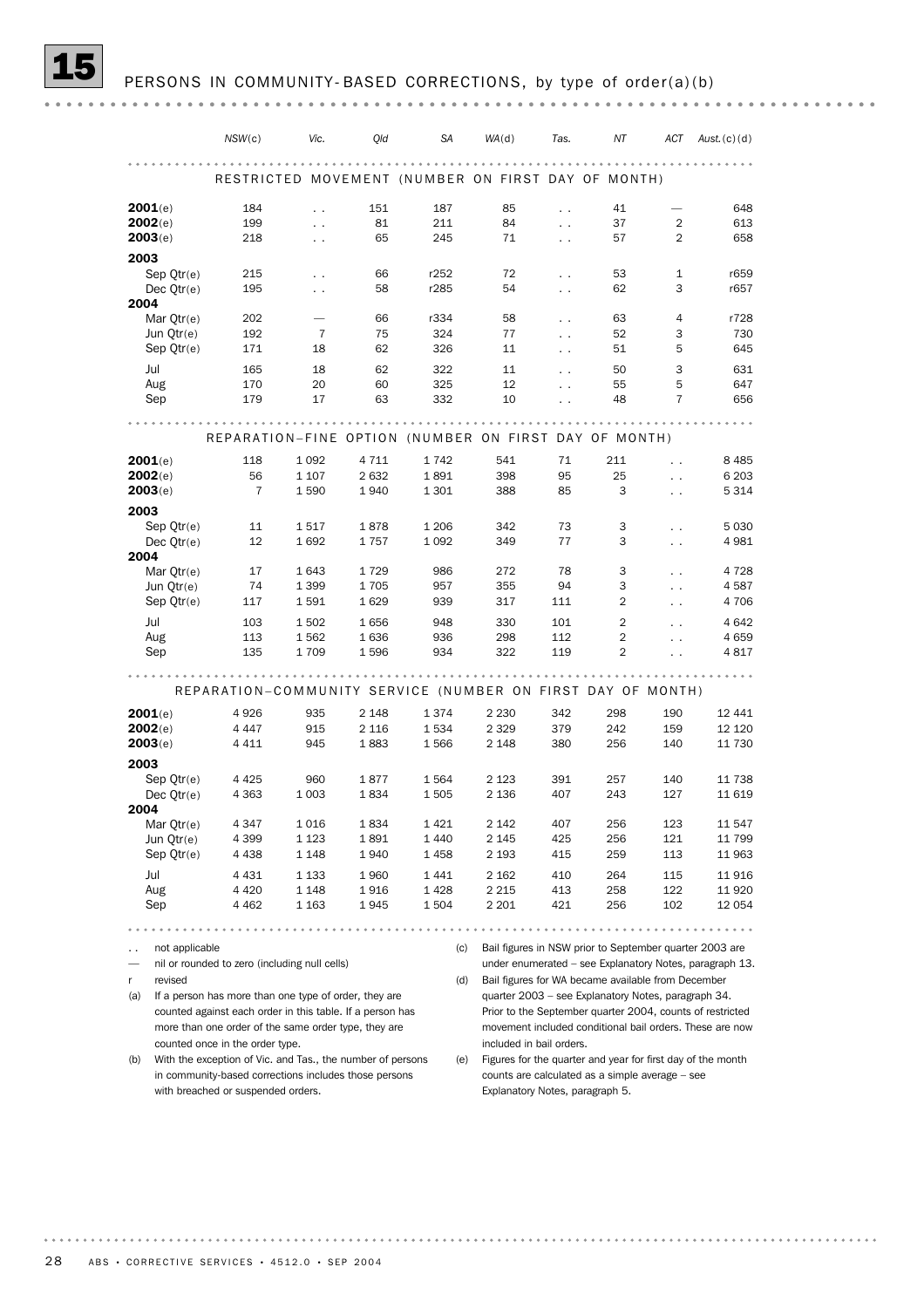# 15 PERSONS IN COMMUNITY-BASED CORRECTIONS, by type of order(a)(b)

| | NSW(c) | Vic. | Qld | SA | WA(d) | Tas. | NT | ACT | Aust.(c)(d) |
|---|---|---|---|---|---|---|---|---|---|
| **RESTRICTED MOVEMENT (NUMBER ON FIRST DAY OF MONTH)** | | | | | | | | | |
| **2001**(e) | 184 | . . | 151 | 187 | 85 | . . | 41 | — | 648 |
| **2002**(e) | 199 | . . | 81 | 211 | 84 | . . | 37 | 2 | 613 |
| **2003**(e) | 218 | . . | 65 | 245 | 71 | . . | 57 | 2 | 658 |
| **2003** | | | | | | | | | |
| Sep Qtr(e) | 215 | . . | 66 | r252 | 72 | . . | 53 | 1 | r659 |
| Dec Qtr(e) | 195 | . . | 58 | r285 | 54 | . . | 62 | 3 | r657 |
| **2004** | | | | | | | | | |
| Mar Qtr(e) | 202 | — | 66 | r334 | 58 | . . | 63 | 4 | r728 |
| Jun Qtr(e) | 192 | 7 | 75 | 324 | 77 | . . | 52 | 3 | 730 |
| Sep Qtr(e) | 171 | 18 | 62 | 326 | 11 | . . | 51 | 5 | 645 |
| Jul | 165 | 18 | 62 | 322 | 11 | . . | 50 | 3 | 631 |
| Aug | 170 | 20 | 60 | 325 | 12 | . . | 55 | 5 | 647 |
| Sep | 179 | 17 | 63 | 332 | 10 | . . | 48 | 7 | 656 |
| **REPARATION–FINE OPTION (NUMBER ON FIRST DAY OF MONTH)** | | | | | | | | | |
| **2001**(e) | 118 | 1 092 | 4 711 | 1 742 | 541 | 71 | 211 | . . | 8 485 |
| **2002**(e) | 56 | 1 107 | 2 632 | 1 891 | 398 | 95 | 25 | . . | 6 203 |
| **2003**(e) | 7 | 1 590 | 1 940 | 1 301 | 388 | 85 | 3 | . . | 5 314 |
| **2003** | | | | | | | | | |
| Sep Qtr(e) | 11 | 1 517 | 1 878 | 1 206 | 342 | 73 | 3 | . . | 5 030 |
| Dec Qtr(e) | 12 | 1 692 | 1 757 | 1 092 | 349 | 77 | 3 | . . | 4 981 |
| **2004** | | | | | | | | | |
| Mar Qtr(e) | 17 | 1 643 | 1 729 | 986 | 272 | 78 | 3 | . . | 4 728 |
| Jun Qtr(e) | 74 | 1 399 | 1 705 | 957 | 355 | 94 | 3 | . . | 4 587 |
| Sep Qtr(e) | 117 | 1 591 | 1 629 | 939 | 317 | 111 | 2 | . . | 4 706 |
| Jul | 103 | 1 502 | 1 656 | 948 | 330 | 101 | 2 | . . | 4 642 |
| Aug | 113 | 1 562 | 1 636 | 936 | 298 | 112 | 2 | . . | 4 659 |
| Sep | 135 | 1 709 | 1 596 | 934 | 322 | 119 | 2 | . . | 4 817 |
| **REPARATION–COMMUNITY SERVICE (NUMBER ON FIRST DAY OF MONTH)** | | | | | | | | | |
| **2001**(e) | 4 926 | 935 | 2 148 | 1 374 | 2 230 | 342 | 298 | 190 | 12 441 |
| **2002**(e) | 4 447 | 915 | 2 116 | 1 534 | 2 329 | 379 | 242 | 159 | 12 120 |
| **2003**(e) | 4 411 | 945 | 1 883 | 1 566 | 2 148 | 380 | 256 | 140 | 11 730 |
| **2003** | | | | | | | | | |
| Sep Qtr(e) | 4 425 | 960 | 1 877 | 1 564 | 2 123 | 391 | 257 | 140 | 11 738 |
| Dec Qtr(e) | 4 363 | 1 003 | 1 834 | 1 505 | 2 136 | 407 | 243 | 127 | 11 619 |
| **2004** | | | | | | | | | |
| Mar Qtr(e) | 4 347 | 1 016 | 1 834 | 1 421 | 2 142 | 407 | 256 | 123 | 11 547 |
| Jun Qtr(e) | 4 399 | 1 123 | 1 891 | 1 440 | 2 145 | 425 | 256 | 121 | 11 799 |
| Sep Qtr(e) | 4 438 | 1 148 | 1 940 | 1 458 | 2 193 | 415 | 259 | 113 | 11 963 |
| Jul | 4 431 | 1 133 | 1 960 | 1 441 | 2 162 | 410 | 264 | 115 | 11 916 |
| Aug | 4 420 | 1 148 | 1 916 | 1 428 | 2 215 | 413 | 258 | 122 | 11 920 |
| Sep | 4 462 | 1 163 | 1 945 | 1 504 | 2 201 | 421 | 256 | 102 | 12 054 |

. . not applicable

— nil or rounded to zero (including null cells)

r revised

(a) If a person has more than one type of order, they are counted against each order in this table. If a person has more than one order of the same order type, they are counted once in the order type.

(b) With the exception of Vic. and Tas., the number of persons in community-based corrections includes those persons with breached or suspended orders.

(c) Bail figures in NSW prior to September quarter 2003 are under enumerated – see Explanatory Notes, paragraph 13.

(d) Bail figures for WA became available from December quarter 2003 – see Explanatory Notes, paragraph 34. Prior to the September quarter 2004, counts of restricted movement included conditional bail orders. These are now included in bail orders.

(e) Figures for the quarter and year for first day of the month counts are calculated as a simple average – see Explanatory Notes, paragraph 5.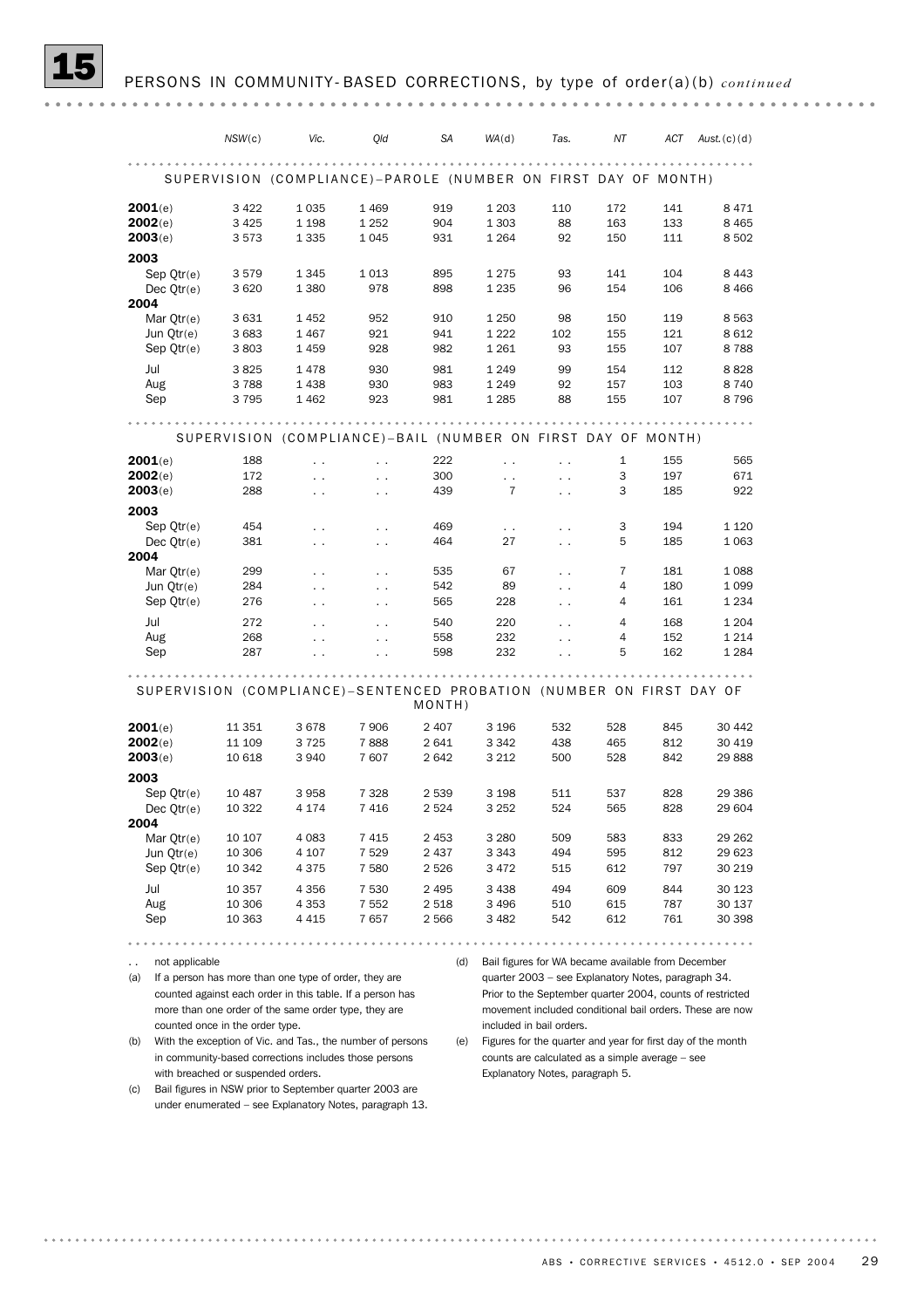## 15 PERSONS IN COMMUNITY-BASED CORRECTIONS, by type of order(a)(b) *continued*

| | NSW(c) | Vic. | Qld | SA | WA(d) | Tas. | NT | ACT | Aust.(c)(d) |
|---|---|---|---|---|---|---|---|---|---|
| **SUPERVISION (COMPLIANCE)–PAROLE (NUMBER ON FIRST DAY OF MONTH)** | | | | | | | | | |
| **2001**(e) | 3 422 | 1 035 | 1 469 | 919 | 1 203 | 110 | 172 | 141 | 8 471 |
| **2002**(e) | 3 425 | 1 198 | 1 252 | 904 | 1 303 | 88 | 163 | 133 | 8 465 |
| **2003**(e) | 3 573 | 1 335 | 1 045 | 931 | 1 264 | 92 | 150 | 111 | 8 502 |
| **2003** | | | | | | | | | |
| Sep Qtr(e) | 3 579 | 1 345 | 1 013 | 895 | 1 275 | 93 | 141 | 104 | 8 443 |
| Dec Qtr(e) | 3 620 | 1 380 | 978 | 898 | 1 235 | 96 | 154 | 106 | 8 466 |
| **2004** | | | | | | | | | |
| Mar Qtr(e) | 3 631 | 1 452 | 952 | 910 | 1 250 | 98 | 150 | 119 | 8 563 |
| Jun Qtr(e) | 3 683 | 1 467 | 921 | 941 | 1 222 | 102 | 155 | 121 | 8 612 |
| Sep Qtr(e) | 3 803 | 1 459 | 928 | 982 | 1 261 | 93 | 155 | 107 | 8 788 |
| Jul | 3 825 | 1 478 | 930 | 981 | 1 249 | 99 | 154 | 112 | 8 828 |
| Aug | 3 788 | 1 438 | 930 | 983 | 1 249 | 92 | 157 | 103 | 8 740 |
| Sep | 3 795 | 1 462 | 923 | 981 | 1 285 | 88 | 155 | 107 | 8 796 |
| **SUPERVISION (COMPLIANCE)–BAIL (NUMBER ON FIRST DAY OF MONTH)** | | | | | | | | | |
| **2001**(e) | 188 | . . | . . | 222 | . . | . . | 1 | 155 | 565 |
| **2002**(e) | 172 | . . | . . | 300 | . . | . . | 3 | 197 | 671 |
| **2003**(e) | 288 | . . | . . | 439 | 7 | . . | 3 | 185 | 922 |
| **2003** | | | | | | | | | |
| Sep Qtr(e) | 454 | . . | . . | 469 | . . | . . | 3 | 194 | 1 120 |
| Dec Qtr(e) | 381 | . . | . . | 464 | 27 | . . | 5 | 185 | 1 063 |
| **2004** | | | | | | | | | |
| Mar Qtr(e) | 299 | . . | . . | 535 | 67 | . . | 7 | 181 | 1 088 |
| Jun Qtr(e) | 284 | . . | . . | 542 | 89 | . . | 4 | 180 | 1 099 |
| Sep Qtr(e) | 276 | . . | . . | 565 | 228 | . . | 4 | 161 | 1 234 |
| Jul | 272 | . . | . . | 540 | 220 | . . | 4 | 168 | 1 204 |
| Aug | 268 | . . | . . | 558 | 232 | . . | 4 | 152 | 1 214 |
| Sep | 287 | . . | . . | 598 | 232 | . . | 5 | 162 | 1 284 |
| **SUPERVISION (COMPLIANCE)–SENTENCED PROBATION (NUMBER ON FIRST DAY OF MONTH)** | | | | | | | | | |
| **2001**(e) | 11 351 | 3 678 | 7 906 | 2 407 | 3 196 | 532 | 528 | 845 | 30 442 |
| **2002**(e) | 11 109 | 3 725 | 7 888 | 2 641 | 3 342 | 438 | 465 | 812 | 30 419 |
| **2003**(e) | 10 618 | 3 940 | 7 607 | 2 642 | 3 212 | 500 | 528 | 842 | 29 888 |
| **2003** | | | | | | | | | |
| Sep Qtr(e) | 10 487 | 3 958 | 7 328 | 2 539 | 3 198 | 511 | 537 | 828 | 29 386 |
| Dec Qtr(e) | 10 322 | 4 174 | 7 416 | 2 524 | 3 252 | 524 | 565 | 828 | 29 604 |
| **2004** | | | | | | | | | |
| Mar Qtr(e) | 10 107 | 4 083 | 7 415 | 2 453 | 3 280 | 509 | 583 | 833 | 29 262 |
| Jun Qtr(e) | 10 306 | 4 107 | 7 529 | 2 437 | 3 343 | 494 | 595 | 812 | 29 623 |
| Sep Qtr(e) | 10 342 | 4 375 | 7 580 | 2 526 | 3 472 | 515 | 612 | 797 | 30 219 |
| Jul | 10 357 | 4 356 | 7 530 | 2 495 | 3 438 | 494 | 609 | 844 | 30 123 |
| Aug | 10 306 | 4 353 | 7 552 | 2 518 | 3 496 | 510 | 615 | 787 | 30 137 |
| Sep | 10 363 | 4 415 | 7 657 | 2 566 | 3 482 | 542 | 612 | 761 | 30 398 |

. . not applicable

(a) If a person has more than one type of order, they are counted against each order in this table. If a person has more than one order of the same order type, they are counted once in the order type.

(b) With the exception of Vic. and Tas., the number of persons in community-based corrections includes those persons with breached or suspended orders.

(c) Bail figures in NSW prior to September quarter 2003 are under enumerated – see Explanatory Notes, paragraph 13.

(d) Bail figures for WA became available from December quarter 2003 – see Explanatory Notes, paragraph 34. Prior to the September quarter 2004, counts of restricted movement included conditional bail orders. These are now included in bail orders.

(e) Figures for the quarter and year for first day of the month counts are calculated as a simple average – see Explanatory Notes, paragraph 5.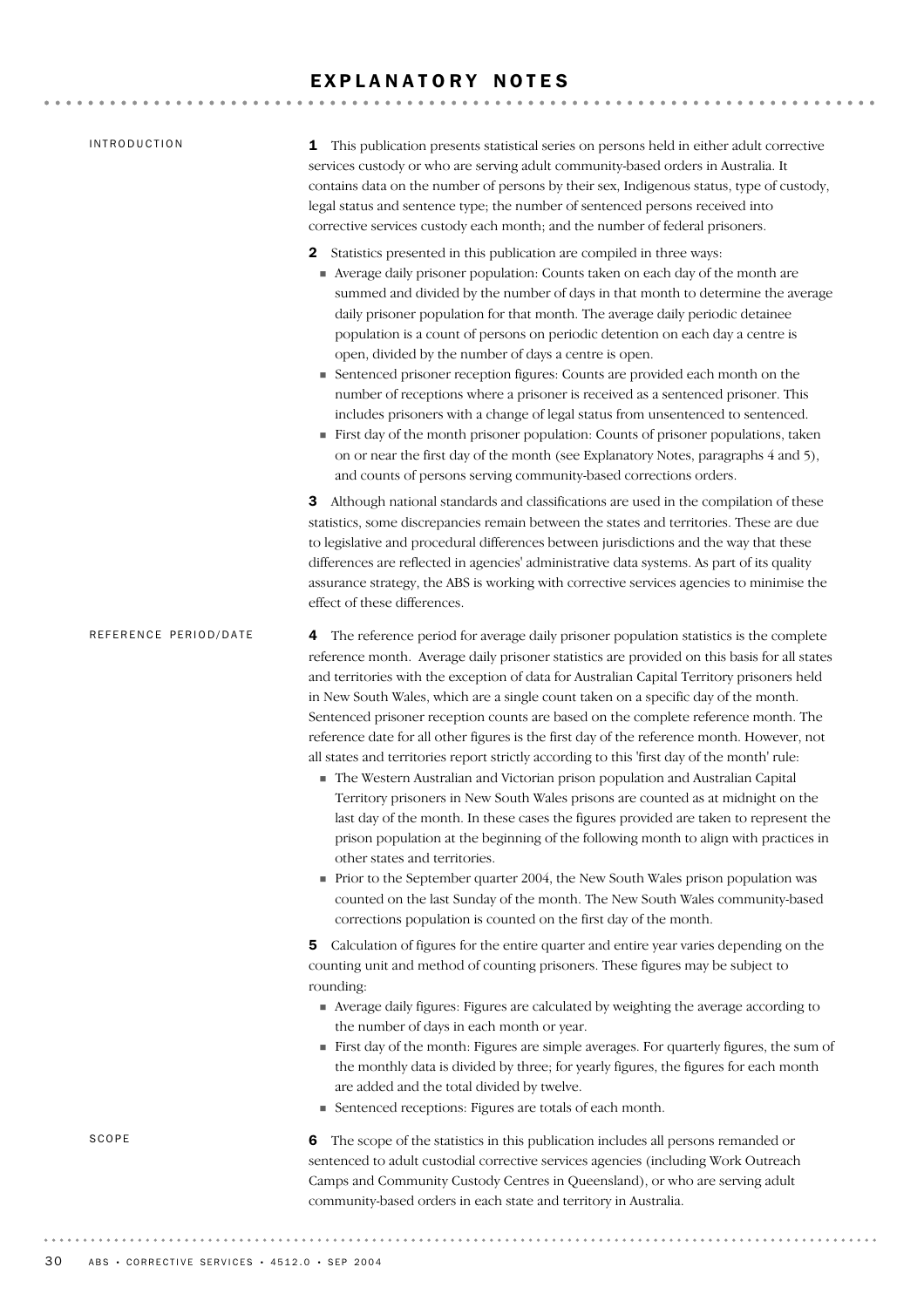# EXPLANATORY NOTES

## INTRODUCTION

**1** This publication presents statistical series on persons held in either adult corrective services custody or who are serving adult community-based orders in Australia. It contains data on the number of persons by their sex, Indigenous status, type of custody, legal status and sentence type; the number of sentenced persons received into corrective services custody each month; and the number of federal prisoners.

**2** Statistics presented in this publication are compiled in three ways:

- Average daily prisoner population: Counts taken on each day of the month are summed and divided by the number of days in that month to determine the average daily prisoner population for that month. The average daily periodic detainee population is a count of persons on periodic detention on each day a centre is open, divided by the number of days a centre is open.
- Sentenced prisoner reception figures: Counts are provided each month on the number of receptions where a prisoner is received as a sentenced prisoner. This includes prisoners with a change of legal status from unsentenced to sentenced.
- First day of the month prisoner population: Counts of prisoner populations, taken on or near the first day of the month (see Explanatory Notes, paragraphs 4 and 5), and counts of persons serving community-based corrections orders.

**3** Although national standards and classifications are used in the compilation of these statistics, some discrepancies remain between the states and territories. These are due to legislative and procedural differences between jurisdictions and the way that these differences are reflected in agencies' administrative data systems. As part of its quality assurance strategy, the ABS is working with corrective services agencies to minimise the effect of these differences.

## REFERENCE PERIOD/DATE

**4** The reference period for average daily prisoner population statistics is the complete reference month. Average daily prisoner statistics are provided on this basis for all states and territories with the exception of data for Australian Capital Territory prisoners held in New South Wales, which are a single count taken on a specific day of the month. Sentenced prisoner reception counts are based on the complete reference month. The reference date for all other figures is the first day of the reference month. However, not all states and territories report strictly according to this 'first day of the month' rule:

- The Western Australian and Victorian prison population and Australian Capital Territory prisoners in New South Wales prisons are counted as at midnight on the last day of the month. In these cases the figures provided are taken to represent the prison population at the beginning of the following month to align with practices in other states and territories.
- Prior to the September quarter 2004, the New South Wales prison population was counted on the last Sunday of the month. The New South Wales community-based corrections population is counted on the first day of the month.

**5** Calculation of figures for the entire quarter and entire year varies depending on the counting unit and method of counting prisoners. These figures may be subject to rounding:

- Average daily figures: Figures are calculated by weighting the average according to the number of days in each month or year.
- First day of the month: Figures are simple averages. For quarterly figures, the sum of the monthly data is divided by three; for yearly figures, the figures for each month are added and the total divided by twelve.
- Sentenced receptions: Figures are totals of each month.

## SCOPE

**6** The scope of the statistics in this publication includes all persons remanded or sentenced to adult custodial corrective services agencies (including Work Outreach Camps and Community Custody Centres in Queensland), or who are serving adult community-based orders in each state and territory in Australia.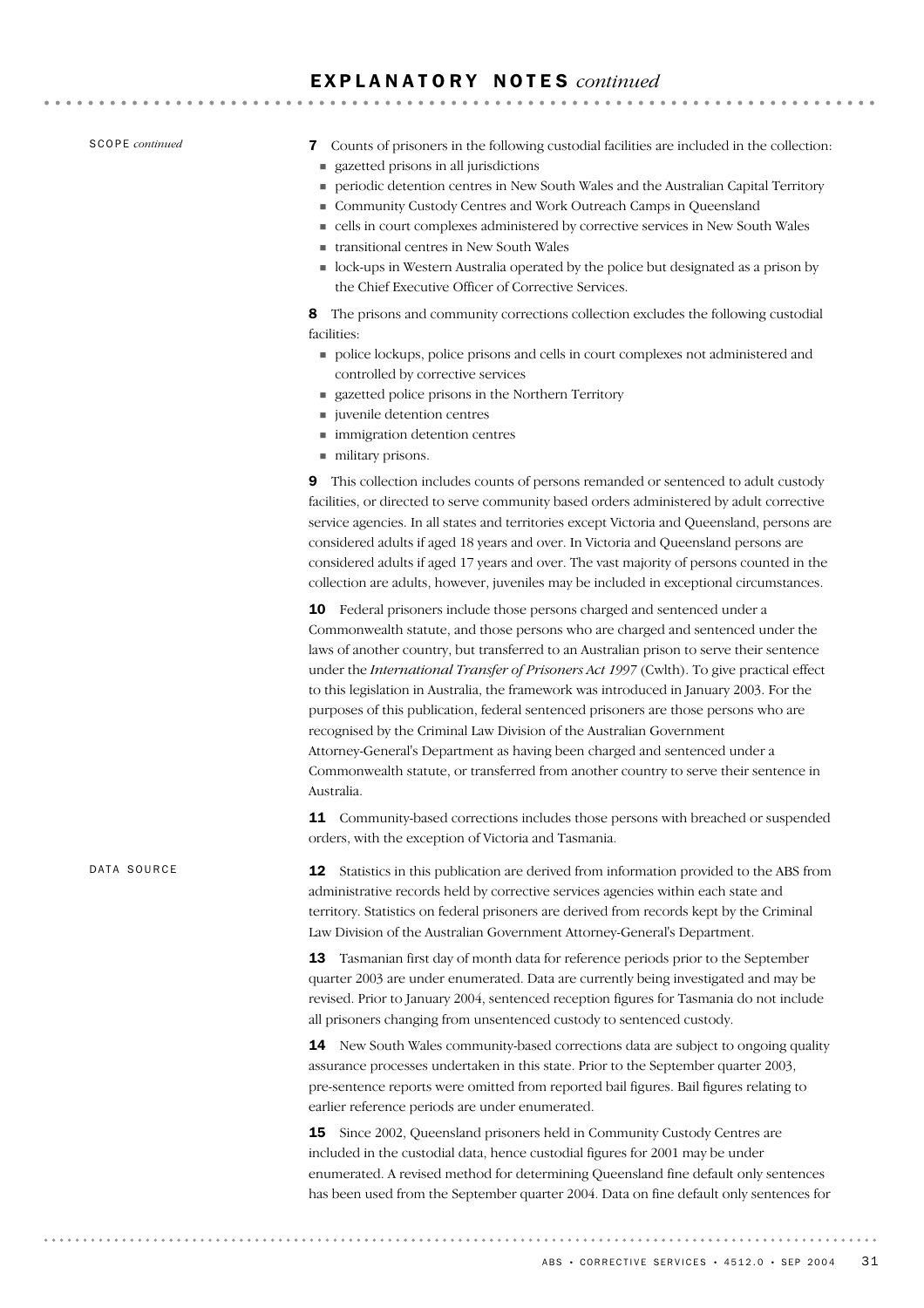## EXPLANATORY NOTES *continued*

SCOPE *continued*

**7** Counts of prisoners in the following custodial facilities are included in the collection:

- gazetted prisons in all jurisdictions
- periodic detention centres in New South Wales and the Australian Capital Territory
- Community Custody Centres and Work Outreach Camps in Queensland
- cells in court complexes administered by corrective services in New South Wales
- transitional centres in New South Wales
- lock-ups in Western Australia operated by the police but designated as a prison by the Chief Executive Officer of Corrective Services.

**8** The prisons and community corrections collection excludes the following custodial facilities:

- police lockups, police prisons and cells in court complexes not administered and controlled by corrective services
- gazetted police prisons in the Northern Territory
- juvenile detention centres
- immigration detention centres
- military prisons.

**9** This collection includes counts of persons remanded or sentenced to adult custody facilities, or directed to serve community based orders administered by adult corrective service agencies. In all states and territories except Victoria and Queensland, persons are considered adults if aged 18 years and over. In Victoria and Queensland persons are considered adults if aged 17 years and over. The vast majority of persons counted in the collection are adults, however, juveniles may be included in exceptional circumstances.

**10** Federal prisoners include those persons charged and sentenced under a Commonwealth statute, and those persons who are charged and sentenced under the laws of another country, but transferred to an Australian prison to serve their sentence under the *International Transfer of Prisoners Act 1997* (Cwlth). To give practical effect to this legislation in Australia, the framework was introduced in January 2003. For the purposes of this publication, federal sentenced prisoners are those persons who are recognised by the Criminal Law Division of the Australian Government Attorney-General's Department as having been charged and sentenced under a Commonwealth statute, or transferred from another country to serve their sentence in Australia.

**11** Community-based corrections includes those persons with breached or suspended orders, with the exception of Victoria and Tasmania.

DATA SOURCE

**12** Statistics in this publication are derived from information provided to the ABS from administrative records held by corrective services agencies within each state and territory. Statistics on federal prisoners are derived from records kept by the Criminal Law Division of the Australian Government Attorney-General's Department.

**13** Tasmanian first day of month data for reference periods prior to the September quarter 2003 are under enumerated. Data are currently being investigated and may be revised. Prior to January 2004, sentenced reception figures for Tasmania do not include all prisoners changing from unsentenced custody to sentenced custody.

**14** New South Wales community-based corrections data are subject to ongoing quality assurance processes undertaken in this state. Prior to the September quarter 2003, pre-sentence reports were omitted from reported bail figures. Bail figures relating to earlier reference periods are under enumerated.

**15** Since 2002, Queensland prisoners held in Community Custody Centres are included in the custodial data, hence custodial figures for 2001 may be under enumerated. A revised method for determining Queensland fine default only sentences has been used from the September quarter 2004. Data on fine default only sentences for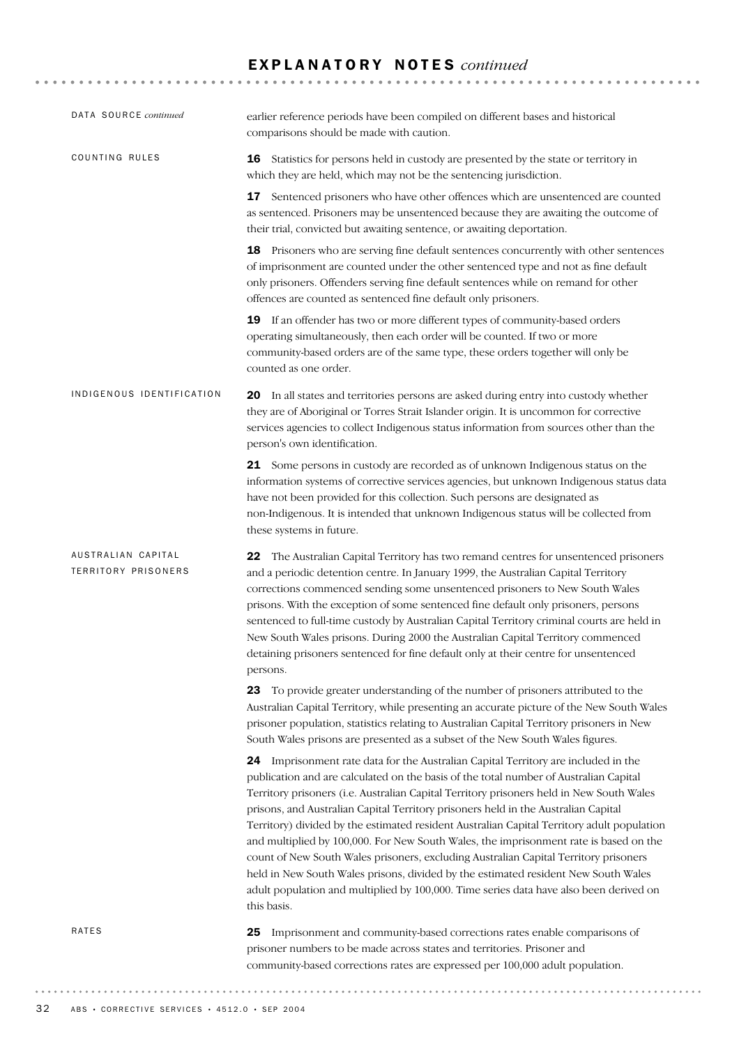## EXPLANATORY NOTES *continued*

### DATA SOURCE *continued*

earlier reference periods have been compiled on different bases and historical comparisons should be made with caution.

### COUNTING RULES

**16** Statistics for persons held in custody are presented by the state or territory in which they are held, which may not be the sentencing jurisdiction.

**17** Sentenced prisoners who have other offences which are unsentenced are counted as sentenced. Prisoners may be unsentenced because they are awaiting the outcome of their trial, convicted but awaiting sentence, or awaiting deportation.

**18** Prisoners who are serving fine default sentences concurrently with other sentences of imprisonment are counted under the other sentenced type and not as fine default only prisoners. Offenders serving fine default sentences while on remand for other offences are counted as sentenced fine default only prisoners.

**19** If an offender has two or more different types of community-based orders operating simultaneously, then each order will be counted. If two or more community-based orders are of the same type, these orders together will only be counted as one order.

### INDIGENOUS IDENTIFICATION

**20** In all states and territories persons are asked during entry into custody whether they are of Aboriginal or Torres Strait Islander origin. It is uncommon for corrective services agencies to collect Indigenous status information from sources other than the person's own identification.

**21** Some persons in custody are recorded as of unknown Indigenous status on the information systems of corrective services agencies, but unknown Indigenous status data have not been provided for this collection. Such persons are designated as non-Indigenous. It is intended that unknown Indigenous status will be collected from these systems in future.

### AUSTRALIAN CAPITAL TERRITORY PRISONERS

**22** The Australian Capital Territory has two remand centres for unsentenced prisoners and a periodic detention centre. In January 1999, the Australian Capital Territory corrections commenced sending some unsentenced prisoners to New South Wales prisons. With the exception of some sentenced fine default only prisoners, persons sentenced to full-time custody by Australian Capital Territory criminal courts are held in New South Wales prisons. During 2000 the Australian Capital Territory commenced detaining prisoners sentenced for fine default only at their centre for unsentenced persons.

**23** To provide greater understanding of the number of prisoners attributed to the Australian Capital Territory, while presenting an accurate picture of the New South Wales prisoner population, statistics relating to Australian Capital Territory prisoners in New South Wales prisons are presented as a subset of the New South Wales figures.

**24** Imprisonment rate data for the Australian Capital Territory are included in the publication and are calculated on the basis of the total number of Australian Capital Territory prisoners (i.e. Australian Capital Territory prisoners held in New South Wales prisons, and Australian Capital Territory prisoners held in the Australian Capital Territory) divided by the estimated resident Australian Capital Territory adult population and multiplied by 100,000. For New South Wales, the imprisonment rate is based on the count of New South Wales prisoners, excluding Australian Capital Territory prisoners held in New South Wales prisons, divided by the estimated resident New South Wales adult population and multiplied by 100,000. Time series data have also been derived on this basis.

### RATES

**25** Imprisonment and community-based corrections rates enable comparisons of prisoner numbers to be made across states and territories. Prisoner and community-based corrections rates are expressed per 100,000 adult population.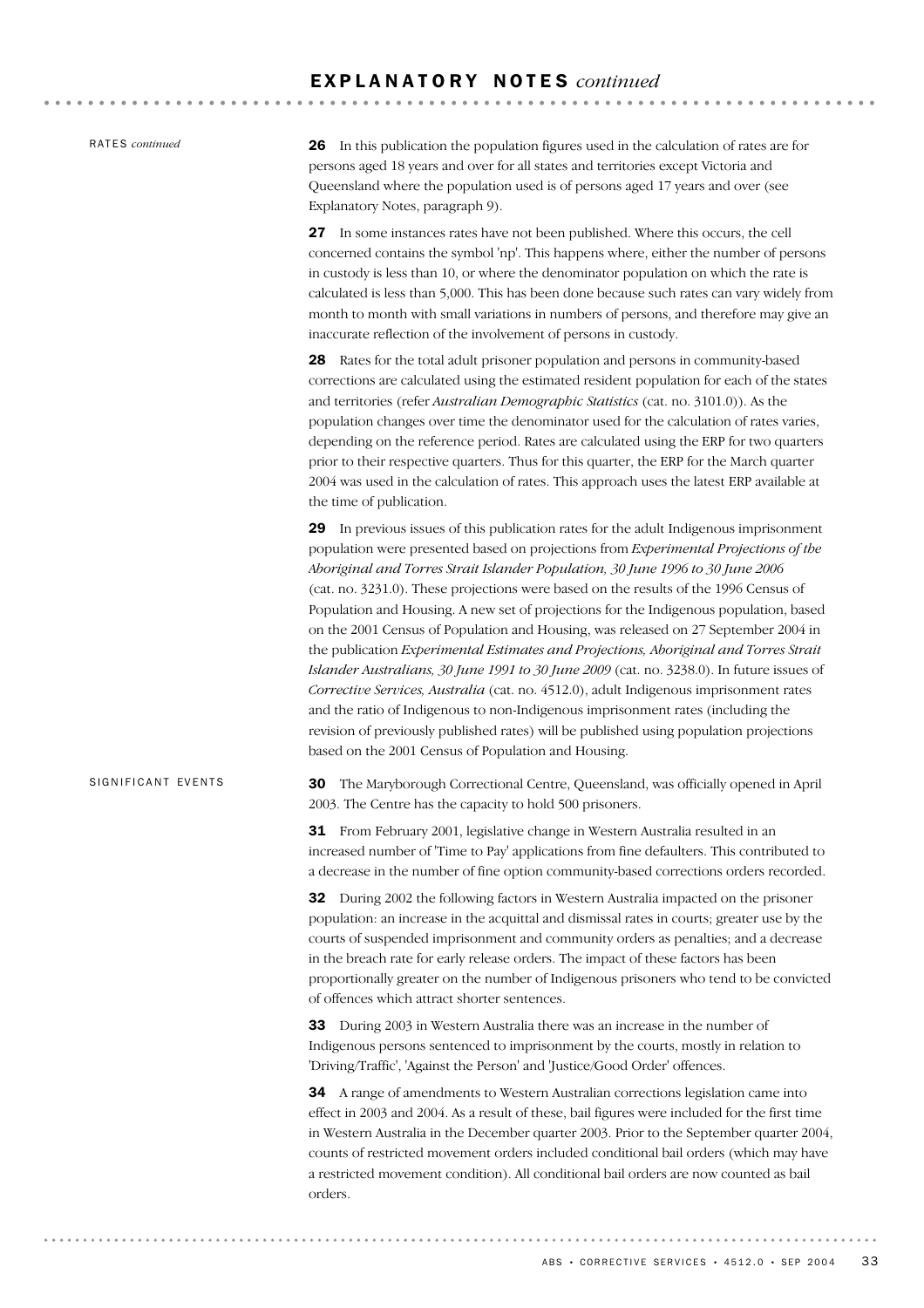## EXPLANATORY NOTES *continued*

RATES *continued*

**26** In this publication the population figures used in the calculation of rates are for persons aged 18 years and over for all states and territories except Victoria and Queensland where the population used is of persons aged 17 years and over (see Explanatory Notes, paragraph 9).

**27** In some instances rates have not been published. Where this occurs, the cell concerned contains the symbol 'np'. This happens where, either the number of persons in custody is less than 10, or where the denominator population on which the rate is calculated is less than 5,000. This has been done because such rates can vary widely from month to month with small variations in numbers of persons, and therefore may give an inaccurate reflection of the involvement of persons in custody.

**28** Rates for the total adult prisoner population and persons in community-based corrections are calculated using the estimated resident population for each of the states and territories (refer *Australian Demographic Statistics* (cat. no. 3101.0)). As the population changes over time the denominator used for the calculation of rates varies, depending on the reference period. Rates are calculated using the ERP for two quarters prior to their respective quarters. Thus for this quarter, the ERP for the March quarter 2004 was used in the calculation of rates. This approach uses the latest ERP available at the time of publication.

**29** In previous issues of this publication rates for the adult Indigenous imprisonment population were presented based on projections from *Experimental Projections of the Aboriginal and Torres Strait Islander Population, 30 June 1996 to 30 June 2006* (cat. no. 3231.0). These projections were based on the results of the 1996 Census of Population and Housing. A new set of projections for the Indigenous population, based on the 2001 Census of Population and Housing, was released on 27 September 2004 in the publication *Experimental Estimates and Projections, Aboriginal and Torres Strait Islander Australians, 30 June 1991 to 30 June 2009* (cat. no. 3238.0). In future issues of *Corrective Services, Australia* (cat. no. 4512.0), adult Indigenous imprisonment rates and the ratio of Indigenous to non-Indigenous imprisonment rates (including the revision of previously published rates) will be published using population projections based on the 2001 Census of Population and Housing.

SIGNIFICANT EVENTS

**30** The Maryborough Correctional Centre, Queensland, was officially opened in April 2003. The Centre has the capacity to hold 500 prisoners.

**31** From February 2001, legislative change in Western Australia resulted in an increased number of 'Time to Pay' applications from fine defaulters. This contributed to a decrease in the number of fine option community-based corrections orders recorded.

**32** During 2002 the following factors in Western Australia impacted on the prisoner population: an increase in the acquittal and dismissal rates in courts; greater use by the courts of suspended imprisonment and community orders as penalties; and a decrease in the breach rate for early release orders. The impact of these factors has been proportionally greater on the number of Indigenous prisoners who tend to be convicted of offences which attract shorter sentences.

**33** During 2003 in Western Australia there was an increase in the number of Indigenous persons sentenced to imprisonment by the courts, mostly in relation to 'Driving/Traffic', 'Against the Person' and 'Justice/Good Order' offences.

**34** A range of amendments to Western Australian corrections legislation came into effect in 2003 and 2004. As a result of these, bail figures were included for the first time in Western Australia in the December quarter 2003. Prior to the September quarter 2004, counts of restricted movement orders included conditional bail orders (which may have a restricted movement condition). All conditional bail orders are now counted as bail orders.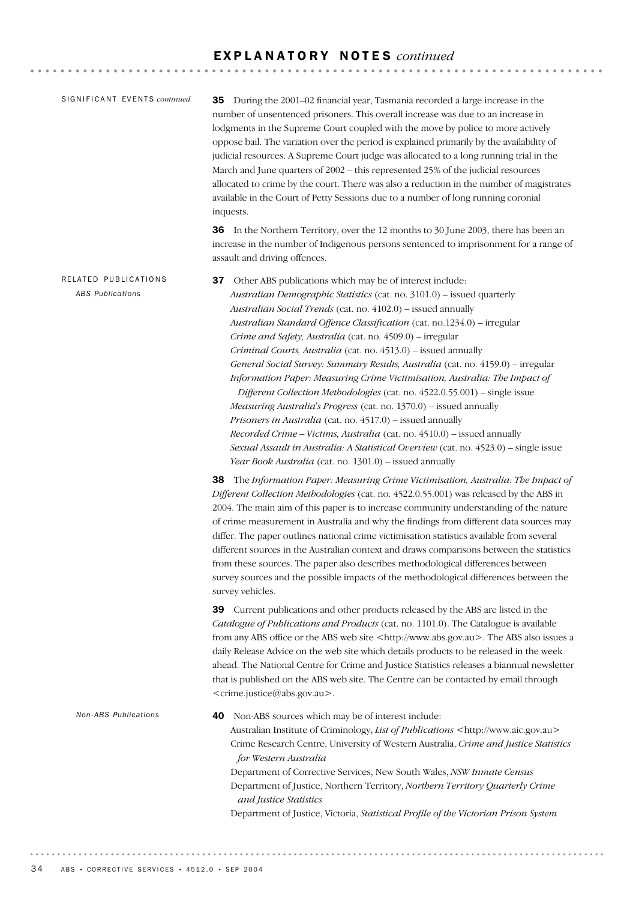# EXPLANATORY NOTES *continued*

## SIGNIFICANT EVENTS *continued*

**35** During the 2001–02 financial year, Tasmania recorded a large increase in the number of unsentenced prisoners. This overall increase was due to an increase in lodgments in the Supreme Court coupled with the move by police to more actively oppose bail. The variation over the period is explained primarily by the availability of judicial resources. A Supreme Court judge was allocated to a long running trial in the March and June quarters of 2002 – this represented 25% of the judicial resources allocated to crime by the court. There was also a reduction in the number of magistrates available in the Court of Petty Sessions due to a number of long running coronial inquests.

**36** In the Northern Territory, over the 12 months to 30 June 2003, there has been an increase in the number of Indigenous persons sentenced to imprisonment for a range of assault and driving offences.

## RELATED PUBLICATIONS

### *ABS Publications*

**37** Other ABS publications which may be of interest include:

- *Australian Demographic Statistics* (cat. no. 3101.0) – issued quarterly
- *Australian Social Trends* (cat. no. 4102.0) – issued annually
- *Australian Standard Offence Classification* (cat. no.1234.0) – irregular
- *Crime and Safety, Australia* (cat. no. 4509.0) – irregular
- *Criminal Courts, Australia* (cat. no. 4513.0) – issued annually
- *General Social Survey: Summary Results, Australia* (cat. no. 4159.0) – irregular
- *Information Paper: Measuring Crime Victimisation, Australia: The Impact of Different Collection Methodologies* (cat. no. 4522.0.55.001) – single issue
- *Measuring Australia's Progress* (cat. no. 1370.0) – issued annually
- *Prisoners in Australia* (cat. no. 4517.0) – issued annually
- *Recorded Crime – Victims, Australia* (cat. no. 4510.0) – issued annually
- *Sexual Assault in Australia: A Statistical Overview* (cat. no. 4523.0) – single issue
- *Year Book Australia* (cat. no. 1301.0) – issued annually

**38** The *Information Paper: Measuring Crime Victimisation, Australia: The Impact of Different Collection Methodologies* (cat. no. 4522.0.55.001) was released by the ABS in 2004. The main aim of this paper is to increase community understanding of the nature of crime measurement in Australia and why the findings from different data sources may differ. The paper outlines national crime victimisation statistics available from several different sources in the Australian context and draws comparisons between the statistics from these sources. The paper also describes methodological differences between survey sources and the possible impacts of the methodological differences between the survey vehicles.

**39** Current publications and other products released by the ABS are listed in the *Catalogue of Publications and Products* (cat. no. 1101.0). The Catalogue is available from any ABS office or the ABS web site <http://www.abs.gov.au>. The ABS also issues a daily Release Advice on the web site which details products to be released in the week ahead. The National Centre for Crime and Justice Statistics releases a biannual newsletter that is published on the ABS web site. The Centre can be contacted by email through <crime.justice@abs.gov.au>.

### *Non-ABS Publications*

**40** Non-ABS sources which may be of interest include:

- Australian Institute of Criminology, *List of Publications* <http://www.aic.gov.au>
- Crime Research Centre, University of Western Australia, *Crime and Justice Statistics for Western Australia*
- Department of Corrective Services, New South Wales, *NSW Inmate Census*
- Department of Justice, Northern Territory, *Northern Territory Quarterly Crime and Justice Statistics*
- Department of Justice, Victoria, *Statistical Profile of the Victorian Prison System*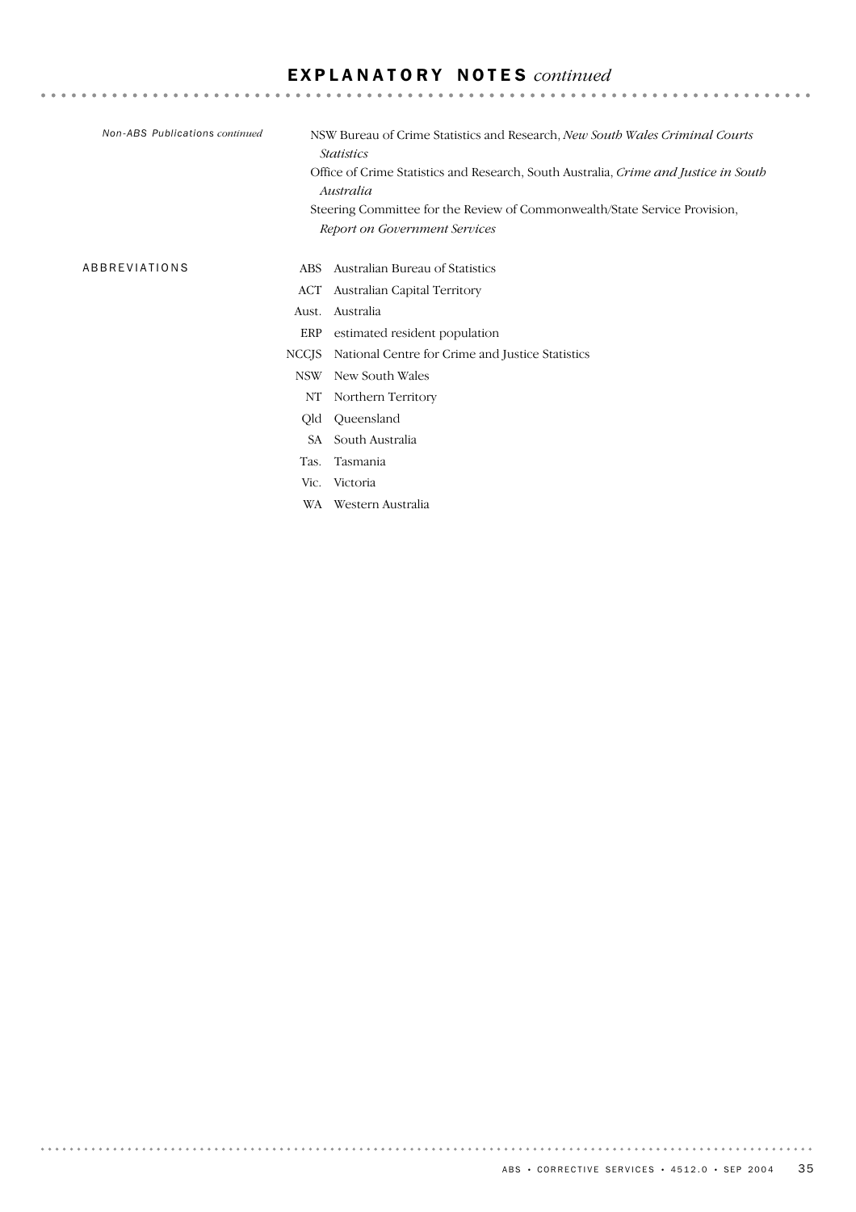## EXPLANATORY NOTES *continued*

*Non-ABS Publications continued*

NSW Bureau of Crime Statistics and Research, *New South Wales Criminal Courts Statistics*

Office of Crime Statistics and Research, South Australia, *Crime and Justice in South Australia*

Steering Committee for the Review of Commonwealth/State Service Provision, *Report on Government Services*

### ABBREVIATIONS

| | |
|---|---|
| ABS | Australian Bureau of Statistics |
| ACT | Australian Capital Territory |
| Aust. | Australia |
| ERP | estimated resident population |
| NCCJS | National Centre for Crime and Justice Statistics |
| NSW | New South Wales |
| NT | Northern Territory |
| Qld | Queensland |
| SA | South Australia |
| Tas. | Tasmania |
| Vic. | Victoria |
| WA | Western Australia |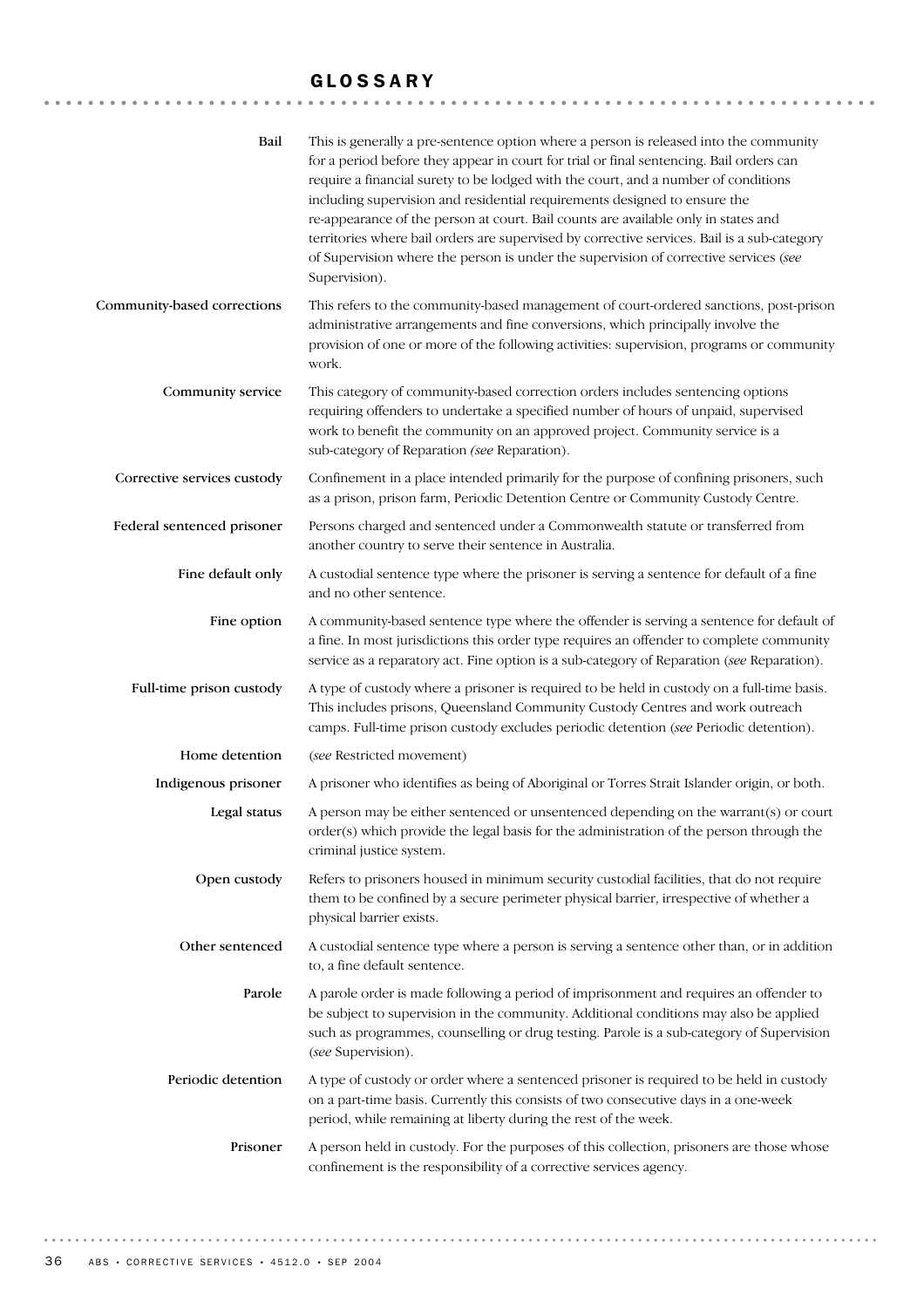# GLOSSARY

**Bail**

This is generally a pre-sentence option where a person is released into the community for a period before they appear in court for trial or final sentencing. Bail orders can require a financial surety to be lodged with the court, and a number of conditions including supervision and residential requirements designed to ensure the re-appearance of the person at court. Bail counts are available only in states and territories where bail orders are supervised by corrective services. Bail is a sub-category of Supervision where the person is under the supervision of corrective services (*see* Supervision).

**Community-based corrections**

This refers to the community-based management of court-ordered sanctions, post-prison administrative arrangements and fine conversions, which principally involve the provision of one or more of the following activities: supervision, programs or community work.

**Community service**

This category of community-based correction orders includes sentencing options requiring offenders to undertake a specified number of hours of unpaid, supervised work to benefit the community on an approved project. Community service is a sub-category of Reparation *(see* Reparation).

**Corrective services custody**

Confinement in a place intended primarily for the purpose of confining prisoners, such as a prison, prison farm, Periodic Detention Centre or Community Custody Centre.

**Federal sentenced prisoner**

Persons charged and sentenced under a Commonwealth statute or transferred from another country to serve their sentence in Australia.

**Fine default only**

A custodial sentence type where the prisoner is serving a sentence for default of a fine and no other sentence.

**Fine option**

A community-based sentence type where the offender is serving a sentence for default of a fine. In most jurisdictions this order type requires an offender to complete community service as a reparatory act. Fine option is a sub-category of Reparation (*see* Reparation).

**Full-time prison custody**

A type of custody where a prisoner is required to be held in custody on a full-time basis. This includes prisons, Queensland Community Custody Centres and work outreach camps. Full-time prison custody excludes periodic detention (*see* Periodic detention).

**Home detention**

(*see* Restricted movement)

**Indigenous prisoner**

A prisoner who identifies as being of Aboriginal or Torres Strait Islander origin, or both.

**Legal status**

A person may be either sentenced or unsentenced depending on the warrant(s) or court order(s) which provide the legal basis for the administration of the person through the criminal justice system.

**Open custody**

Refers to prisoners housed in minimum security custodial facilities, that do not require them to be confined by a secure perimeter physical barrier, irrespective of whether a physical barrier exists.

**Other sentenced**

A custodial sentence type where a person is serving a sentence other than, or in addition to, a fine default sentence.

**Parole**

A parole order is made following a period of imprisonment and requires an offender to be subject to supervision in the community. Additional conditions may also be applied such as programmes, counselling or drug testing. Parole is a sub-category of Supervision (*see* Supervision).

**Periodic detention**

A type of custody or order where a sentenced prisoner is required to be held in custody on a part-time basis. Currently this consists of two consecutive days in a one-week period, while remaining at liberty during the rest of the week.

**Prisoner**

A person held in custody. For the purposes of this collection, prisoners are those whose confinement is the responsibility of a corrective services agency.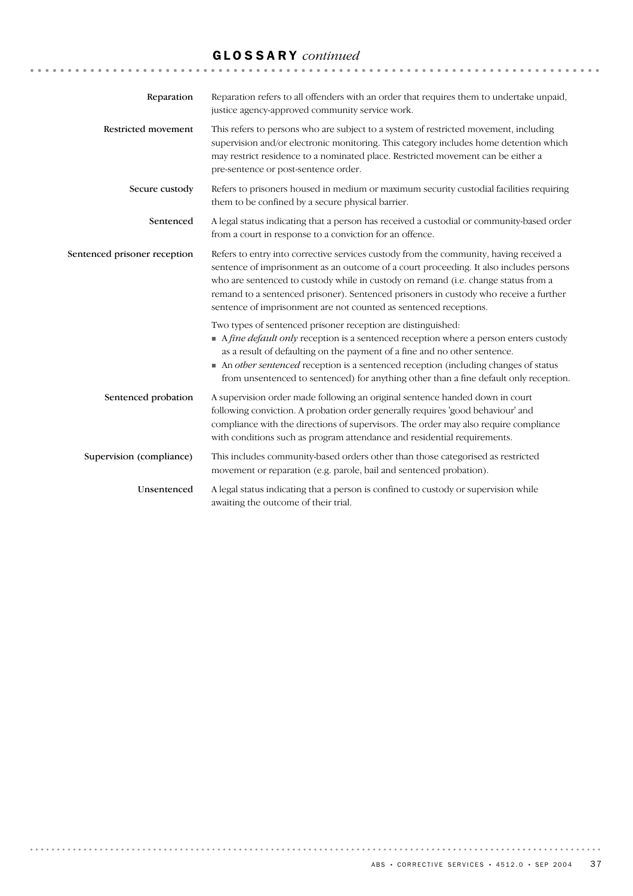## GLOSSARY *continued*

**Reparation**

Reparation refers to all offenders with an order that requires them to undertake unpaid, justice agency-approved community service work.

**Restricted movement**

This refers to persons who are subject to a system of restricted movement, including supervision and/or electronic monitoring. This category includes home detention which may restrict residence to a nominated place. Restricted movement can be either a pre-sentence or post-sentence order.

**Secure custody**

Refers to prisoners housed in medium or maximum security custodial facilities requiring them to be confined by a secure physical barrier.

**Sentenced**

A legal status indicating that a person has received a custodial or community-based order from a court in response to a conviction for an offence.

**Sentenced prisoner reception**

Refers to entry into corrective services custody from the community, having received a sentence of imprisonment as an outcome of a court proceeding. It also includes persons who are sentenced to custody while in custody on remand (i.e. change status from a remand to a sentenced prisoner). Sentenced prisoners in custody who receive a further sentence of imprisonment are not counted as sentenced receptions.

Two types of sentenced prisoner reception are distinguished:

- A *fine default only* reception is a sentenced reception where a person enters custody as a result of defaulting on the payment of a fine and no other sentence.
- An *other sentenced* reception is a sentenced reception (including changes of status from unsentenced to sentenced) for anything other than a fine default only reception.

**Sentenced probation**

A supervision order made following an original sentence handed down in court following conviction. A probation order generally requires 'good behaviour' and compliance with the directions of supervisors. The order may also require compliance with conditions such as program attendance and residential requirements.

**Supervision (compliance)**

This includes community-based orders other than those categorised as restricted movement or reparation (e.g. parole, bail and sentenced probation).

**Unsentenced**

A legal status indicating that a person is confined to custody or supervision while awaiting the outcome of their trial.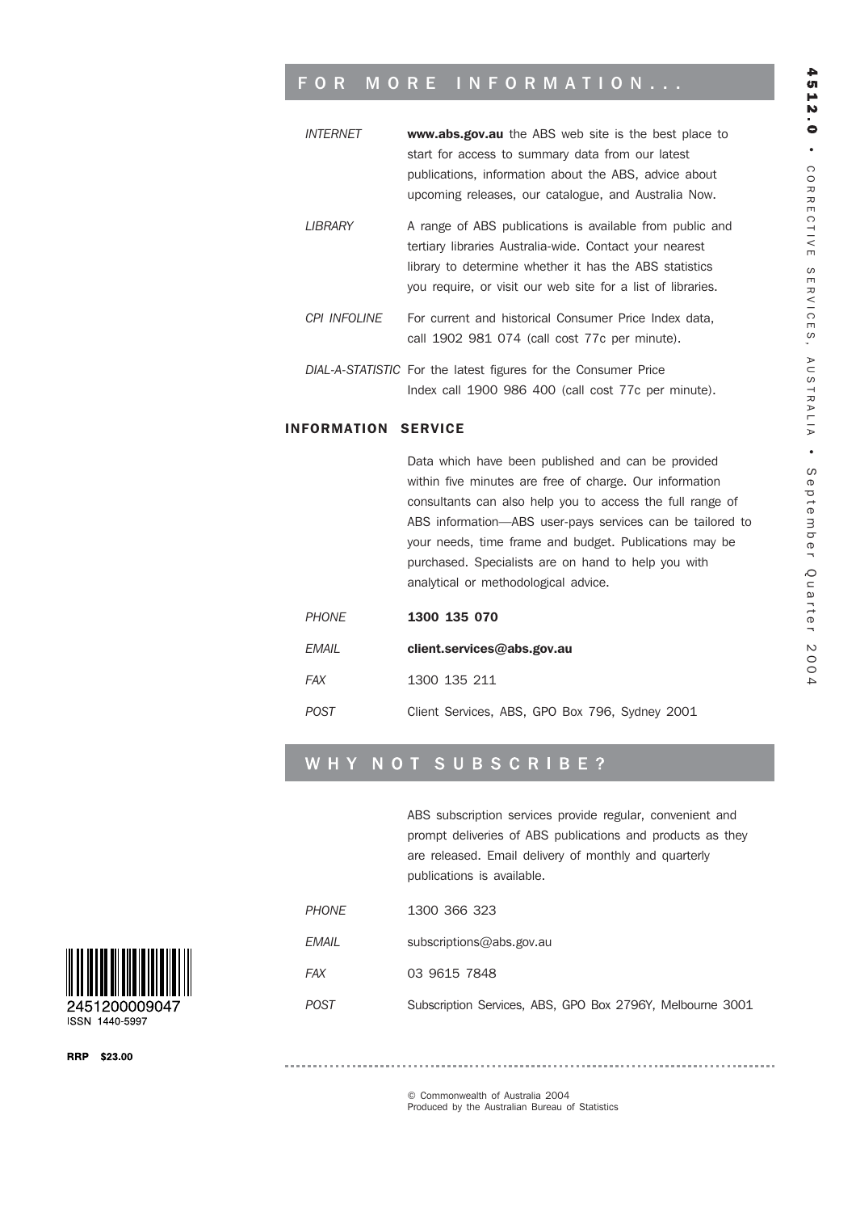## FOR MORE INFORMATION...

| | |
|---|---|
| *INTERNET* | **www.abs.gov.au** the ABS web site is the best place to start for access to summary data from our latest publications, information about the ABS, advice about upcoming releases, our catalogue, and Australia Now. |
| *LIBRARY* | A range of ABS publications is available from public and tertiary libraries Australia-wide. Contact your nearest library to determine whether it has the ABS statistics you require, or visit our web site for a list of libraries. |
| *CPI INFOLINE* | For current and historical Consumer Price Index data, call 1902 981 074 (call cost 77c per minute). |
| *DIAL-A-STATISTIC* | For the latest figures for the Consumer Price Index call 1900 986 400 (call cost 77c per minute). |

### INFORMATION SERVICE

Data which have been published and can be provided within five minutes are free of charge. Our information consultants can also help you to access the full range of ABS information—ABS user-pays services can be tailored to your needs, time frame and budget. Publications may be purchased. Specialists are on hand to help you with analytical or methodological advice.

| | |
|---|---|
| *PHONE* | **1300 135 070** |
| *EMAIL* | **client.services@abs.gov.au** |
| *FAX* | 1300 135 211 |
| *POST* | Client Services, ABS, GPO Box 796, Sydney 2001 |

## WHY NOT SUBSCRIBE?

ABS subscription services provide regular, convenient and prompt deliveries of ABS publications and products as they are released. Email delivery of monthly and quarterly publications is available.

| | |
|---|---|
| *PHONE* | 1300 366 323 |
| *EMAIL* | subscriptions@abs.gov.au |
| *FAX* | 03 9615 7848 |
| *POST* | Subscription Services, ABS, GPO Box 2796Y, Melbourne 3001 |

2451200009047
ISSN 1440-5997

**RRP $23.00**

© Commonwealth of Australia 2004
Produced by the Australian Bureau of Statistics